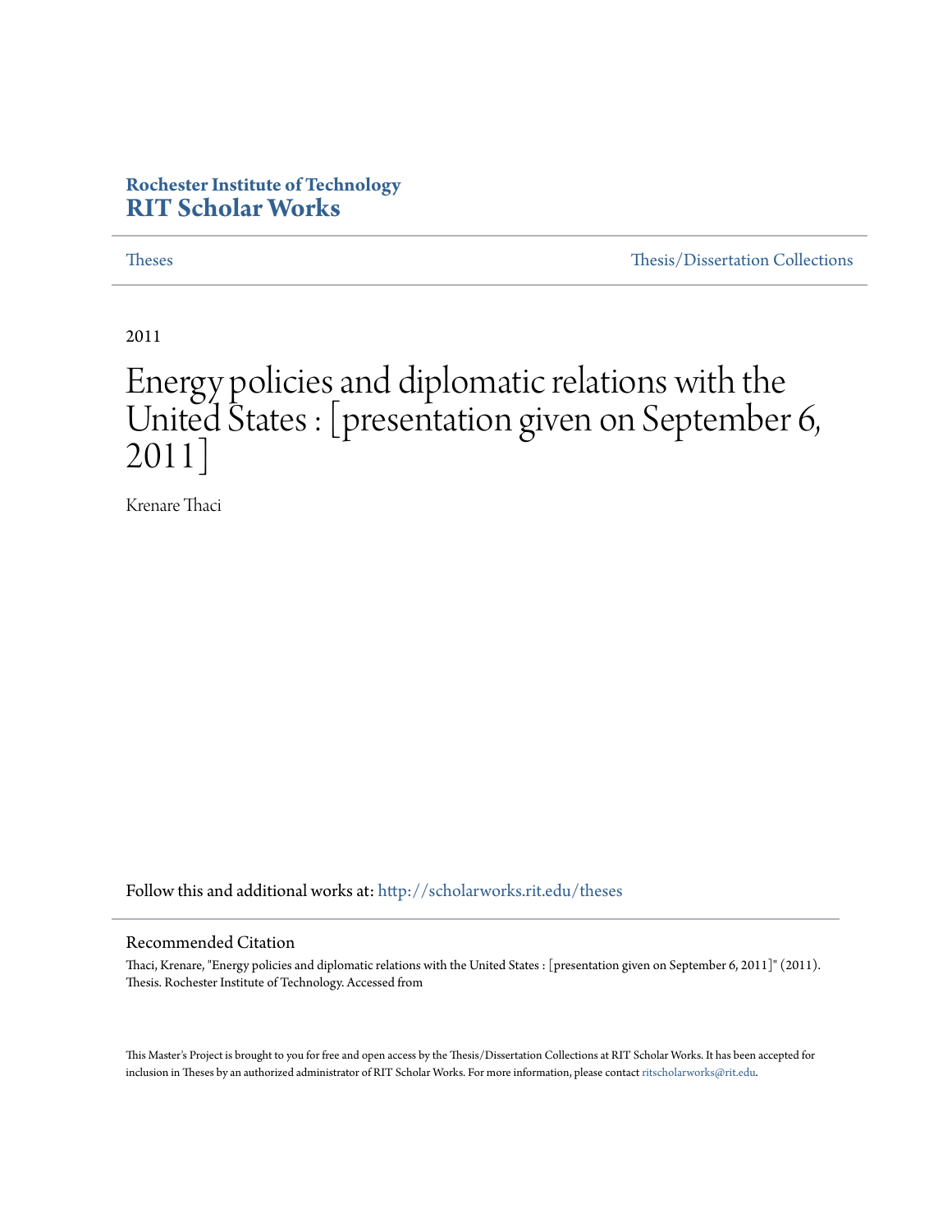Rochester Institute of Technology
**RIT Scholar Works**

Theses | Thesis/Dissertation Collections

2011

# Energy policies and diplomatic relations with the United States : [presentation given on September 6, 2011]

Krenare Thaci

Follow this and additional works at: http://scholarworks.rit.edu/theses

## Recommended Citation

Thaci, Krenare, "Energy policies and diplomatic relations with the United States : [presentation given on September 6, 2011]" (2011). Thesis. Rochester Institute of Technology. Accessed from

This Master's Project is brought to you for free and open access by the Thesis/Dissertation Collections at RIT Scholar Works. It has been accepted for inclusion in Theses by an authorized administrator of RIT Scholar Works. For more information, please contact ritscholarworks@rit.edu.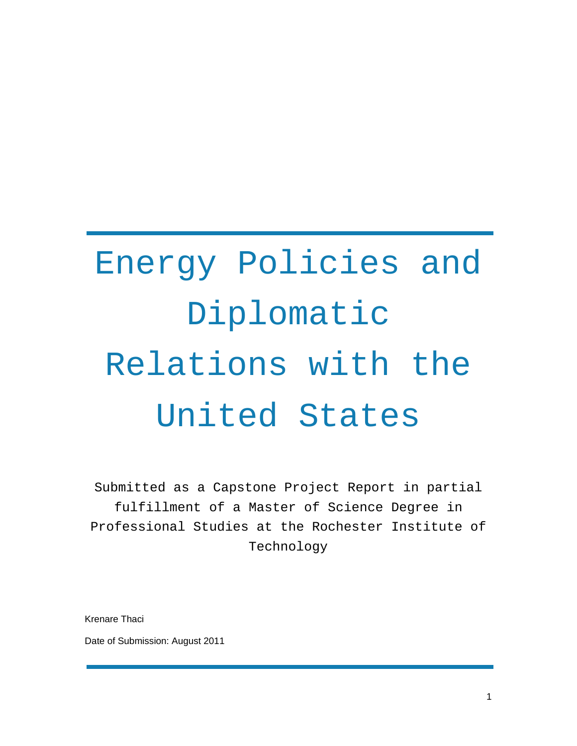# Energy Policies and Diplomatic Relations with the United States

Submitted as a Capstone Project Report in partial fulfillment of a Master of Science Degree in Professional Studies at the Rochester Institute of Technology

Krenare Thaci

Date of Submission: August 2011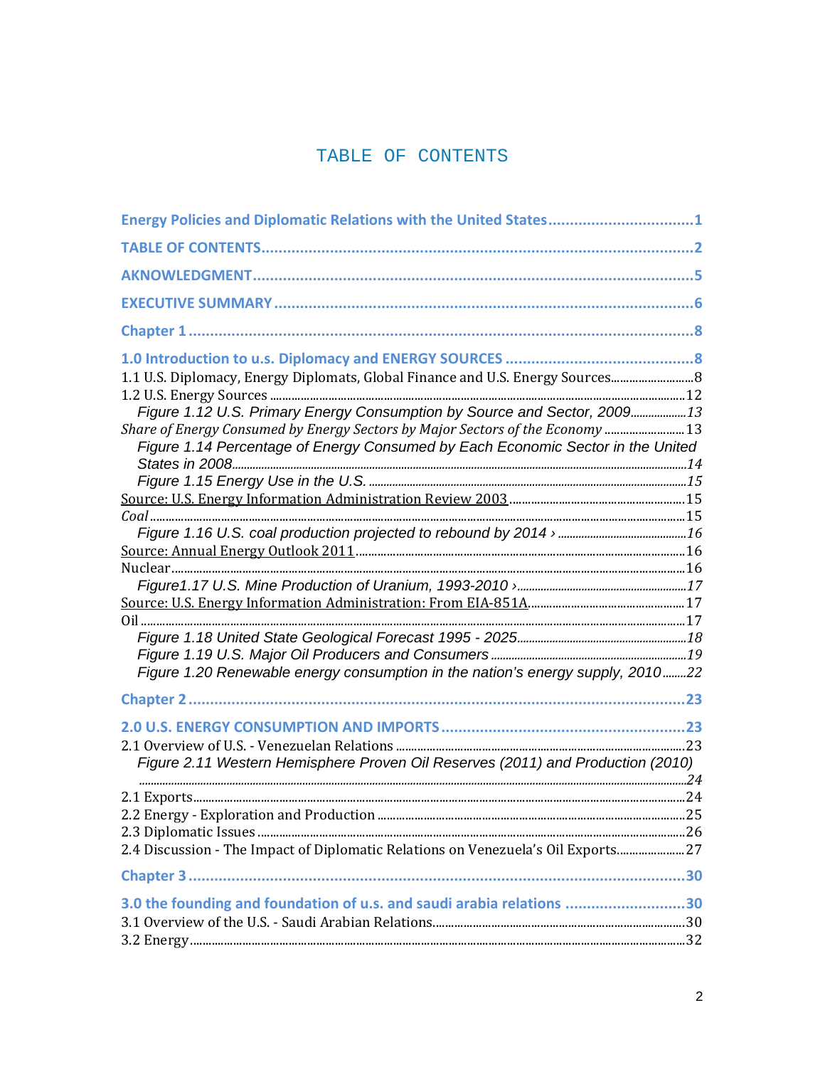# TABLE OF CONTENTS

**Energy Policies and Diplomatic Relations with the United States** ......1

**TABLE OF CONTENTS** ......2

**AKNOWLEDGMENT** ......5

**EXECUTIVE SUMMARY** ......6

**Chapter 1** ......8

**1.0 Introduction to u.s. Diplomacy and ENERGY SOURCES** ......8

1.1 U.S. Diplomacy, Energy Diplomats, Global Finance and U.S. Energy Sources ......8

1.2 U.S. Energy Sources ......12

*Figure 1.12 U.S. Primary Energy Consumption by Source and Sector, 2009* ......13

*Share of Energy Consumed by Energy Sectors by Major Sectors of the Economy* ......13

*Figure 1.14 Percentage of Energy Consumed by Each Economic Sector in the United States in 2008* ......14

*Figure 1.15 Energy Use in the U.S.* ......15

Source: U.S. Energy Information Administration Review 2003 ......15

*Coal* ......15

*Figure 1.16 U.S. coal production projected to rebound by 2014 ›* ......16

Source: Annual Energy Outlook 2011 ......16

Nuclear ......16

*Figure1.17 U.S. Mine Production of Uranium, 1993-2010 ›* ......17

Source: U.S. Energy Information Administration: From EIA-851A ......17

Oil ......17

*Figure 1.18 United State Geological Forecast 1995 - 2025* ......18

*Figure 1.19 U.S. Major Oil Producers and Consumers* ......19

*Figure 1.20 Renewable energy consumption in the nation's energy supply, 2010* ......22

**Chapter 2** ......23

**2.0 U.S. ENERGY CONSUMPTION AND IMPORTS** ......23

2.1 Overview of U.S. - Venezuelan Relations ......23

*Figure 2.11 Western Hemisphere Proven Oil Reserves (2011) and Production (2010)* ......24

2.1 Exports ......24

2.2 Energy - Exploration and Production ......25

2.3 Diplomatic Issues ......26

2.4 Discussion - The Impact of Diplomatic Relations on Venezuela's Oil Exports ......27

**Chapter 3** ......30

**3.0 the founding and foundation of u.s. and saudi arabia relations** ......30

3.1 Overview of the U.S. - Saudi Arabian Relations ......30

3.2 Energy ......32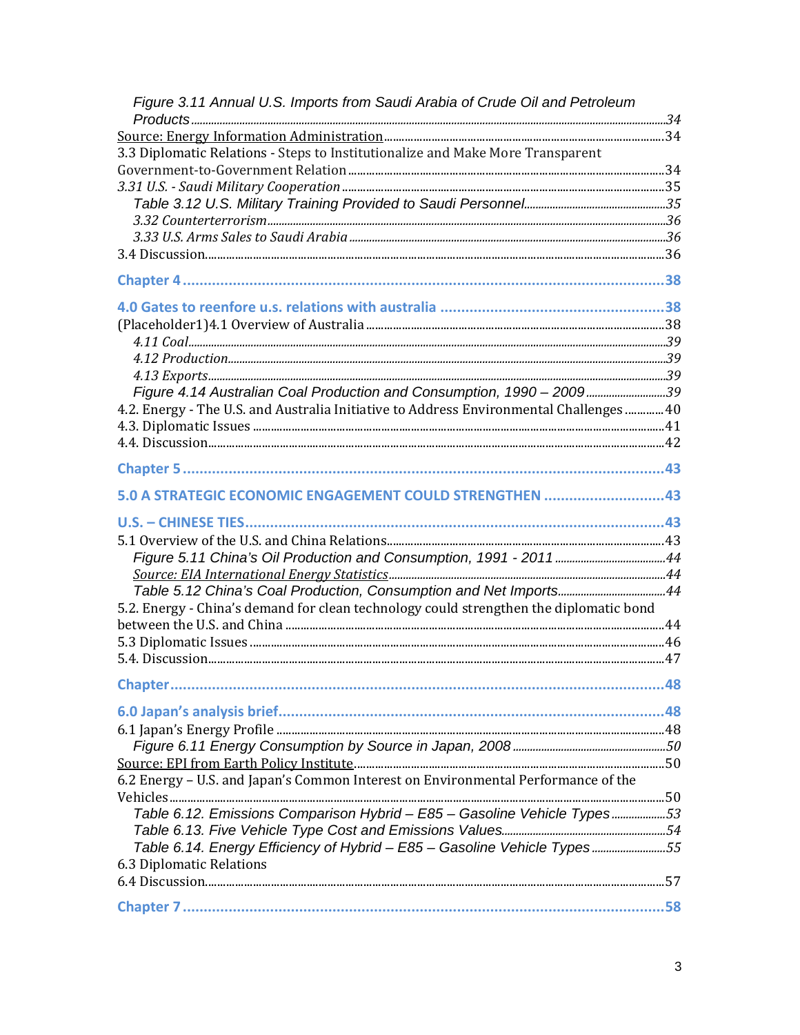*Figure 3.11 Annual U.S. Imports from Saudi Arabia of Crude Oil and Petroleum Products* ..... 34

Source: Energy Information Administration ..... 34

3.3 Diplomatic Relations - Steps to Institutionalize and Make More Transparent Government-to-Government Relation ..... 34

*3.31 U.S. - Saudi Military Cooperation* ..... 35

*Table 3.12 U.S. Military Training Provided to Saudi Personnel* ..... 35

*3.32 Counterterrorism* ..... 36

*3.33 U.S. Arms Sales to Saudi Arabia* ..... 36

3.4 Discussion ..... 36

**Chapter 4 ..... 38**

**4.0 Gates to reenfore u.s. relations with australia ..... 38**

(Placeholder1)4.1 Overview of Australia ..... 38

*4.11 Coal* ..... 39

*4.12 Production* ..... 39

*4.13 Exports* ..... 39

*Figure 4.14 Australian Coal Production and Consumption, 1990 – 2009* ..... 39

4.2. Energy - The U.S. and Australia Initiative to Address Environmental Challenges ..... 40

4.3. Diplomatic Issues ..... 41

4.4. Discussion ..... 42

**Chapter 5 ..... 43**

**5.0 A STRATEGIC ECONOMIC ENGAGEMENT COULD STRENGTHEN ..... 43**

**U.S. – CHINESE TIES ..... 43**

5.1 Overview of the U.S. and China Relations ..... 43

*Figure 5.11 China's Oil Production and Consumption, 1991 - 2011* ..... 44

*Source: EIA International Energy Statistics* ..... 44

*Table 5.12 China's Coal Production, Consumption and Net Imports* ..... 44

5.2. Energy - China's demand for clean technology could strengthen the diplomatic bond between the U.S. and China ..... 44

5.3 Diplomatic Issues ..... 46

5.4. Discussion ..... 47

**Chapter ..... 48**

**6.0 Japan's analysis brief ..... 48**

6.1 Japan's Energy Profile ..... 48

*Figure 6.11 Energy Consumption by Source in Japan, 2008* ..... 50

Source: EPI from Earth Policy Institute ..... 50

6.2 Energy – U.S. and Japan's Common Interest on Environmental Performance of the Vehicles ..... 50

*Table 6.12. Emissions Comparison Hybrid – E85 – Gasoline Vehicle Types* ..... 53

*Table 6.13. Five Vehicle Type Cost and Emissions Values* ..... 54

*Table 6.14. Energy Efficiency of Hybrid – E85 – Gasoline Vehicle Types* ..... 55

6.3 Diplomatic Relations

6.4 Discussion ..... 57

**Chapter 7 ..... 58**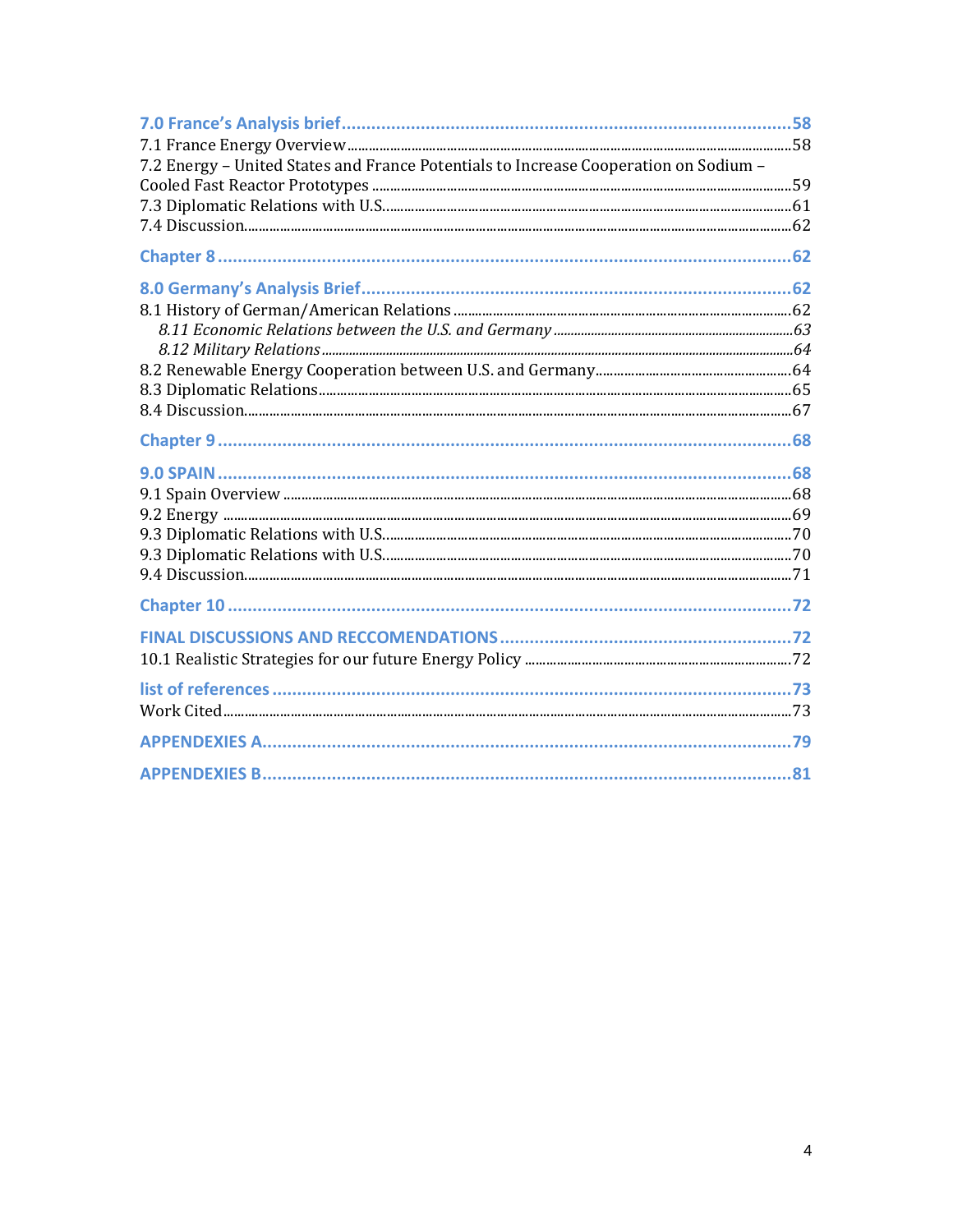7.0 France's Analysis brief ..... 58
7.1 France Energy Overview ..... 58
7.2 Energy – United States and France Potentials to Increase Cooperation on Sodium – Cooled Fast Reactor Prototypes ..... 59
7.3 Diplomatic Relations with U.S. ..... 61
7.4 Discussion ..... 62

Chapter 8 ..... 62

8.0 Germany's Analysis Brief ..... 62
8.1 History of German/American Relations ..... 62
*8.11 Economic Relations between the U.S. and Germany ..... 63*
*8.12 Military Relations ..... 64*
8.2 Renewable Energy Cooperation between U.S. and Germany ..... 64
8.3 Diplomatic Relations ..... 65
8.4 Discussion ..... 67

Chapter 9 ..... 68

9.0 SPAIN ..... 68
9.1 Spain Overview ..... 68
9.2 Energy ..... 69
9.3 Diplomatic Relations with U.S. ..... 70
9.3 Diplomatic Relations with U.S. ..... 70
9.4 Discussion ..... 71

Chapter 10 ..... 72

FINAL DISCUSSIONS AND RECCOMENDATIONS ..... 72
10.1 Realistic Strategies for our future Energy Policy ..... 72

list of references ..... 73
Work Cited ..... 73

APPENDEXIES A ..... 79

APPENDEXIES B ..... 81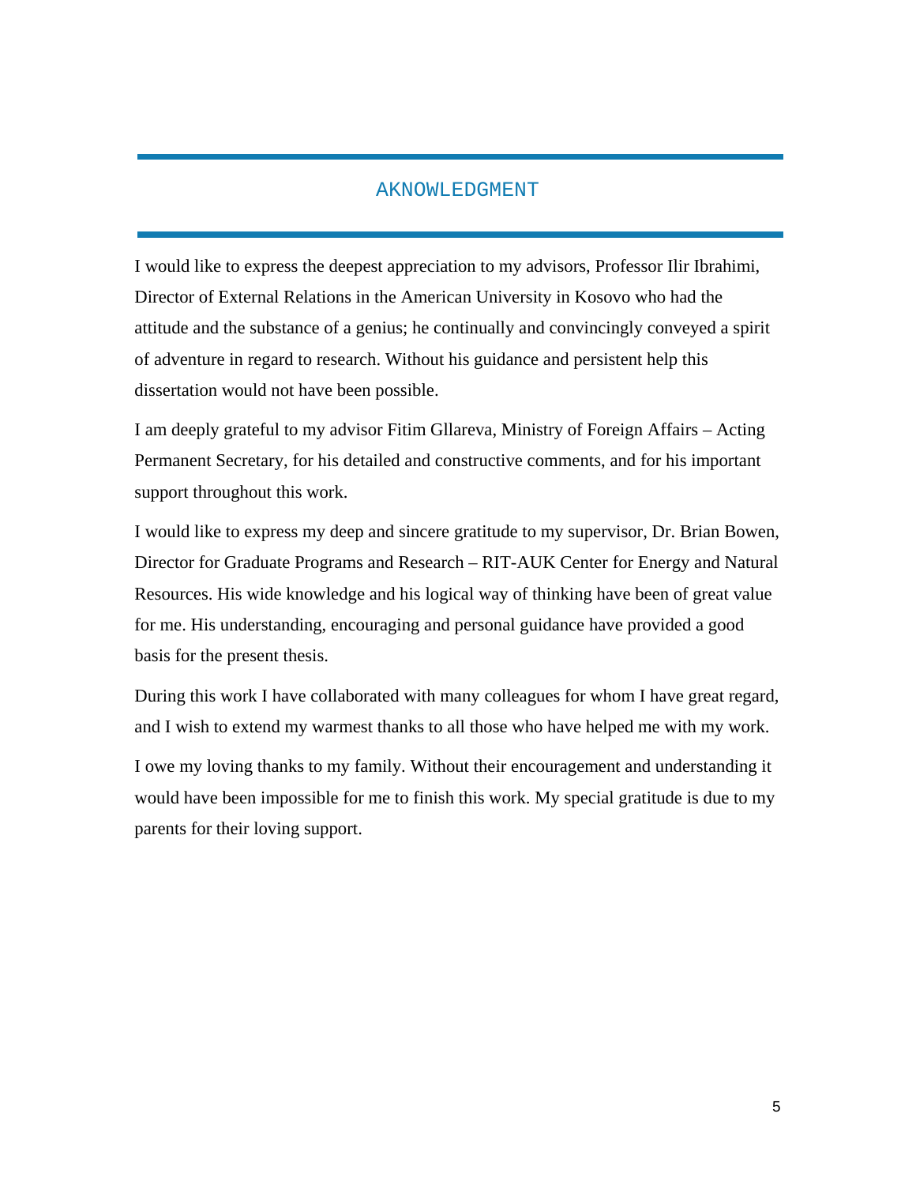# AKNOWLEDGMENT

I would like to express the deepest appreciation to my advisors, Professor Ilir Ibrahimi, Director of External Relations in the American University in Kosovo who had the attitude and the substance of a genius; he continually and convincingly conveyed a spirit of adventure in regard to research. Without his guidance and persistent help this dissertation would not have been possible.

I am deeply grateful to my advisor Fitim Gllareva, Ministry of Foreign Affairs – Acting Permanent Secretary, for his detailed and constructive comments, and for his important support throughout this work.

I would like to express my deep and sincere gratitude to my supervisor, Dr. Brian Bowen, Director for Graduate Programs and Research – RIT-AUK Center for Energy and Natural Resources. His wide knowledge and his logical way of thinking have been of great value for me. His understanding, encouraging and personal guidance have provided a good basis for the present thesis.

During this work I have collaborated with many colleagues for whom I have great regard, and I wish to extend my warmest thanks to all those who have helped me with my work.

I owe my loving thanks to my family. Without their encouragement and understanding it would have been impossible for me to finish this work. My special gratitude is due to my parents for their loving support.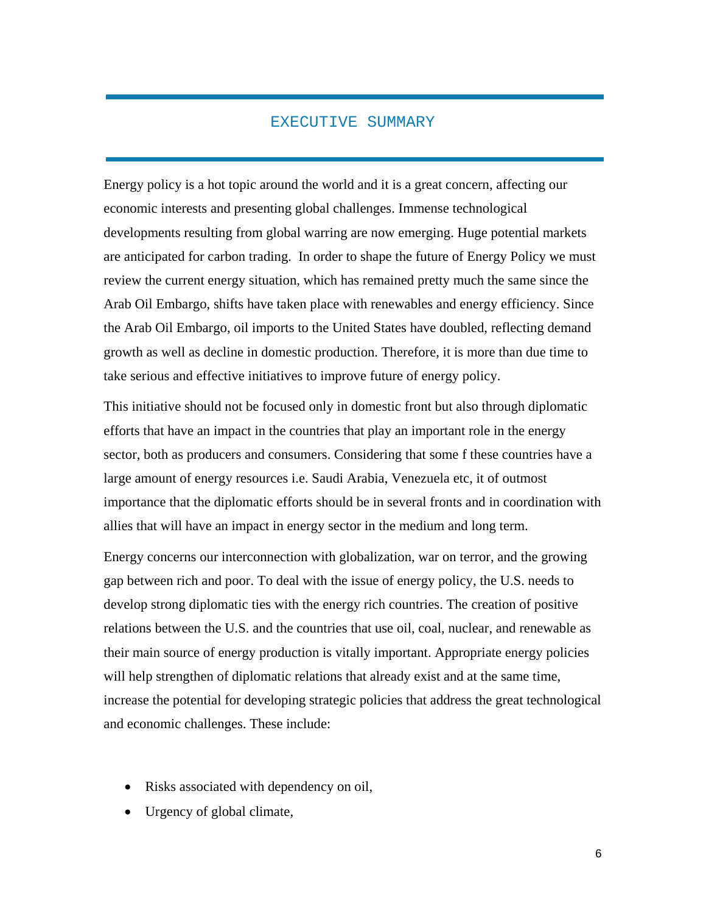# EXECUTIVE SUMMARY

Energy policy is a hot topic around the world and it is a great concern, affecting our economic interests and presenting global challenges. Immense technological developments resulting from global warring are now emerging. Huge potential markets are anticipated for carbon trading. In order to shape the future of Energy Policy we must review the current energy situation, which has remained pretty much the same since the Arab Oil Embargo, shifts have taken place with renewables and energy efficiency. Since the Arab Oil Embargo, oil imports to the United States have doubled, reflecting demand growth as well as decline in domestic production. Therefore, it is more than due time to take serious and effective initiatives to improve future of energy policy.

This initiative should not be focused only in domestic front but also through diplomatic efforts that have an impact in the countries that play an important role in the energy sector, both as producers and consumers. Considering that some f these countries have a large amount of energy resources i.e. Saudi Arabia, Venezuela etc, it of outmost importance that the diplomatic efforts should be in several fronts and in coordination with allies that will have an impact in energy sector in the medium and long term.

Energy concerns our interconnection with globalization, war on terror, and the growing gap between rich and poor. To deal with the issue of energy policy, the U.S. needs to develop strong diplomatic ties with the energy rich countries. The creation of positive relations between the U.S. and the countries that use oil, coal, nuclear, and renewable as their main source of energy production is vitally important. Appropriate energy policies will help strengthen of diplomatic relations that already exist and at the same time, increase the potential for developing strategic policies that address the great technological and economic challenges. These include:

- Risks associated with dependency on oil,
- Urgency of global climate,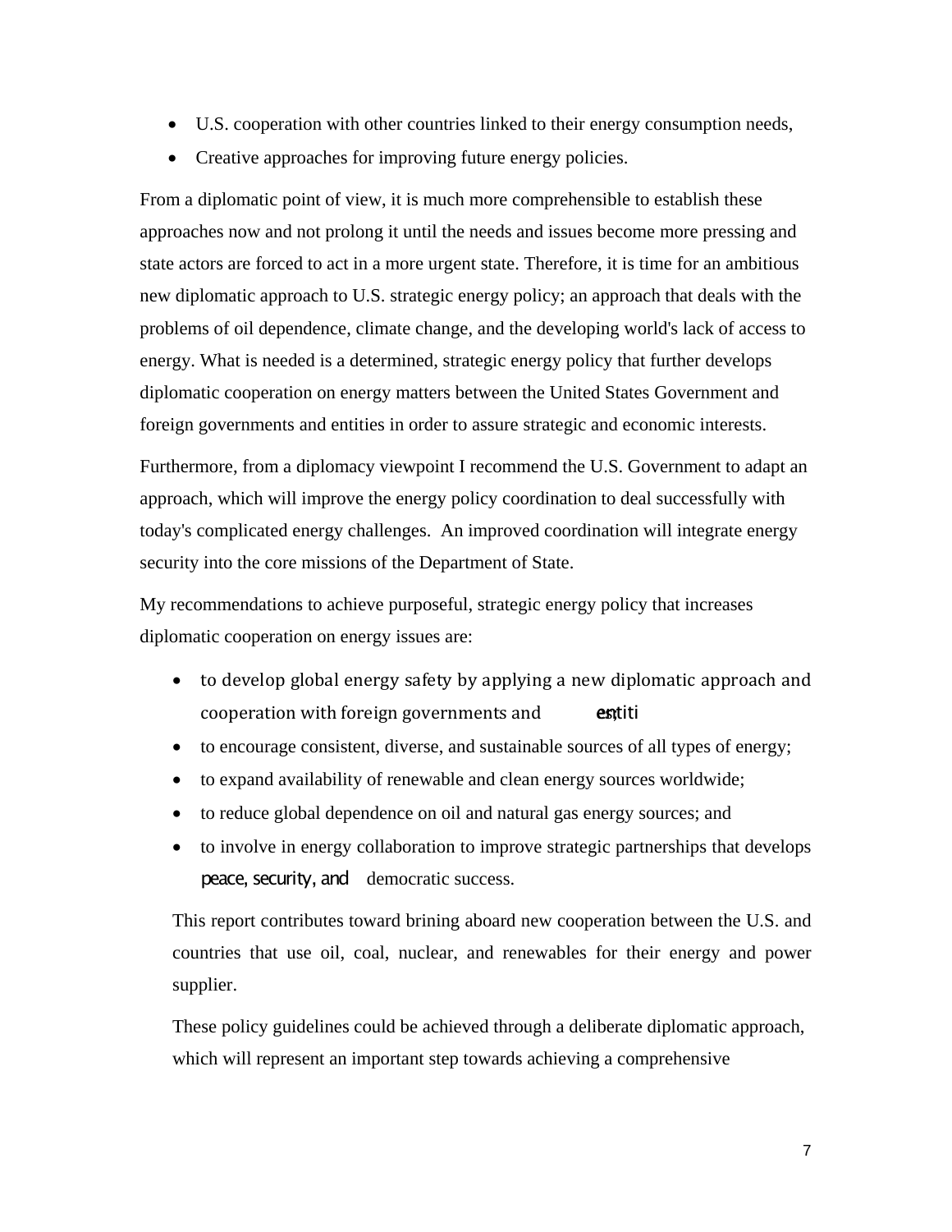- U.S. cooperation with other countries linked to their energy consumption needs,
- Creative approaches for improving future energy policies.

From a diplomatic point of view, it is much more comprehensible to establish these approaches now and not prolong it until the needs and issues become more pressing and state actors are forced to act in a more urgent state. Therefore, it is time for an ambitious new diplomatic approach to U.S. strategic energy policy; an approach that deals with the problems of oil dependence, climate change, and the developing world's lack of access to energy. What is needed is a determined, strategic energy policy that further develops diplomatic cooperation on energy matters between the United States Government and foreign governments and entities in order to assure strategic and economic interests.

Furthermore, from a diplomacy viewpoint I recommend the U.S. Government to adapt an approach, which will improve the energy policy coordination to deal successfully with today's complicated energy challenges. An improved coordination will integrate energy security into the core missions of the Department of State.

My recommendations to achieve purposeful, strategic energy policy that increases diplomatic cooperation on energy issues are:

- to develop global energy safety by applying a new diplomatic approach and cooperation with foreign governments and entities;
- to encourage consistent, diverse, and sustainable sources of all types of energy;
- to expand availability of renewable and clean energy sources worldwide;
- to reduce global dependence on oil and natural gas energy sources; and
- to involve in energy collaboration to improve strategic partnerships that develops peace, security, and democratic success.

This report contributes toward brining aboard new cooperation between the U.S. and countries that use oil, coal, nuclear, and renewables for their energy and power supplier.

These policy guidelines could be achieved through a deliberate diplomatic approach, which will represent an important step towards achieving a comprehensive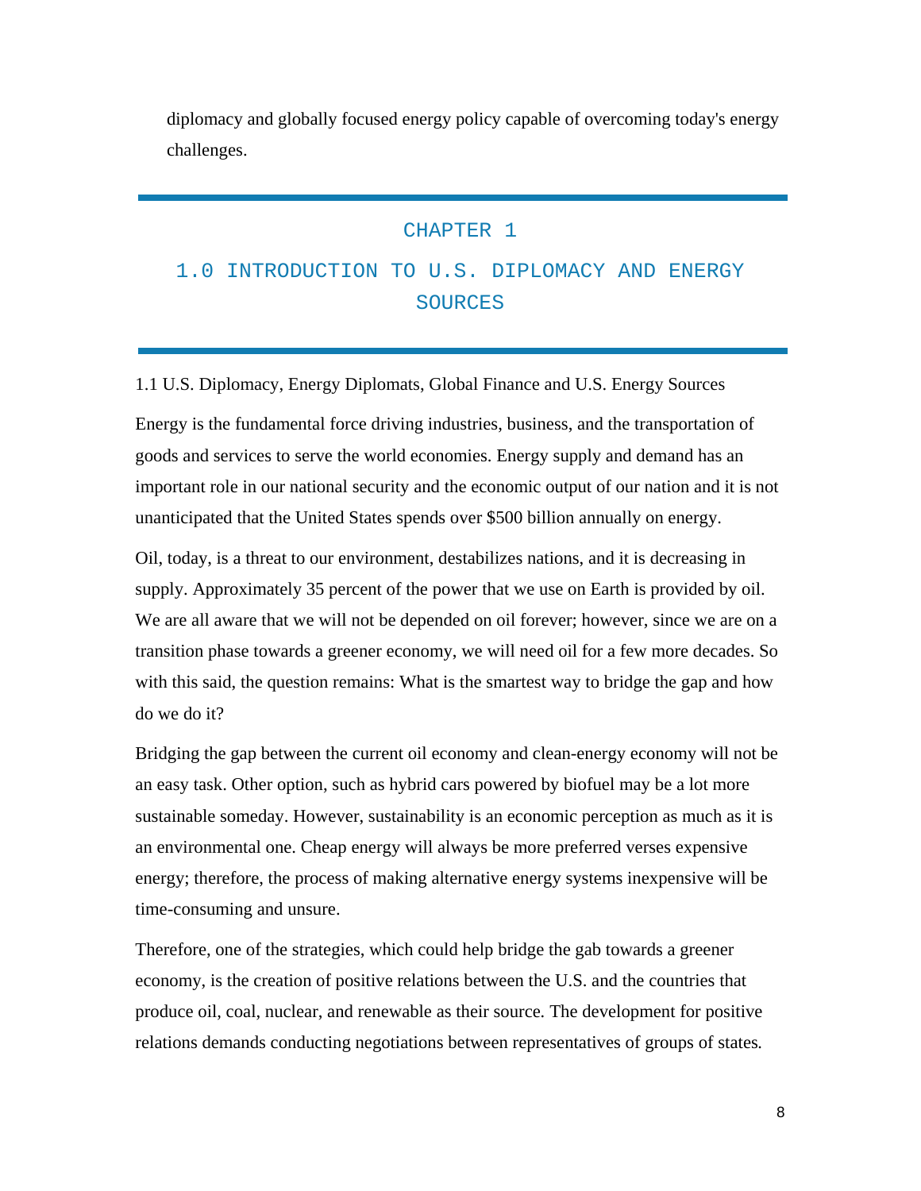diplomacy and globally focused energy policy capable of overcoming today's energy challenges.

# CHAPTER 1

# 1.0 INTRODUCTION TO U.S. DIPLOMACY AND ENERGY SOURCES

## 1.1 U.S. Diplomacy, Energy Diplomats, Global Finance and U.S. Energy Sources

Energy is the fundamental force driving industries, business, and the transportation of goods and services to serve the world economies. Energy supply and demand has an important role in our national security and the economic output of our nation and it is not unanticipated that the United States spends over $500 billion annually on energy.

Oil, today, is a threat to our environment, destabilizes nations, and it is decreasing in supply. Approximately 35 percent of the power that we use on Earth is provided by oil. We are all aware that we will not be depended on oil forever; however, since we are on a transition phase towards a greener economy, we will need oil for a few more decades. So with this said, the question remains: What is the smartest way to bridge the gap and how do we do it?

Bridging the gap between the current oil economy and clean-energy economy will not be an easy task. Other option, such as hybrid cars powered by biofuel may be a lot more sustainable someday. However, sustainability is an economic perception as much as it is an environmental one. Cheap energy will always be more preferred verses expensive energy; therefore, the process of making alternative energy systems inexpensive will be time-consuming and unsure.

Therefore, one of the strategies, which could help bridge the gab towards a greener economy, is the creation of positive relations between the U.S. and the countries that produce oil, coal, nuclear, and renewable as their source. The development for positive relations demands conducting negotiations between representatives of groups of states.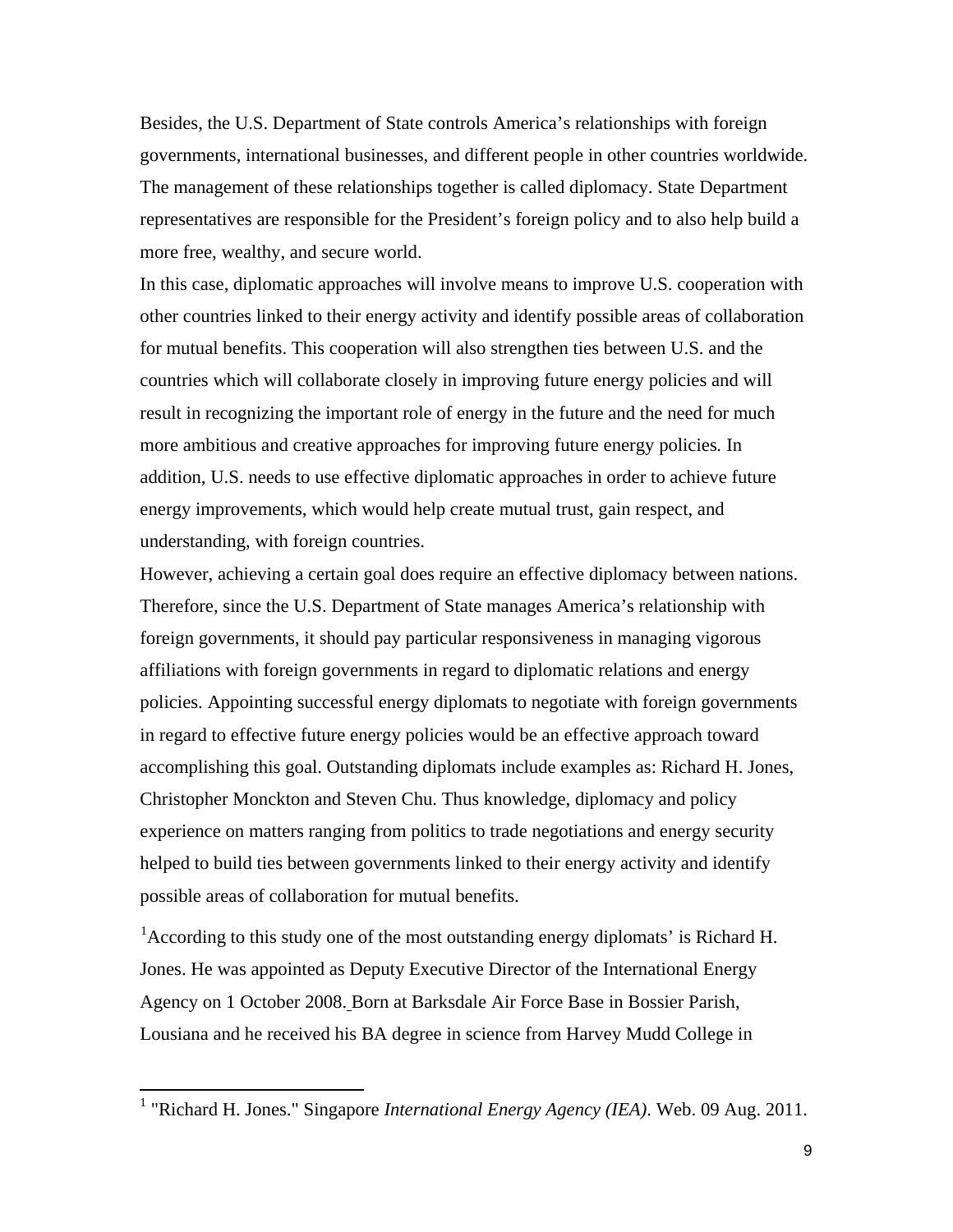Besides, the U.S. Department of State controls America's relationships with foreign governments, international businesses, and different people in other countries worldwide. The management of these relationships together is called diplomacy. State Department representatives are responsible for the President's foreign policy and to also help build a more free, wealthy, and secure world.

In this case, diplomatic approaches will involve means to improve U.S. cooperation with other countries linked to their energy activity and identify possible areas of collaboration for mutual benefits. This cooperation will also strengthen ties between U.S. and the countries which will collaborate closely in improving future energy policies and will result in recognizing the important role of energy in the future and the need for much more ambitious and creative approaches for improving future energy policies. In addition, U.S. needs to use effective diplomatic approaches in order to achieve future energy improvements, which would help create mutual trust, gain respect, and understanding, with foreign countries.

However, achieving a certain goal does require an effective diplomacy between nations. Therefore, since the U.S. Department of State manages America's relationship with foreign governments, it should pay particular responsiveness in managing vigorous affiliations with foreign governments in regard to diplomatic relations and energy policies. Appointing successful energy diplomats to negotiate with foreign governments in regard to effective future energy policies would be an effective approach toward accomplishing this goal. Outstanding diplomats include examples as: Richard H. Jones, Christopher Monckton and Steven Chu. Thus knowledge, diplomacy and policy experience on matters ranging from politics to trade negotiations and energy security helped to build ties between governments linked to their energy activity and identify possible areas of collaboration for mutual benefits.

[1]According to this study one of the most outstanding energy diplomats' is Richard H. Jones. He was appointed as Deputy Executive Director of the International Energy Agency on 1 October 2008. Born at Barksdale Air Force Base in Bossier Parish, Lousiana and he received his BA degree in science from Harvey Mudd College in

[1] "Richard H. Jones." Singapore *International Energy Agency (IEA)*. Web. 09 Aug. 2011.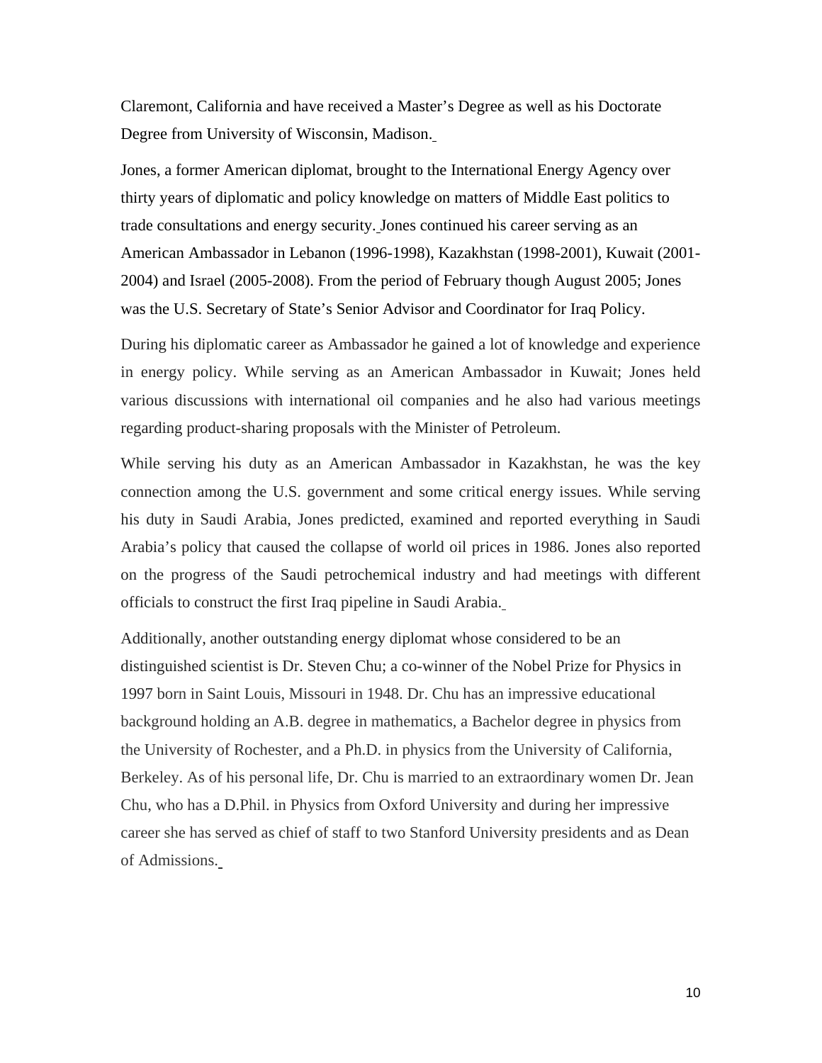Claremont, California and have received a Master's Degree as well as his Doctorate Degree from University of Wisconsin, Madison.

Jones, a former American diplomat, brought to the International Energy Agency over thirty years of diplomatic and policy knowledge on matters of Middle East politics to trade consultations and energy security. Jones continued his career serving as an American Ambassador in Lebanon (1996-1998), Kazakhstan (1998-2001), Kuwait (2001-2004) and Israel (2005-2008). From the period of February though August 2005; Jones was the U.S. Secretary of State's Senior Advisor and Coordinator for Iraq Policy.

During his diplomatic career as Ambassador he gained a lot of knowledge and experience in energy policy. While serving as an American Ambassador in Kuwait; Jones held various discussions with international oil companies and he also had various meetings regarding product-sharing proposals with the Minister of Petroleum.

While serving his duty as an American Ambassador in Kazakhstan, he was the key connection among the U.S. government and some critical energy issues. While serving his duty in Saudi Arabia, Jones predicted, examined and reported everything in Saudi Arabia's policy that caused the collapse of world oil prices in 1986. Jones also reported on the progress of the Saudi petrochemical industry and had meetings with different officials to construct the first Iraq pipeline in Saudi Arabia.

Additionally, another outstanding energy diplomat whose considered to be an distinguished scientist is Dr. Steven Chu; a co-winner of the Nobel Prize for Physics in 1997 born in Saint Louis, Missouri in 1948. Dr. Chu has an impressive educational background holding an A.B. degree in mathematics, a Bachelor degree in physics from the University of Rochester, and a Ph.D. in physics from the University of California, Berkeley. As of his personal life, Dr. Chu is married to an extraordinary women Dr. Jean Chu, who has a D.Phil. in Physics from Oxford University and during her impressive career she has served as chief of staff to two Stanford University presidents and as Dean of Admissions.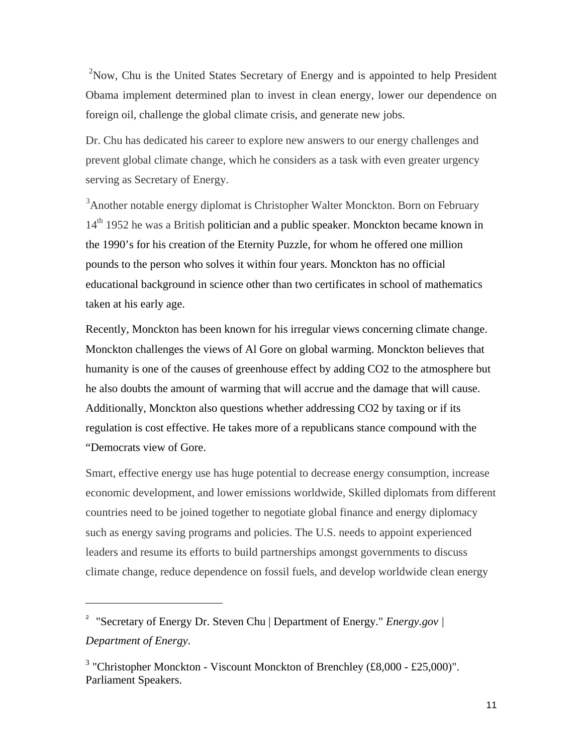[2]Now, Chu is the United States Secretary of Energy and is appointed to help President Obama implement determined plan to invest in clean energy, lower our dependence on foreign oil, challenge the global climate crisis, and generate new jobs.

Dr. Chu has dedicated his career to explore new answers to our energy challenges and prevent global climate change, which he considers as a task with even greater urgency serving as Secretary of Energy.

[3]Another notable energy diplomat is Christopher Walter Monckton. Born on February 14th 1952 he was a British politician and a public speaker. Monckton became known in the 1990's for his creation of the Eternity Puzzle, for whom he offered one million pounds to the person who solves it within four years. Monckton has no official educational background in science other than two certificates in school of mathematics taken at his early age.

Recently, Monckton has been known for his irregular views concerning climate change. Monckton challenges the views of Al Gore on global warming. Monckton believes that humanity is one of the causes of greenhouse effect by adding CO2 to the atmosphere but he also doubts the amount of warming that will accrue and the damage that will cause. Additionally, Monckton also questions whether addressing CO2 by taxing or if its regulation is cost effective. He takes more of a republicans stance compound with the "Democrats view of Gore.

Smart, effective energy use has huge potential to decrease energy consumption, increase economic development, and lower emissions worldwide, Skilled diplomats from different countries need to be joined together to negotiate global finance and energy diplomacy such as energy saving programs and policies. The U.S. needs to appoint experienced leaders and resume its efforts to build partnerships amongst governments to discuss climate change, reduce dependence on fossil fuels, and develop worldwide clean energy

---

[2] "Secretary of Energy Dr. Steven Chu | Department of Energy." *Energy.gov | Department of Energy*.

[3] "Christopher Monckton - Viscount Monckton of Brenchley (£8,000 - £25,000)". Parliament Speakers.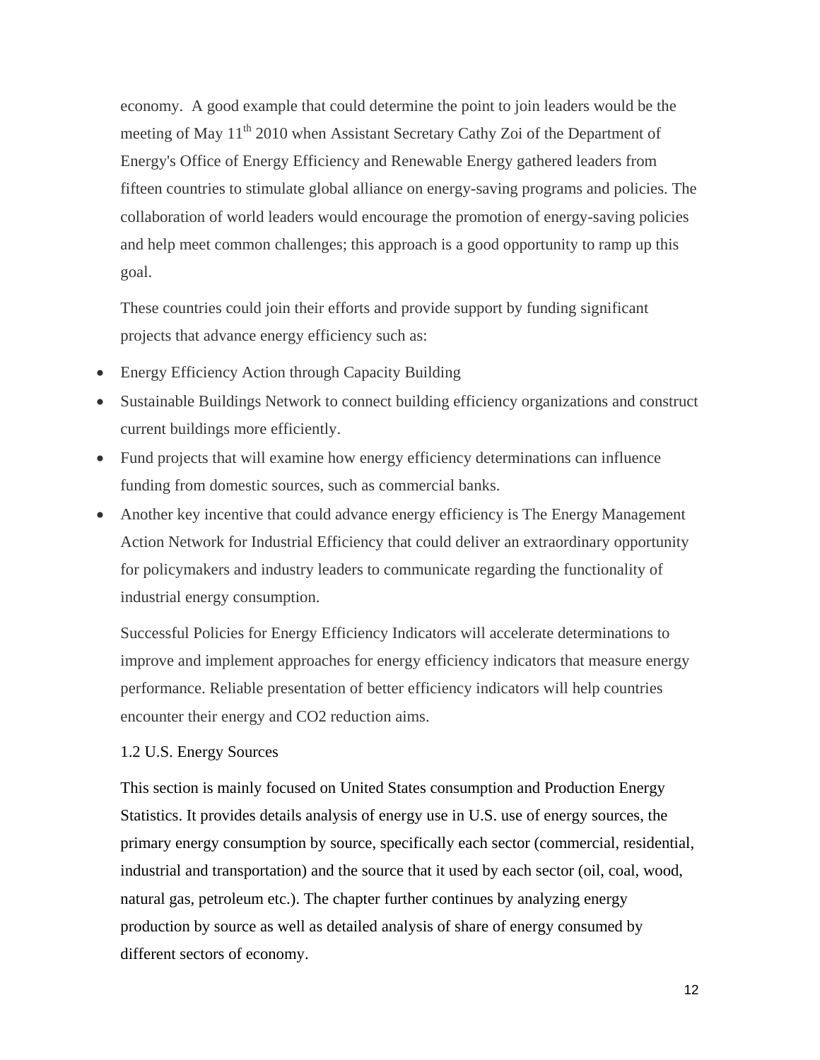economy. A good example that could determine the point to join leaders would be the meeting of May 11th 2010 when Assistant Secretary Cathy Zoi of the Department of Energy's Office of Energy Efficiency and Renewable Energy gathered leaders from fifteen countries to stimulate global alliance on energy-saving programs and policies. The collaboration of world leaders would encourage the promotion of energy-saving policies and help meet common challenges; this approach is a good opportunity to ramp up this goal.

These countries could join their efforts and provide support by funding significant projects that advance energy efficiency such as:

- Energy Efficiency Action through Capacity Building
- Sustainable Buildings Network to connect building efficiency organizations and construct current buildings more efficiently.
- Fund projects that will examine how energy efficiency determinations can influence funding from domestic sources, such as commercial banks.
- Another key incentive that could advance energy efficiency is The Energy Management Action Network for Industrial Efficiency that could deliver an extraordinary opportunity for policymakers and industry leaders to communicate regarding the functionality of industrial energy consumption.

Successful Policies for Energy Efficiency Indicators will accelerate determinations to improve and implement approaches for energy efficiency indicators that measure energy performance. Reliable presentation of better efficiency indicators will help countries encounter their energy and $CO_2$ reduction aims.

## 1.2 U.S. Energy Sources

This section is mainly focused on United States consumption and Production Energy Statistics. It provides details analysis of energy use in U.S. use of energy sources, the primary energy consumption by source, specifically each sector (commercial, residential, industrial and transportation) and the source that it used by each sector (oil, coal, wood, natural gas, petroleum etc.). The chapter further continues by analyzing energy production by source as well as detailed analysis of share of energy consumed by different sectors of economy.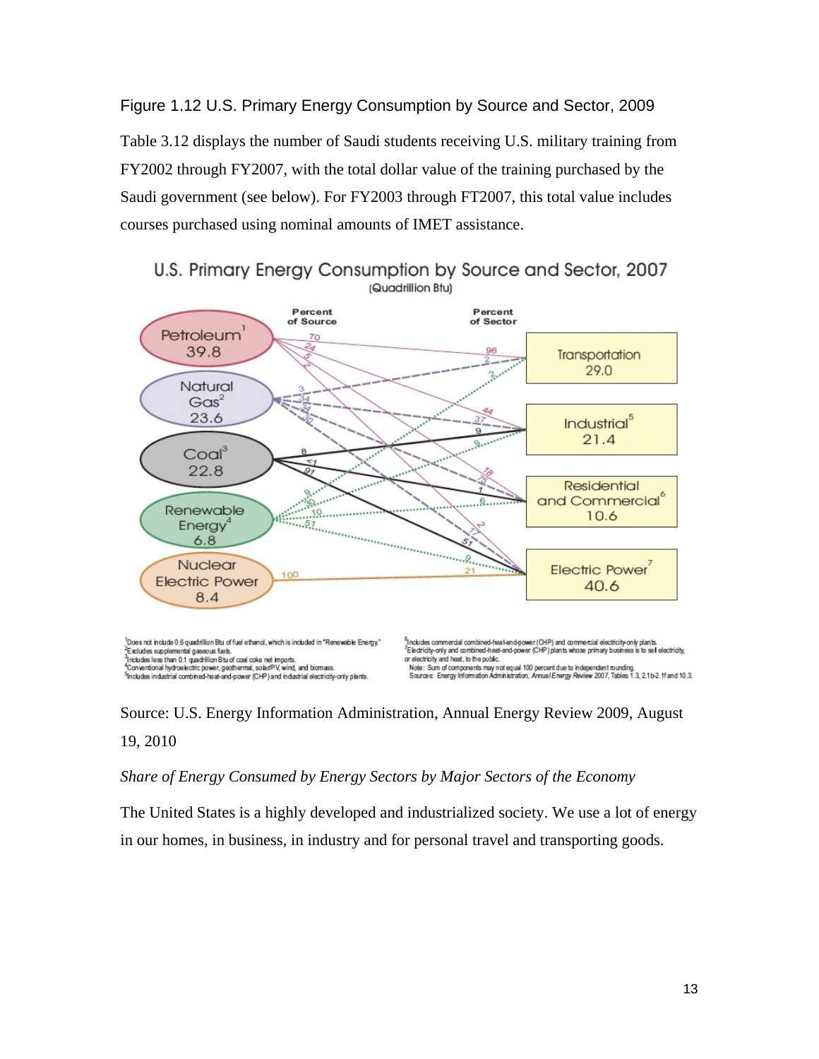Figure 1.12 U.S. Primary Energy Consumption by Source and Sector, 2009

Table 3.12 displays the number of Saudi students receiving U.S. military training from FY2002 through FY2007, with the total dollar value of the training purchased by the Saudi government (see below). For FY2003 through FT2007, this total value includes courses purchased using nominal amounts of IMET assistance.

U.S. Primary Energy Consumption by Source and Sector, 2007
(Quadrillion Btu)

Percent of Source — Percent of Sector

Petroleum[1] 39.8
Natural Gas[2] 23.6
Coal[3] 22.8
Renewable Energy[4] 6.8
Nuclear Electric Power 8.4

Transportation 29.0
Industrial[5] 21.4
Residential and Commercial[6] 10.6
Electric Power[7] 40.6

[1]Does not include 0.6 quadrillion Btu of fuel ethanol, which is included in "Renewable Energy."
[2]Excludes supplemental gaseous fuels.
[3]Includes less than 0.1 quadrillion Btu of coal coke net imports.
[4]Conventional hydroelectric power, geothermal, solar/PV, wind, and biomass.
[5]Includes industrial combined-heat-and-power (CHP) and industrial electricity-only plants.
[6]Includes commercial combined-heat-and-power (CHP) and commercial electricity-only plants.
[7]Electricity-only and combined-heat-and-power (CHP) plants whose primary business is to sell electricity, or electricity and heat, to the public.
Note: Sum of components may not equal 100 percent due to independent rounding.
Sources: Energy Information Administration, *Annual Energy Review 2007*, Tables 1.3, 2.1b-2.1f and 10.3.

Source: U.S. Energy Information Administration, Annual Energy Review 2009, August 19, 2010

*Share of Energy Consumed by Energy Sectors by Major Sectors of the Economy*

The United States is a highly developed and industrialized society. We use a lot of energy in our homes, in business, in industry and for personal travel and transporting goods.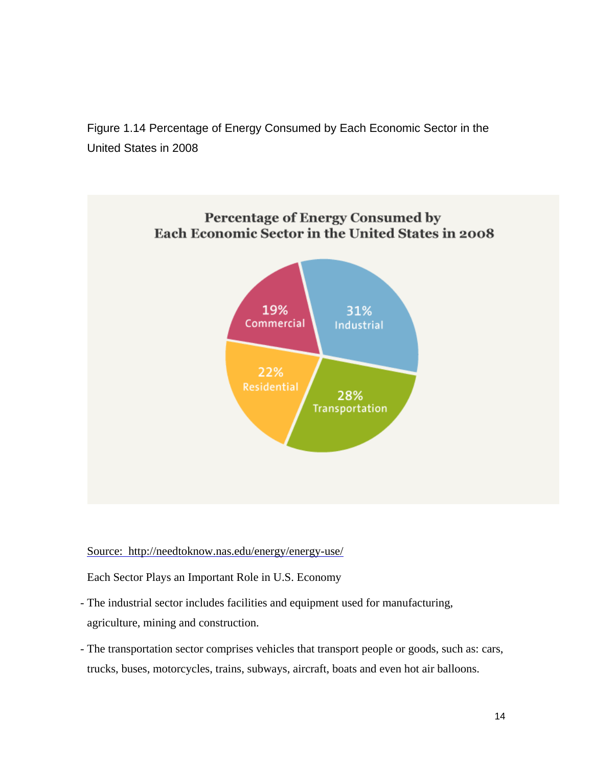Figure 1.14 Percentage of Energy Consumed by Each Economic Sector in the United States in 2008

**Percentage of Energy Consumed by Each Economic Sector in the United States in 2008**

- 31% Industrial
- 28% Transportation
- 22% Residential
- 19% Commercial

Source: http://needtoknow.nas.edu/energy/energy-use/

Each Sector Plays an Important Role in U.S. Economy

- The industrial sector includes facilities and equipment used for manufacturing, agriculture, mining and construction.
- The transportation sector comprises vehicles that transport people or goods, such as: cars, trucks, buses, motorcycles, trains, subways, aircraft, boats and even hot air balloons.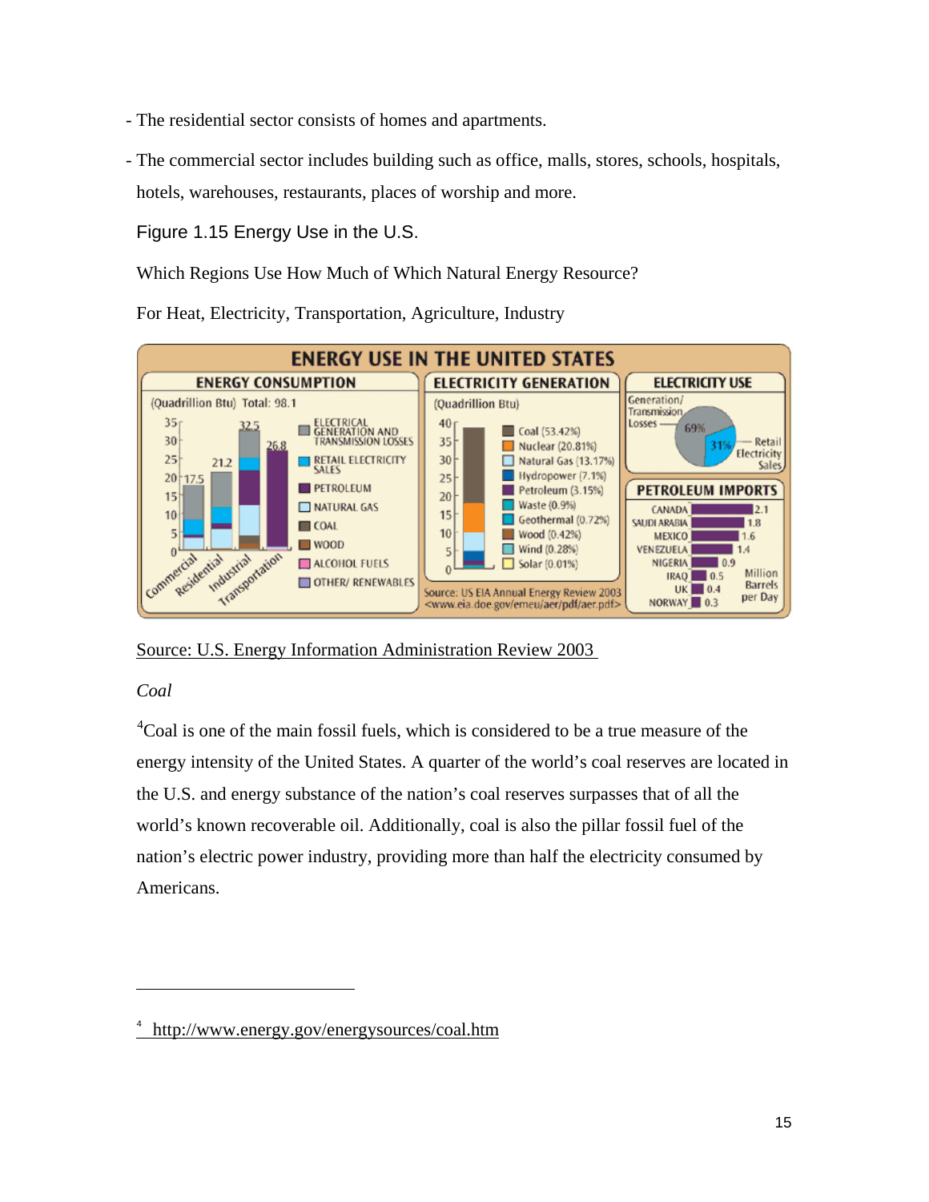- The residential sector consists of homes and apartments.

- The commercial sector includes building such as office, malls, stores, schools, hospitals, hotels, warehouses, restaurants, places of worship and more.

Figure 1.15 Energy Use in the U.S.

Which Regions Use How Much of Which Natural Energy Resource?

For Heat, Electricity, Transportation, Agriculture, Industry

Source: U.S. Energy Information Administration Review 2003

*Coal*

[4]Coal is one of the main fossil fuels, which is considered to be a true measure of the energy intensity of the United States. A quarter of the world's coal reserves are located in the U.S. and energy substance of the nation's coal reserves surpasses that of all the world's known recoverable oil. Additionally, coal is also the pillar fossil fuel of the nation's electric power industry, providing more than half the electricity consumed by Americans.

---

[4] http://www.energy.gov/energysources/coal.htm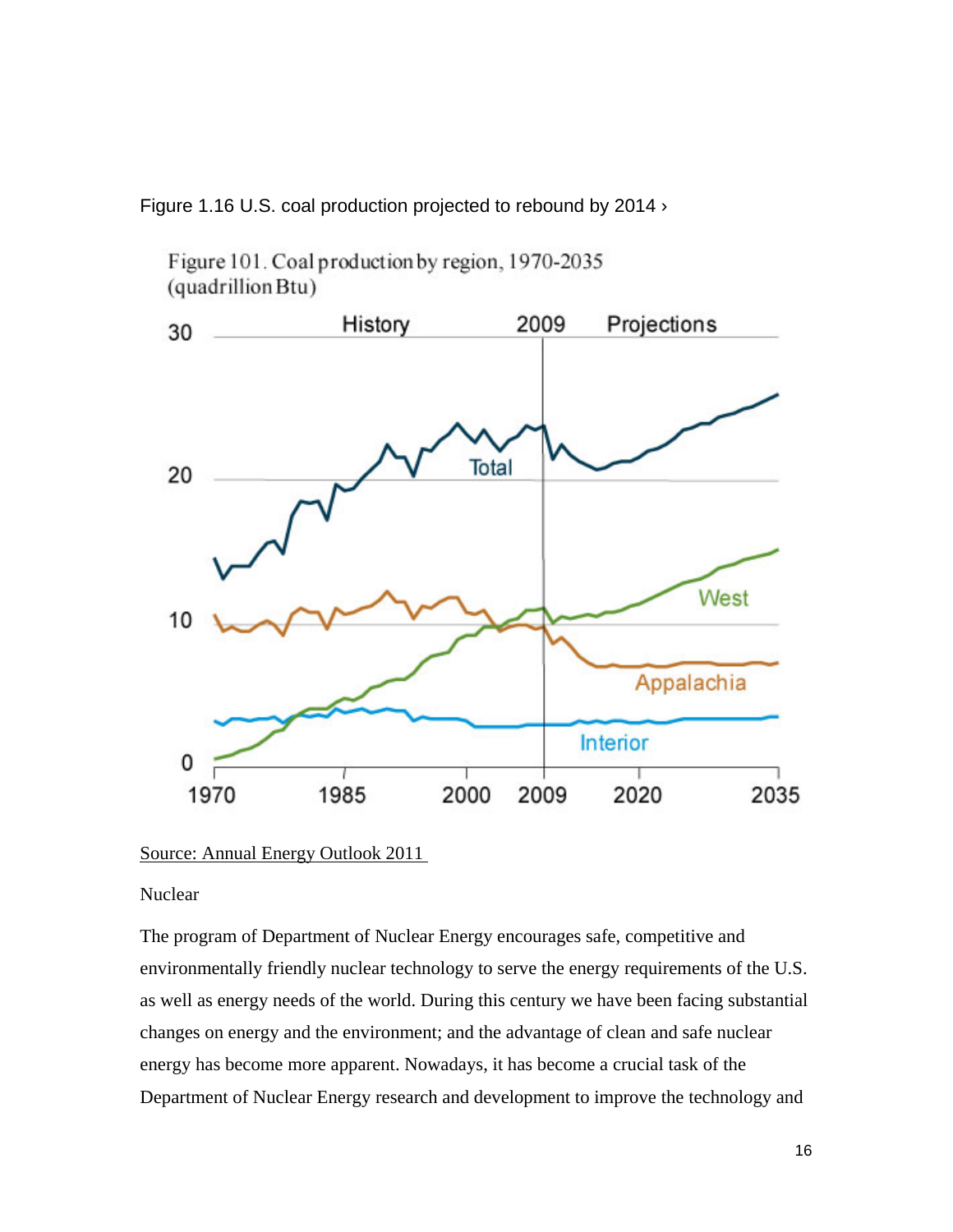Figure 1.16 U.S. coal production projected to rebound by 2014 ›

Figure 101. Coal production by region, 1970-2035 (quadrillion Btu)

Source: Annual Energy Outlook 2011

Nuclear

The program of Department of Nuclear Energy encourages safe, competitive and environmentally friendly nuclear technology to serve the energy requirements of the U.S. as well as energy needs of the world. During this century we have been facing substantial changes on energy and the environment; and the advantage of clean and safe nuclear energy has become more apparent. Nowadays, it has become a crucial task of the Department of Nuclear Energy research and development to improve the technology and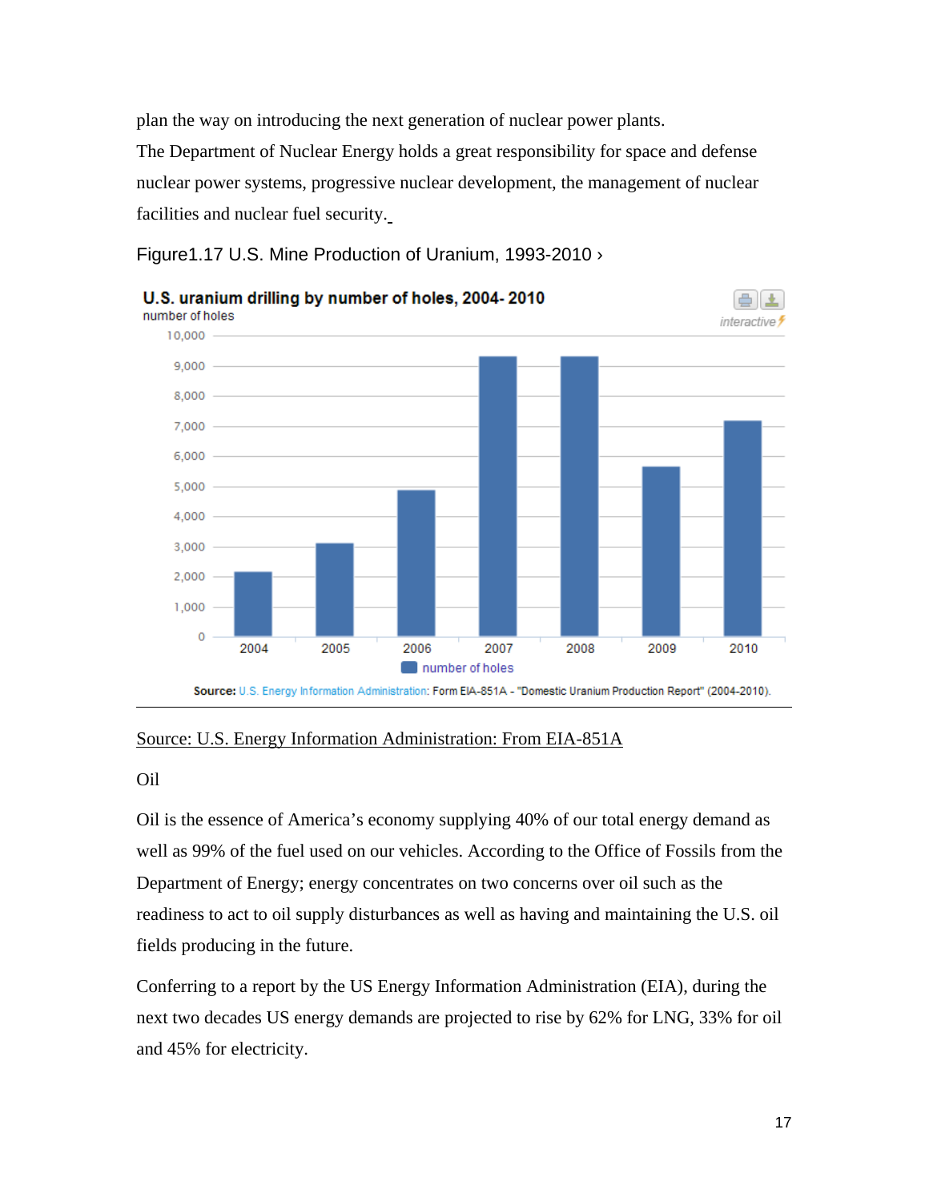plan the way on introducing the next generation of nuclear power plants.

The Department of Nuclear Energy holds a great responsibility for space and defense nuclear power systems, progressive nuclear development, the management of nuclear facilities and nuclear fuel security.

Figure1.17 U.S. Mine Production of Uranium, 1993-2010 ›

Source: U.S. Energy Information Administration: From EIA-851A

Oil

Oil is the essence of America's economy supplying 40% of our total energy demand as well as 99% of the fuel used on our vehicles. According to the Office of Fossils from the Department of Energy; energy concentrates on two concerns over oil such as the readiness to act to oil supply disturbances as well as having and maintaining the U.S. oil fields producing in the future.

Conferring to a report by the US Energy Information Administration (EIA), during the next two decades US energy demands are projected to rise by 62% for LNG, 33% for oil and 45% for electricity.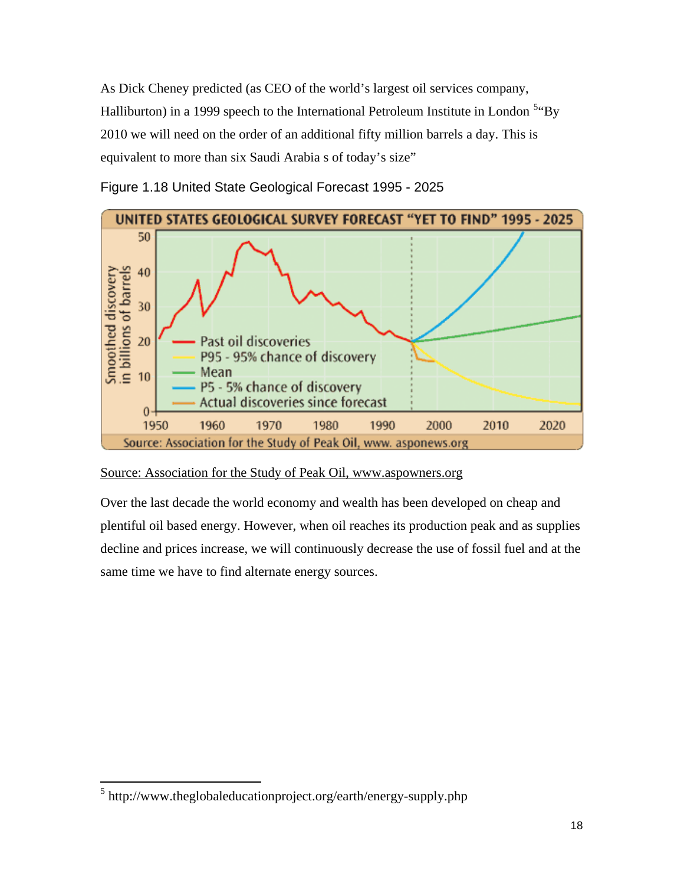As Dick Cheney predicted (as CEO of the world's largest oil services company, Halliburton) in a 1999 speech to the International Petroleum Institute in London [5]"By 2010 we will need on the order of an additional fifty million barrels a day. This is equivalent to more than six Saudi Arabia s of today's size"

Figure 1.18 United State Geological Forecast 1995 - 2025

Source: Association for the Study of Peak Oil, www.aspowners.org

Over the last decade the world economy and wealth has been developed on cheap and plentiful oil based energy. However, when oil reaches its production peak and as supplies decline and prices increase, we will continuously decrease the use of fossil fuel and at the same time we have to find alternate energy sources.

---

[5] http://www.theglobaleducationproject.org/earth/energy-supply.php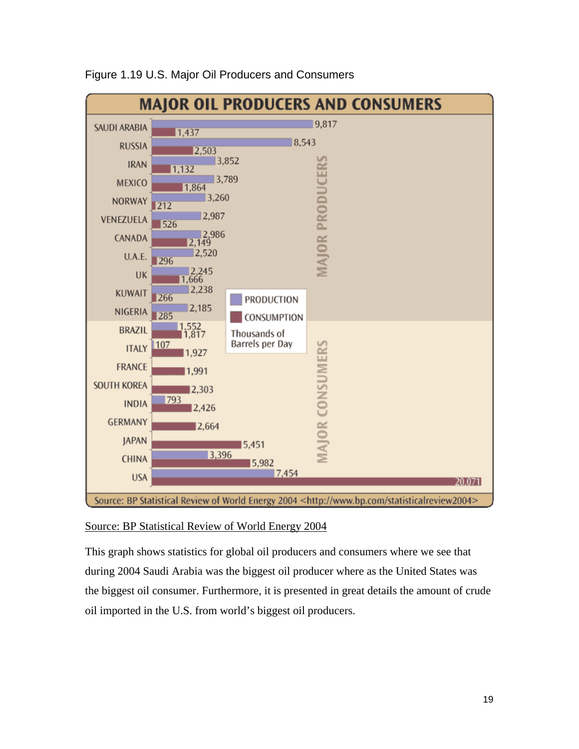Figure 1.19 U.S. Major Oil Producers and Consumers

**MAJOR OIL PRODUCERS AND CONSUMERS**

Thousands of Barrels per Day

| Country | Production | Consumption |
|---|---|---|
| **MAJOR PRODUCERS** | | |
| SAUDI ARABIA | 9,817 | 1,437 |
| RUSSIA | 8,543 | 2,503 |
| IRAN | 3,852 | 1,132 |
| MEXICO | 3,789 | 1,864 |
| NORWAY | 3,260 | 212 |
| VENEZUELA | 2,987 | 526 |
| CANADA | 2,986 | 2,149 |
| U.A.E. | 2,520 | 296 |
| UK | 2,245 | 1,666 |
| KUWAIT | 2,238 | 266 |
| NIGERIA | 2,185 | 285 |
| **MAJOR CONSUMERS** | | |
| BRAZIL | 1,552 | 1,817 |
| ITALY | 107 | 1,927 |
| FRANCE | | 1,991 |
| SOUTH KOREA | | 2,303 |
| INDIA | 793 | 2,426 |
| GERMANY | | 2,664 |
| JAPAN | | 5,451 |
| CHINA | 3,396 | 5,982 |
| USA | 7,454 | 20,071 |

Source: BP Statistical Review of World Energy 2004 <http://www.bp.com/statisticalreview2004>

Source: BP Statistical Review of World Energy 2004

This graph shows statistics for global oil producers and consumers where we see that during 2004 Saudi Arabia was the biggest oil producer where as the United States was the biggest oil consumer. Furthermore, it is presented in great details the amount of crude oil imported in the U.S. from world's biggest oil producers.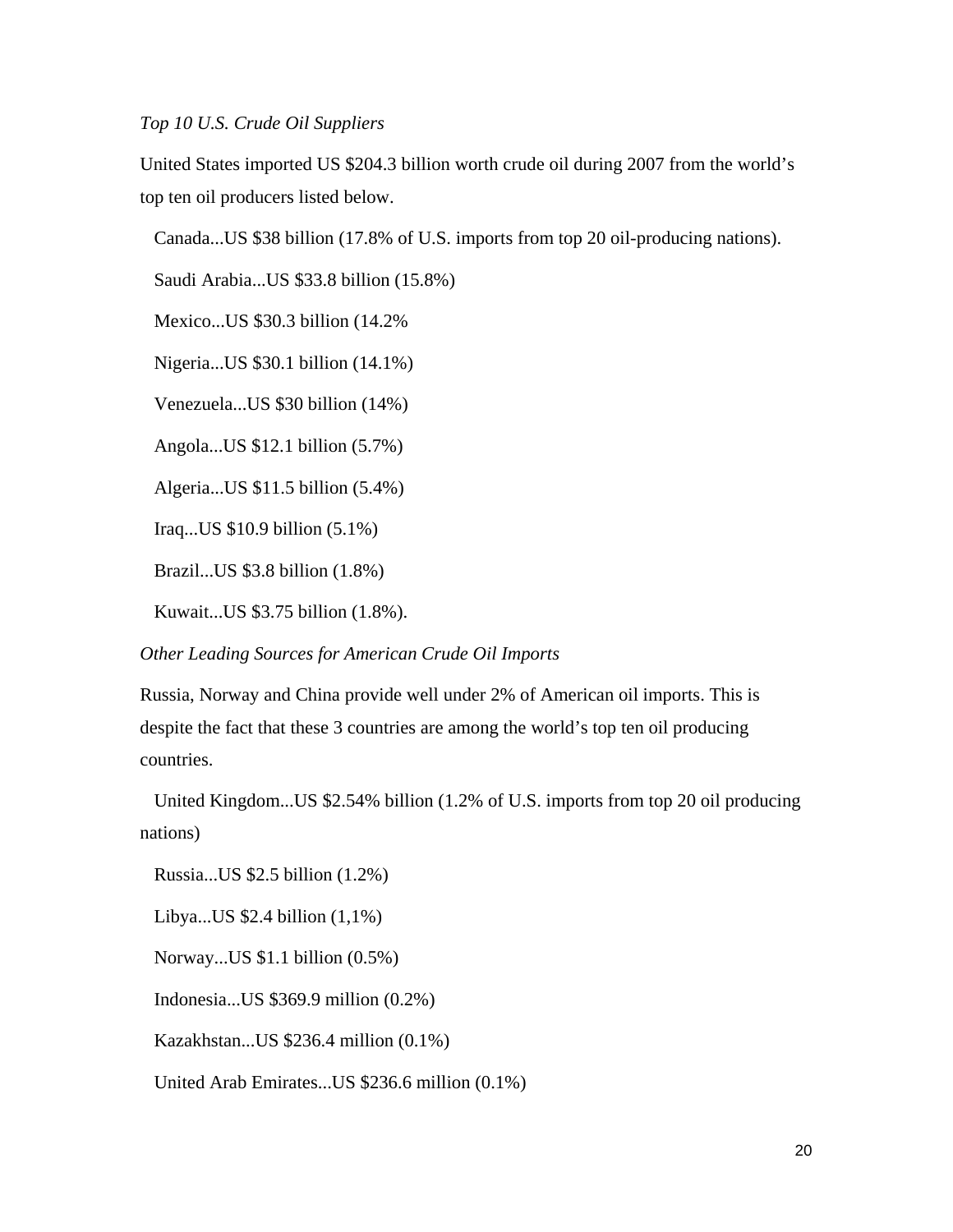*Top 10 U.S. Crude Oil Suppliers*

United States imported US $204.3 billion worth crude oil during 2007 from the world's top ten oil producers listed below.

Canada...US $38 billion (17.8% of U.S. imports from top 20 oil-producing nations).

Saudi Arabia...US $33.8 billion (15.8%)

Mexico...US $30.3 billion (14.2%

Nigeria...US $30.1 billion (14.1%)

Venezuela...US $30 billion (14%)

Angola...US $12.1 billion (5.7%)

Algeria...US $11.5 billion (5.4%)

Iraq...US $10.9 billion (5.1%)

Brazil...US $3.8 billion (1.8%)

Kuwait...US $3.75 billion (1.8%).

*Other Leading Sources for American Crude Oil Imports*

Russia, Norway and China provide well under 2% of American oil imports. This is despite the fact that these 3 countries are among the world's top ten oil producing countries.

United Kingdom...US $2.54% billion (1.2% of U.S. imports from top 20 oil producing nations)

Russia...US $2.5 billion (1.2%)

Libya...US $2.4 billion (1,1%)

Norway...US $1.1 billion (0.5%)

Indonesia...US $369.9 million (0.2%)

Kazakhstan...US $236.4 million (0.1%)

United Arab Emirates...US $236.6 million (0.1%)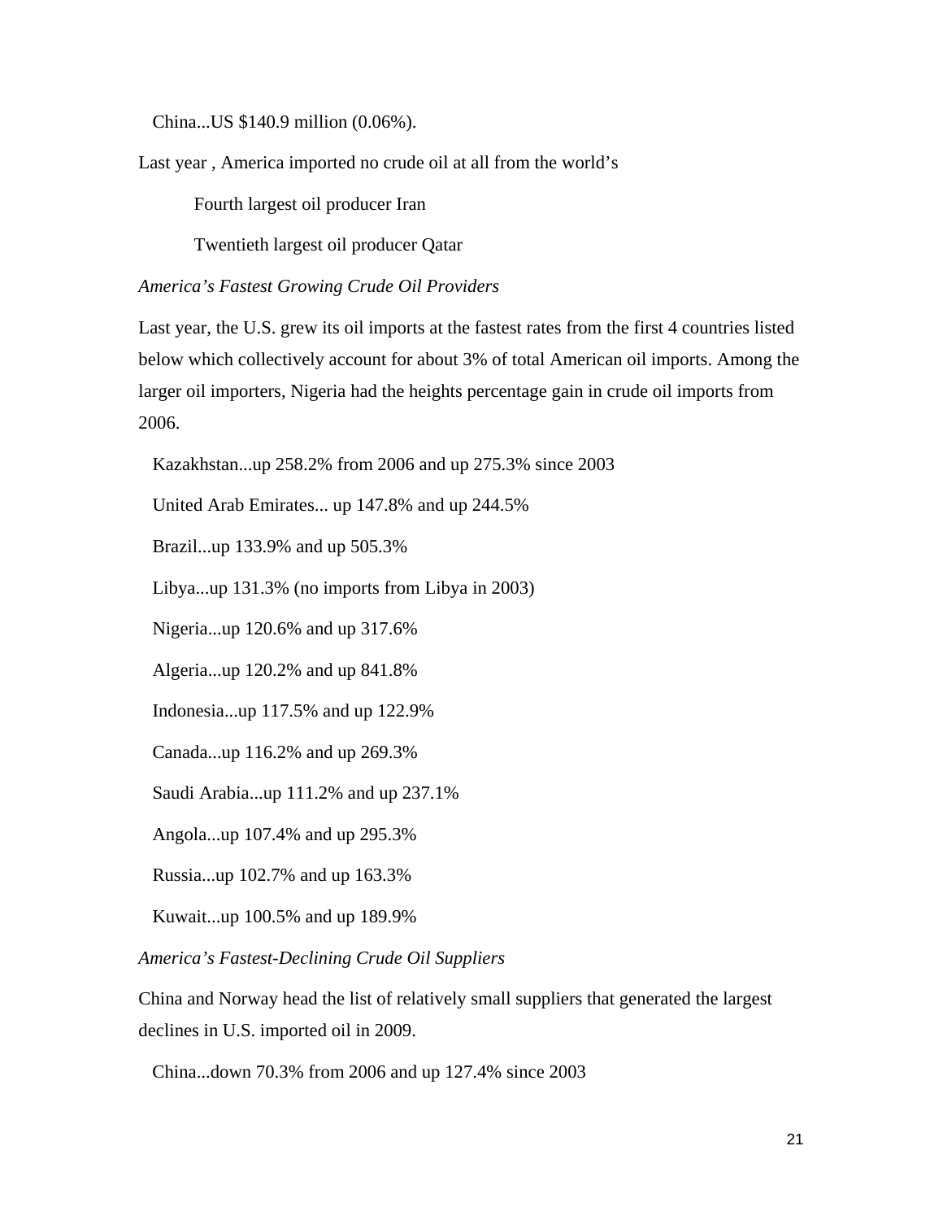China...US $140.9 million (0.06%).

Last year , America imported no crude oil at all from the world's

Fourth largest oil producer Iran

Twentieth largest oil producer Qatar

*America's Fastest Growing Crude Oil Providers*

Last year, the U.S. grew its oil imports at the fastest rates from the first 4 countries listed below which collectively account for about 3% of total American oil imports. Among the larger oil importers, Nigeria had the heights percentage gain in crude oil imports from 2006.

Kazakhstan...up 258.2% from 2006 and up 275.3% since 2003

United Arab Emirates... up 147.8% and up 244.5%

Brazil...up 133.9% and up 505.3%

Libya...up 131.3% (no imports from Libya in 2003)

Nigeria...up 120.6% and up 317.6%

Algeria...up 120.2% and up 841.8%

Indonesia...up 117.5% and up 122.9%

Canada...up 116.2% and up 269.3%

Saudi Arabia...up 111.2% and up 237.1%

Angola...up 107.4% and up 295.3%

Russia...up 102.7% and up 163.3%

Kuwait...up 100.5% and up 189.9%

*America's Fastest-Declining Crude Oil Suppliers*

China and Norway head the list of relatively small suppliers that generated the largest declines in U.S. imported oil in 2009.

China...down 70.3% from 2006 and up 127.4% since 2003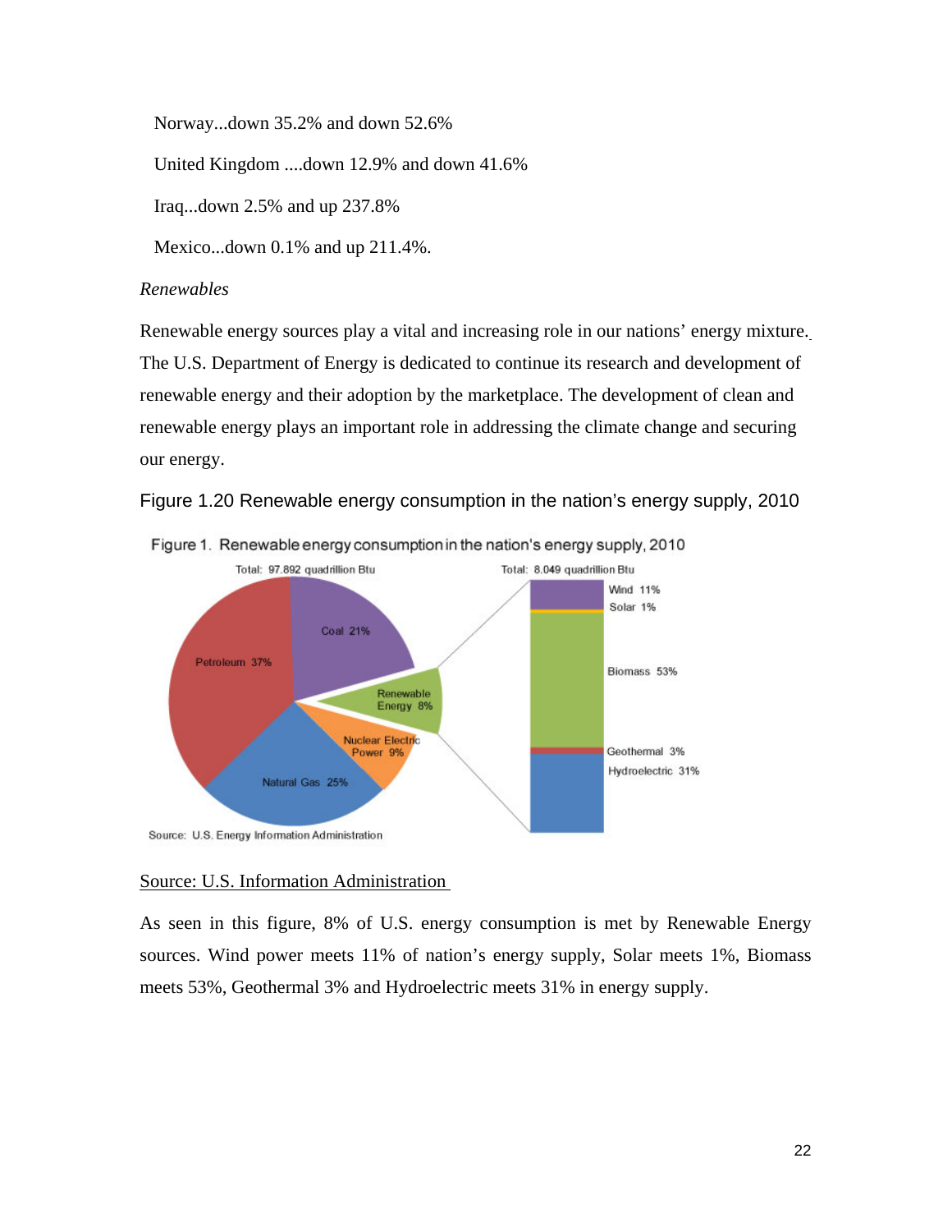Norway...down 35.2% and down 52.6%

United Kingdom ....down 12.9% and down 41.6%

Iraq...down 2.5% and up 237.8%

Mexico...down 0.1% and up 211.4%.

*Renewables*

Renewable energy sources play a vital and increasing role in our nations' energy mixture. The U.S. Department of Energy is dedicated to continue its research and development of renewable energy and their adoption by the marketplace. The development of clean and renewable energy plays an important role in addressing the climate change and securing our energy.

Figure 1.20 Renewable energy consumption in the nation's energy supply, 2010

Source: U.S. Information Administration

As seen in this figure, 8% of U.S. energy consumption is met by Renewable Energy sources. Wind power meets 11% of nation's energy supply, Solar meets 1%, Biomass meets 53%, Geothermal 3% and Hydroelectric meets 31% in energy supply.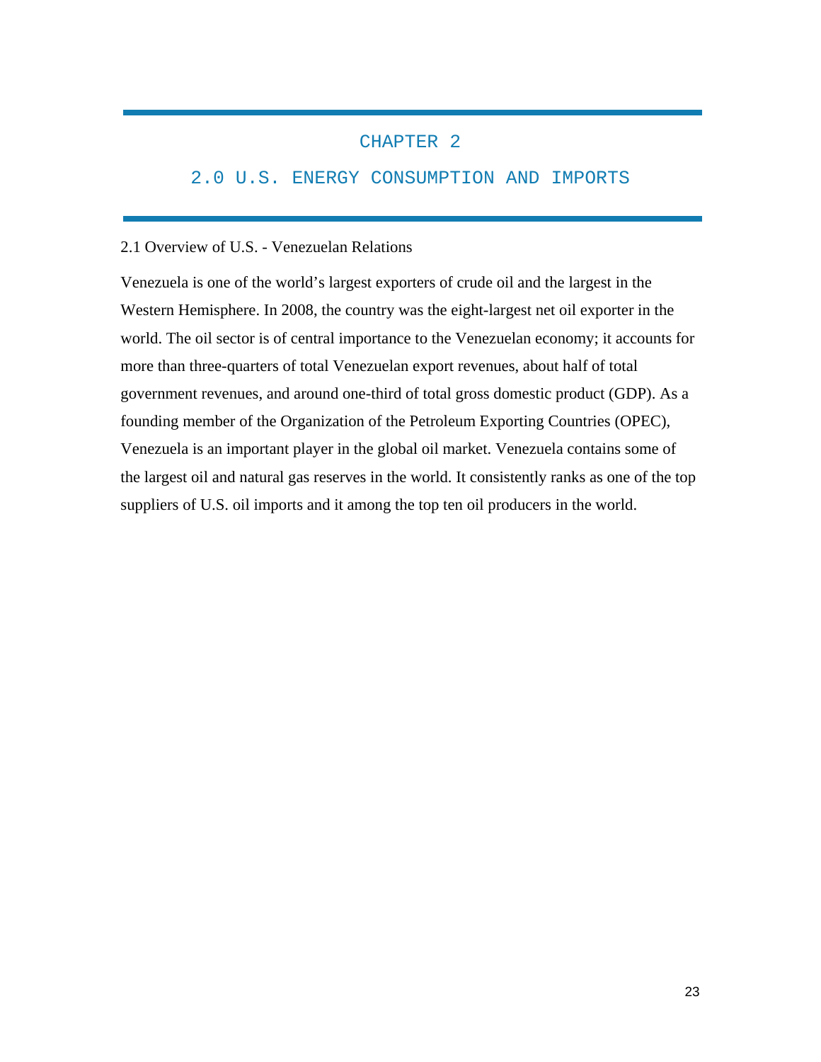# CHAPTER 2

# 2.0 U.S. ENERGY CONSUMPTION AND IMPORTS

## 2.1 Overview of U.S. - Venezuelan Relations

Venezuela is one of the world's largest exporters of crude oil and the largest in the Western Hemisphere. In 2008, the country was the eight-largest net oil exporter in the world. The oil sector is of central importance to the Venezuelan economy; it accounts for more than three-quarters of total Venezuelan export revenues, about half of total government revenues, and around one-third of total gross domestic product (GDP). As a founding member of the Organization of the Petroleum Exporting Countries (OPEC), Venezuela is an important player in the global oil market. Venezuela contains some of the largest oil and natural gas reserves in the world. It consistently ranks as one of the top suppliers of U.S. oil imports and it among the top ten oil producers in the world.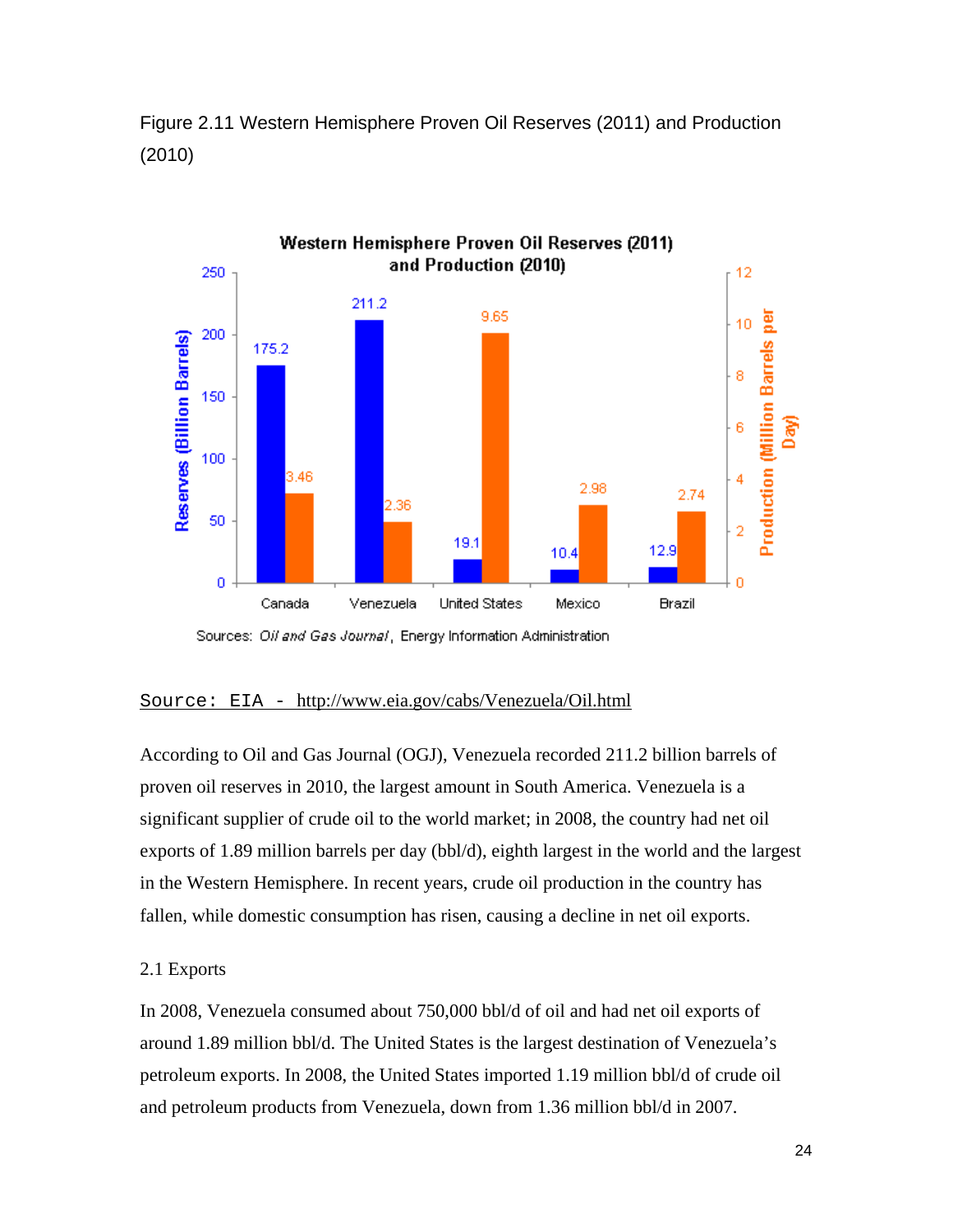Figure 2.11 Western Hemisphere Proven Oil Reserves (2011) and Production (2010)

Source: EIA - http://www.eia.gov/cabs/Venezuela/Oil.html

According to Oil and Gas Journal (OGJ), Venezuela recorded 211.2 billion barrels of proven oil reserves in 2010, the largest amount in South America. Venezuela is a significant supplier of crude oil to the world market; in 2008, the country had net oil exports of 1.89 million barrels per day (bbl/d), eighth largest in the world and the largest in the Western Hemisphere. In recent years, crude oil production in the country has fallen, while domestic consumption has risen, causing a decline in net oil exports.

## 2.1 Exports

In 2008, Venezuela consumed about 750,000 bbl/d of oil and had net oil exports of around 1.89 million bbl/d. The United States is the largest destination of Venezuela's petroleum exports. In 2008, the United States imported 1.19 million bbl/d of crude oil and petroleum products from Venezuela, down from 1.36 million bbl/d in 2007.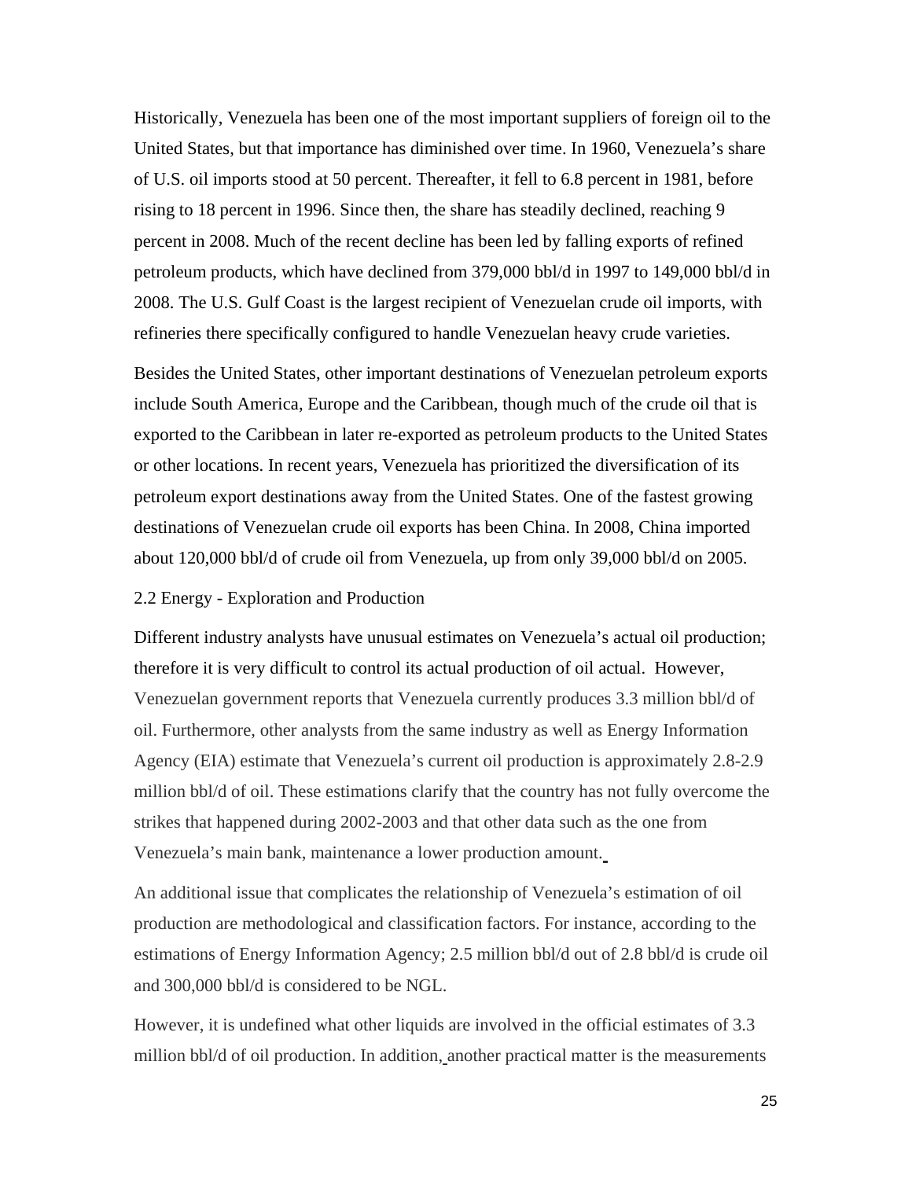Historically, Venezuela has been one of the most important suppliers of foreign oil to the United States, but that importance has diminished over time. In 1960, Venezuela's share of U.S. oil imports stood at 50 percent. Thereafter, it fell to 6.8 percent in 1981, before rising to 18 percent in 1996. Since then, the share has steadily declined, reaching 9 percent in 2008. Much of the recent decline has been led by falling exports of refined petroleum products, which have declined from 379,000 bbl/d in 1997 to 149,000 bbl/d in 2008. The U.S. Gulf Coast is the largest recipient of Venezuelan crude oil imports, with refineries there specifically configured to handle Venezuelan heavy crude varieties.

Besides the United States, other important destinations of Venezuelan petroleum exports include South America, Europe and the Caribbean, though much of the crude oil that is exported to the Caribbean in later re-exported as petroleum products to the United States or other locations. In recent years, Venezuela has prioritized the diversification of its petroleum export destinations away from the United States. One of the fastest growing destinations of Venezuelan crude oil exports has been China. In 2008, China imported about 120,000 bbl/d of crude oil from Venezuela, up from only 39,000 bbl/d on 2005.

## 2.2 Energy - Exploration and Production

Different industry analysts have unusual estimates on Venezuela's actual oil production; therefore it is very difficult to control its actual production of oil actual. However, Venezuelan government reports that Venezuela currently produces 3.3 million bbl/d of oil. Furthermore, other analysts from the same industry as well as Energy Information Agency (EIA) estimate that Venezuela's current oil production is approximately 2.8-2.9 million bbl/d of oil. These estimations clarify that the country has not fully overcome the strikes that happened during 2002-2003 and that other data such as the one from Venezuela's main bank, maintenance a lower production amount.

An additional issue that complicates the relationship of Venezuela's estimation of oil production are methodological and classification factors. For instance, according to the estimations of Energy Information Agency; 2.5 million bbl/d out of 2.8 bbl/d is crude oil and 300,000 bbl/d is considered to be NGL.

However, it is undefined what other liquids are involved in the official estimates of 3.3 million bbl/d of oil production. In addition, another practical matter is the measurements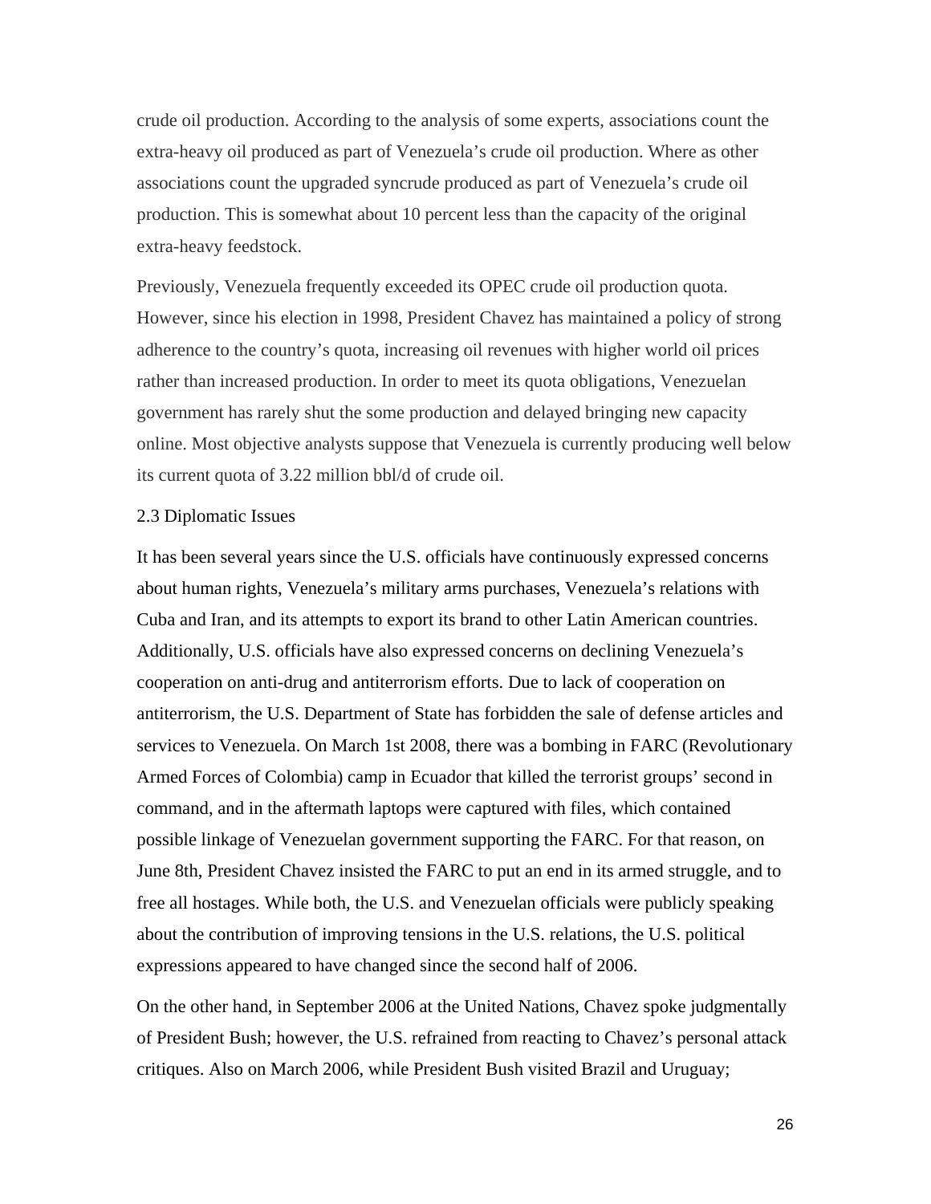crude oil production. According to the analysis of some experts, associations count the extra-heavy oil produced as part of Venezuela's crude oil production. Where as other associations count the upgraded syncrude produced as part of Venezuela's crude oil production. This is somewhat about 10 percent less than the capacity of the original extra-heavy feedstock.

Previously, Venezuela frequently exceeded its OPEC crude oil production quota. However, since his election in 1998, President Chavez has maintained a policy of strong adherence to the country's quota, increasing oil revenues with higher world oil prices rather than increased production. In order to meet its quota obligations, Venezuelan government has rarely shut the some production and delayed bringing new capacity online. Most objective analysts suppose that Venezuela is currently producing well below its current quota of 3.22 million bbl/d of crude oil.

## 2.3 Diplomatic Issues

It has been several years since the U.S. officials have continuously expressed concerns about human rights, Venezuela's military arms purchases, Venezuela's relations with Cuba and Iran, and its attempts to export its brand to other Latin American countries. Additionally, U.S. officials have also expressed concerns on declining Venezuela's cooperation on anti-drug and antiterrorism efforts. Due to lack of cooperation on antiterrorism, the U.S. Department of State has forbidden the sale of defense articles and services to Venezuela. On March 1st 2008, there was a bombing in FARC (Revolutionary Armed Forces of Colombia) camp in Ecuador that killed the terrorist groups' second in command, and in the aftermath laptops were captured with files, which contained possible linkage of Venezuelan government supporting the FARC. For that reason, on June 8th, President Chavez insisted the FARC to put an end in its armed struggle, and to free all hostages. While both, the U.S. and Venezuelan officials were publicly speaking about the contribution of improving tensions in the U.S. relations, the U.S. political expressions appeared to have changed since the second half of 2006.

On the other hand, in September 2006 at the United Nations, Chavez spoke judgmentally of President Bush; however, the U.S. refrained from reacting to Chavez's personal attack critiques. Also on March 2006, while President Bush visited Brazil and Uruguay;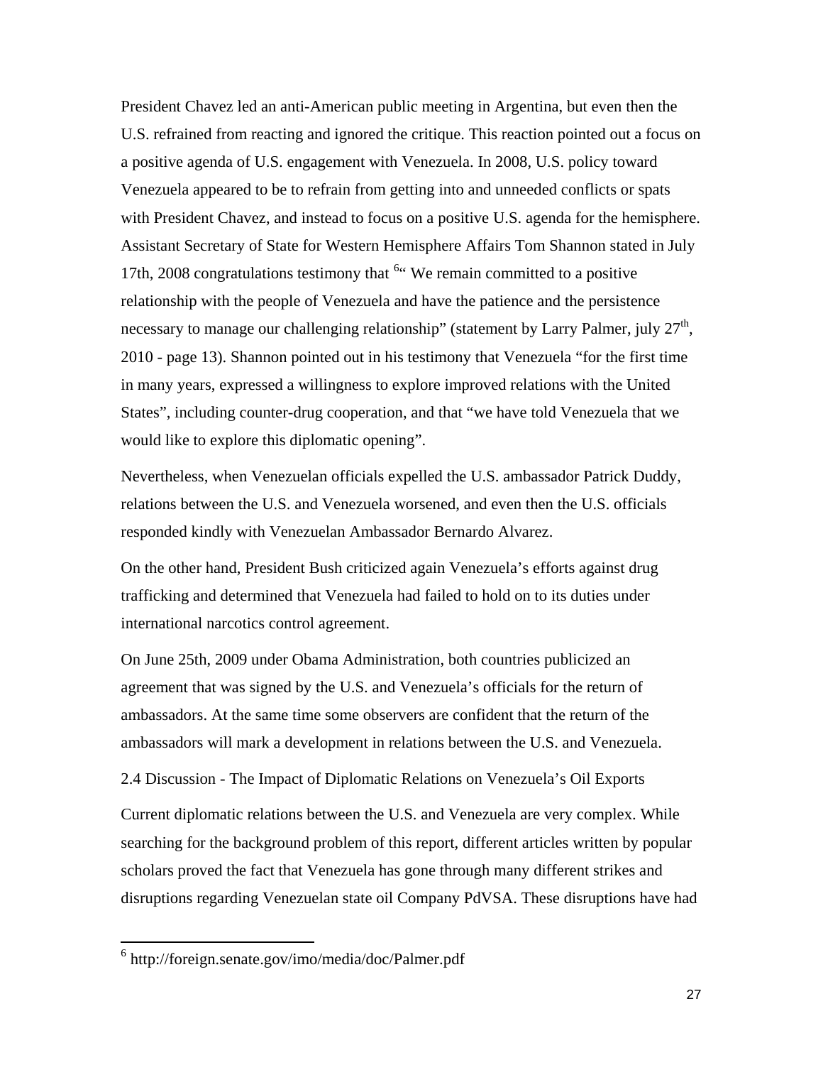President Chavez led an anti-American public meeting in Argentina, but even then the U.S. refrained from reacting and ignored the critique. This reaction pointed out a focus on a positive agenda of U.S. engagement with Venezuela. In 2008, U.S. policy toward Venezuela appeared to be to refrain from getting into and unneeded conflicts or spats with President Chavez, and instead to focus on a positive U.S. agenda for the hemisphere. Assistant Secretary of State for Western Hemisphere Affairs Tom Shannon stated in July 17th, 2008 congratulations testimony that [6]" We remain committed to a positive relationship with the people of Venezuela and have the patience and the persistence necessary to manage our challenging relationship" (statement by Larry Palmer, july 27th, 2010 - page 13). Shannon pointed out in his testimony that Venezuela "for the first time in many years, expressed a willingness to explore improved relations with the United States", including counter-drug cooperation, and that "we have told Venezuela that we would like to explore this diplomatic opening".

Nevertheless, when Venezuelan officials expelled the U.S. ambassador Patrick Duddy, relations between the U.S. and Venezuela worsened, and even then the U.S. officials responded kindly with Venezuelan Ambassador Bernardo Alvarez.

On the other hand, President Bush criticized again Venezuela's efforts against drug trafficking and determined that Venezuela had failed to hold on to its duties under international narcotics control agreement.

On June 25th, 2009 under Obama Administration, both countries publicized an agreement that was signed by the U.S. and Venezuela's officials for the return of ambassadors. At the same time some observers are confident that the return of the ambassadors will mark a development in relations between the U.S. and Venezuela.

## 2.4 Discussion - The Impact of Diplomatic Relations on Venezuela's Oil Exports

Current diplomatic relations between the U.S. and Venezuela are very complex. While searching for the background problem of this report, different articles written by popular scholars proved the fact that Venezuela has gone through many different strikes and disruptions regarding Venezuelan state oil Company PdVSA. These disruptions have had

---

[6] http://foreign.senate.gov/imo/media/doc/Palmer.pdf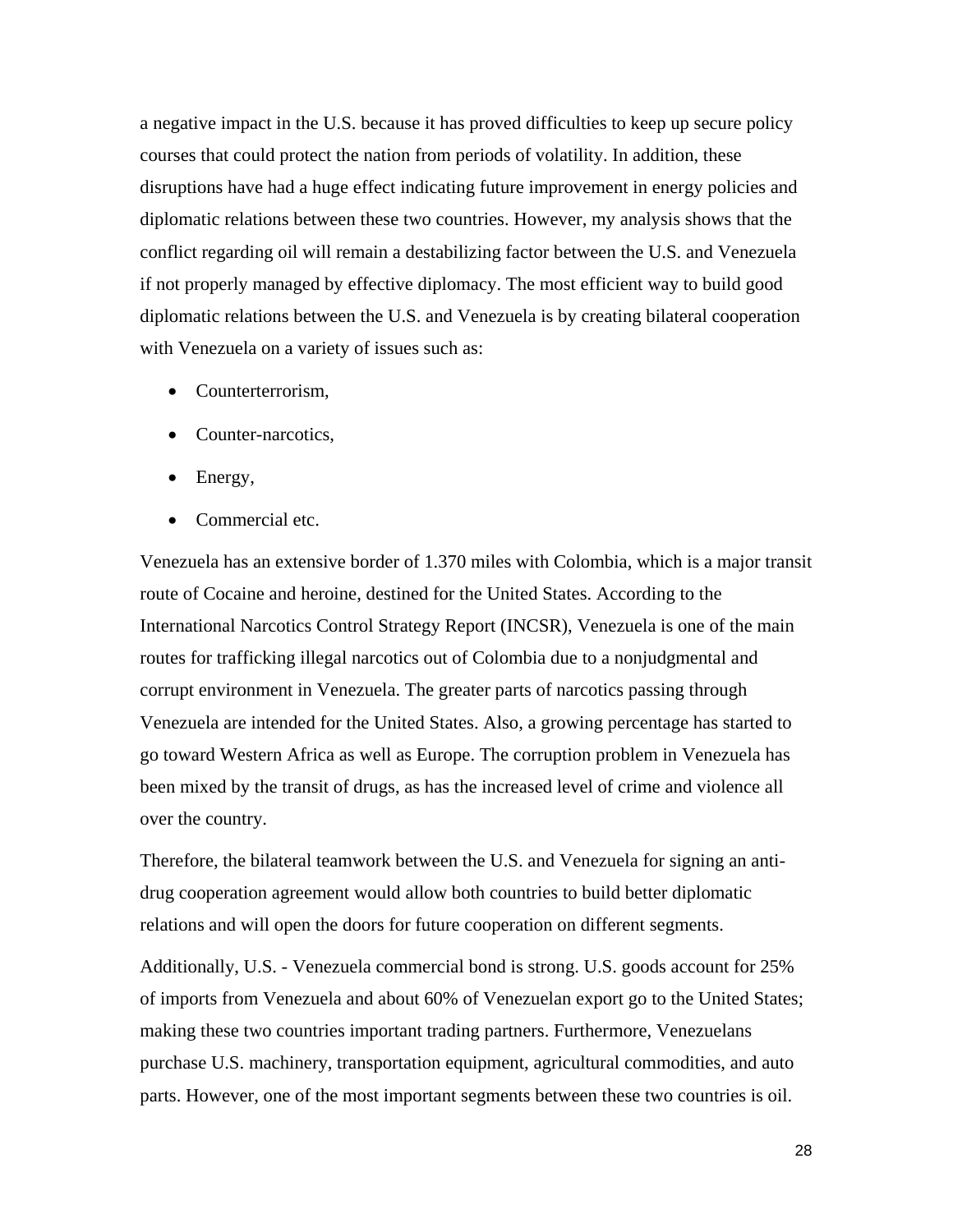a negative impact in the U.S. because it has proved difficulties to keep up secure policy courses that could protect the nation from periods of volatility. In addition, these disruptions have had a huge effect indicating future improvement in energy policies and diplomatic relations between these two countries. However, my analysis shows that the conflict regarding oil will remain a destabilizing factor between the U.S. and Venezuela if not properly managed by effective diplomacy. The most efficient way to build good diplomatic relations between the U.S. and Venezuela is by creating bilateral cooperation with Venezuela on a variety of issues such as:

- Counterterrorism,
- Counter-narcotics,
- Energy,
- Commercial etc.

Venezuela has an extensive border of 1.370 miles with Colombia, which is a major transit route of Cocaine and heroine, destined for the United States. According to the International Narcotics Control Strategy Report (INCSR), Venezuela is one of the main routes for trafficking illegal narcotics out of Colombia due to a nonjudgmental and corrupt environment in Venezuela. The greater parts of narcotics passing through Venezuela are intended for the United States. Also, a growing percentage has started to go toward Western Africa as well as Europe. The corruption problem in Venezuela has been mixed by the transit of drugs, as has the increased level of crime and violence all over the country.

Therefore, the bilateral teamwork between the U.S. and Venezuela for signing an anti-drug cooperation agreement would allow both countries to build better diplomatic relations and will open the doors for future cooperation on different segments.

Additionally, U.S. - Venezuela commercial bond is strong. U.S. goods account for 25% of imports from Venezuela and about 60% of Venezuelan export go to the United States; making these two countries important trading partners. Furthermore, Venezuelans purchase U.S. machinery, transportation equipment, agricultural commodities, and auto parts. However, one of the most important segments between these two countries is oil.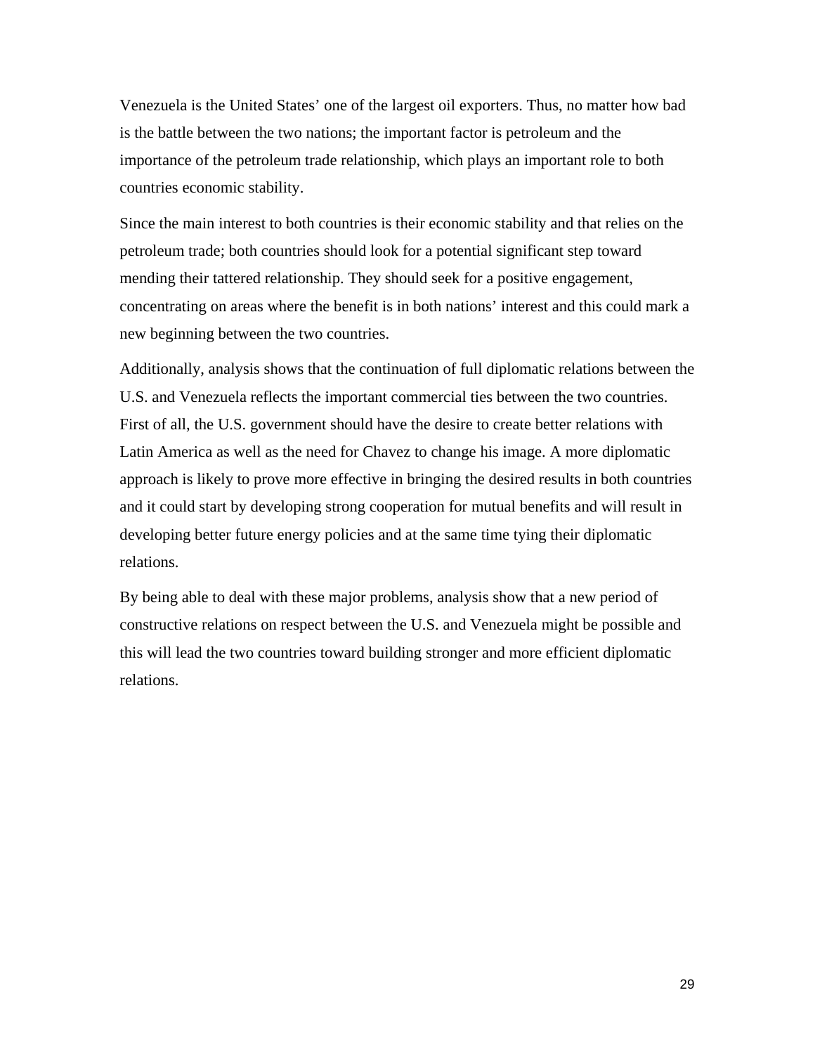Venezuela is the United States' one of the largest oil exporters. Thus, no matter how bad is the battle between the two nations; the important factor is petroleum and the importance of the petroleum trade relationship, which plays an important role to both countries economic stability.

Since the main interest to both countries is their economic stability and that relies on the petroleum trade; both countries should look for a potential significant step toward mending their tattered relationship. They should seek for a positive engagement, concentrating on areas where the benefit is in both nations' interest and this could mark a new beginning between the two countries.

Additionally, analysis shows that the continuation of full diplomatic relations between the U.S. and Venezuela reflects the important commercial ties between the two countries. First of all, the U.S. government should have the desire to create better relations with Latin America as well as the need for Chavez to change his image. A more diplomatic approach is likely to prove more effective in bringing the desired results in both countries and it could start by developing strong cooperation for mutual benefits and will result in developing better future energy policies and at the same time tying their diplomatic relations.

By being able to deal with these major problems, analysis show that a new period of constructive relations on respect between the U.S. and Venezuela might be possible and this will lead the two countries toward building stronger and more efficient diplomatic relations.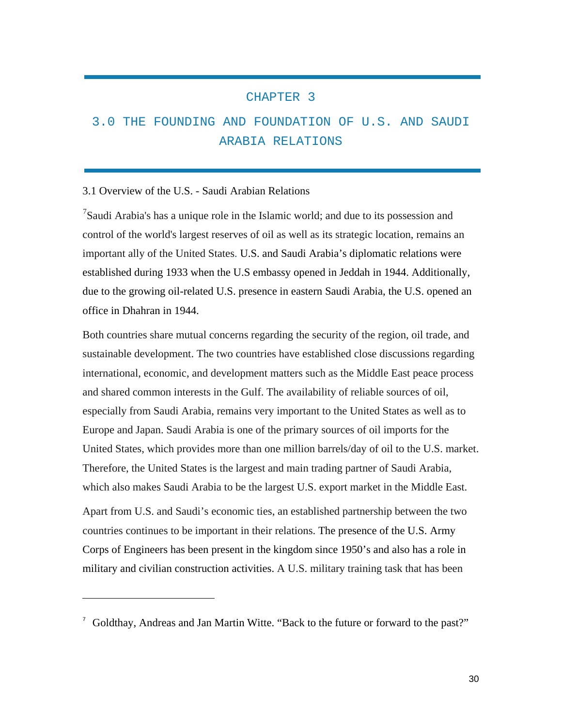# CHAPTER 3

# 3.0 THE FOUNDING AND FOUNDATION OF U.S. AND SAUDI ARABIA RELATIONS

## 3.1 Overview of the U.S. - Saudi Arabian Relations

[7]Saudi Arabia's has a unique role in the Islamic world; and due to its possession and control of the world's largest reserves of oil as well as its strategic location, remains an important ally of the United States. U.S. and Saudi Arabia's diplomatic relations were established during 1933 when the U.S embassy opened in Jeddah in 1944. Additionally, due to the growing oil-related U.S. presence in eastern Saudi Arabia, the U.S. opened an office in Dhahran in 1944.

Both countries share mutual concerns regarding the security of the region, oil trade, and sustainable development. The two countries have established close discussions regarding international, economic, and development matters such as the Middle East peace process and shared common interests in the Gulf. The availability of reliable sources of oil, especially from Saudi Arabia, remains very important to the United States as well as to Europe and Japan. Saudi Arabia is one of the primary sources of oil imports for the United States, which provides more than one million barrels/day of oil to the U.S. market. Therefore, the United States is the largest and main trading partner of Saudi Arabia, which also makes Saudi Arabia to be the largest U.S. export market in the Middle East.

Apart from U.S. and Saudi's economic ties, an established partnership between the two countries continues to be important in their relations. The presence of the U.S. Army Corps of Engineers has been present in the kingdom since 1950's and also has a role in military and civilian construction activities. A U.S. military training task that has been

[7] Goldthay, Andreas and Jan Martin Witte. "Back to the future or forward to the past?"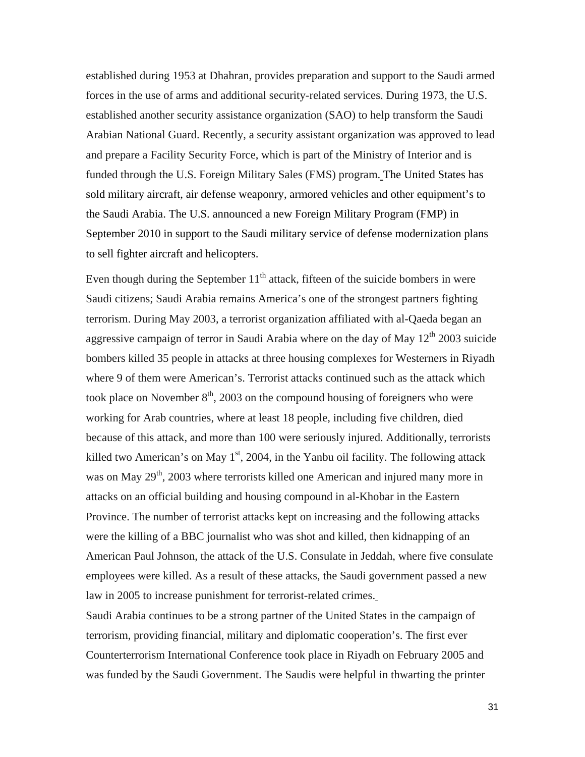established during 1953 at Dhahran, provides preparation and support to the Saudi armed forces in the use of arms and additional security-related services. During 1973, the U.S. established another security assistance organization (SAO) to help transform the Saudi Arabian National Guard. Recently, a security assistant organization was approved to lead and prepare a Facility Security Force, which is part of the Ministry of Interior and is funded through the U.S. Foreign Military Sales (FMS) program. The United States has sold military aircraft, air defense weaponry, armored vehicles and other equipment's to the Saudi Arabia. The U.S. announced a new Foreign Military Program (FMP) in September 2010 in support to the Saudi military service of defense modernization plans to sell fighter aircraft and helicopters.

Even though during the September 11th attack, fifteen of the suicide bombers in were Saudi citizens; Saudi Arabia remains America's one of the strongest partners fighting terrorism. During May 2003, a terrorist organization affiliated with al-Qaeda began an aggressive campaign of terror in Saudi Arabia where on the day of May 12th 2003 suicide bombers killed 35 people in attacks at three housing complexes for Westerners in Riyadh where 9 of them were American's. Terrorist attacks continued such as the attack which took place on November 8th, 2003 on the compound housing of foreigners who were working for Arab countries, where at least 18 people, including five children, died because of this attack, and more than 100 were seriously injured. Additionally, terrorists killed two American's on May 1st, 2004, in the Yanbu oil facility. The following attack was on May 29th, 2003 where terrorists killed one American and injured many more in attacks on an official building and housing compound in al-Khobar in the Eastern Province. The number of terrorist attacks kept on increasing and the following attacks were the killing of a BBC journalist who was shot and killed, then kidnapping of an American Paul Johnson, the attack of the U.S. Consulate in Jeddah, where five consulate employees were killed. As a result of these attacks, the Saudi government passed a new law in 2005 to increase punishment for terrorist-related crimes.

Saudi Arabia continues to be a strong partner of the United States in the campaign of terrorism, providing financial, military and diplomatic cooperation's. The first ever Counterterrorism International Conference took place in Riyadh on February 2005 and was funded by the Saudi Government. The Saudis were helpful in thwarting the printer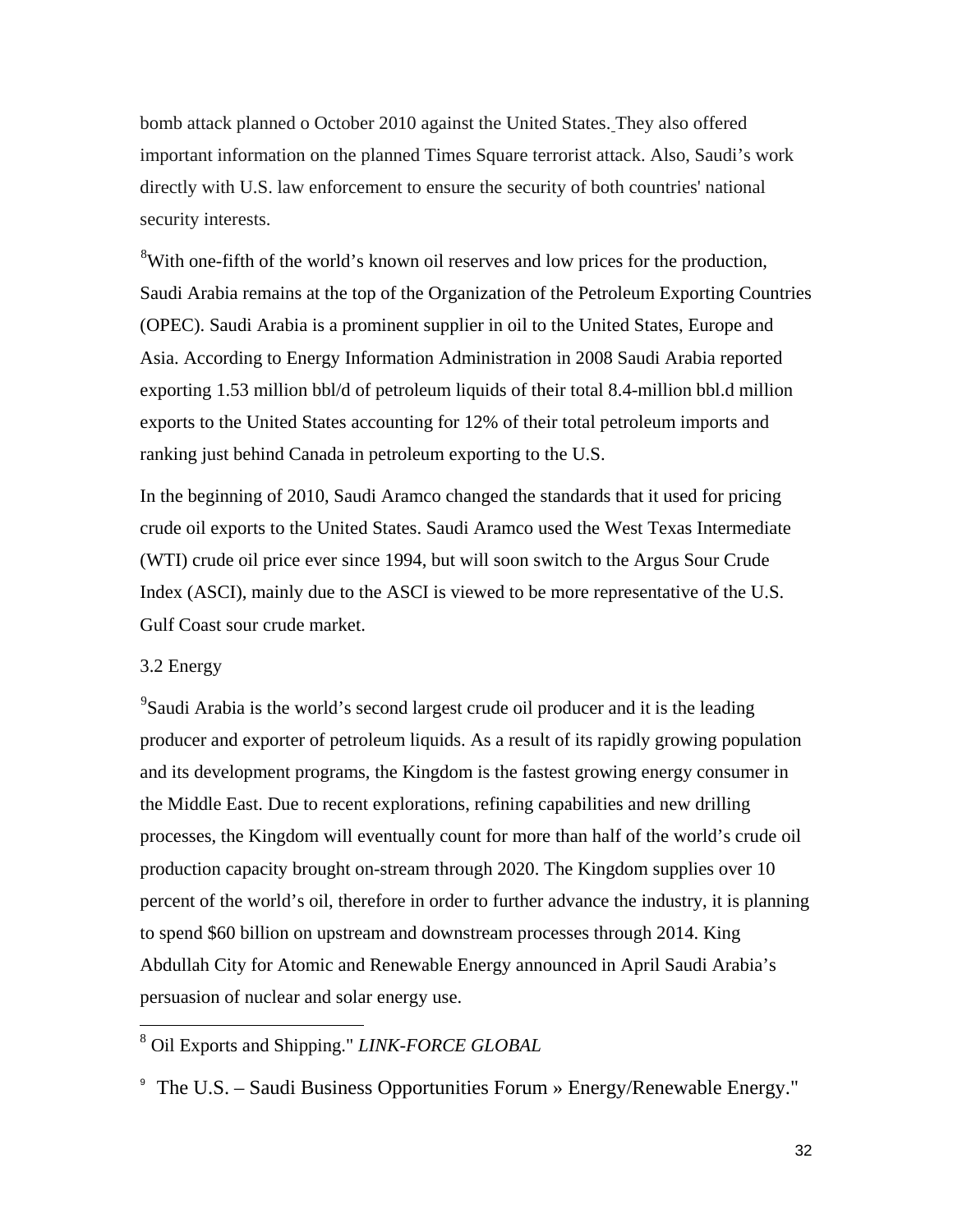bomb attack planned o October 2010 against the United States. They also offered important information on the planned Times Square terrorist attack. Also, Saudi's work directly with U.S. law enforcement to ensure the security of both countries' national security interests.

[8]With one-fifth of the world's known oil reserves and low prices for the production, Saudi Arabia remains at the top of the Organization of the Petroleum Exporting Countries (OPEC). Saudi Arabia is a prominent supplier in oil to the United States, Europe and Asia. According to Energy Information Administration in 2008 Saudi Arabia reported exporting 1.53 million bbl/d of petroleum liquids of their total 8.4-million bbl.d million exports to the United States accounting for 12% of their total petroleum imports and ranking just behind Canada in petroleum exporting to the U.S.

In the beginning of 2010, Saudi Aramco changed the standards that it used for pricing crude oil exports to the United States. Saudi Aramco used the West Texas Intermediate (WTI) crude oil price ever since 1994, but will soon switch to the Argus Sour Crude Index (ASCI), mainly due to the ASCI is viewed to be more representative of the U.S. Gulf Coast sour crude market.

## 3.2 Energy

[9]Saudi Arabia is the world's second largest crude oil producer and it is the leading producer and exporter of petroleum liquids. As a result of its rapidly growing population and its development programs, the Kingdom is the fastest growing energy consumer in the Middle East. Due to recent explorations, refining capabilities and new drilling processes, the Kingdom will eventually count for more than half of the world's crude oil production capacity brought on-stream through 2020. The Kingdom supplies over 10 percent of the world's oil, therefore in order to further advance the industry, it is planning to spend $60 billion on upstream and downstream processes through 2014. King Abdullah City for Atomic and Renewable Energy announced in April Saudi Arabia's persuasion of nuclear and solar energy use.

---

[8] Oil Exports and Shipping." *LINK-FORCE GLOBAL*

[9] The U.S. – Saudi Business Opportunities Forum » Energy/Renewable Energy."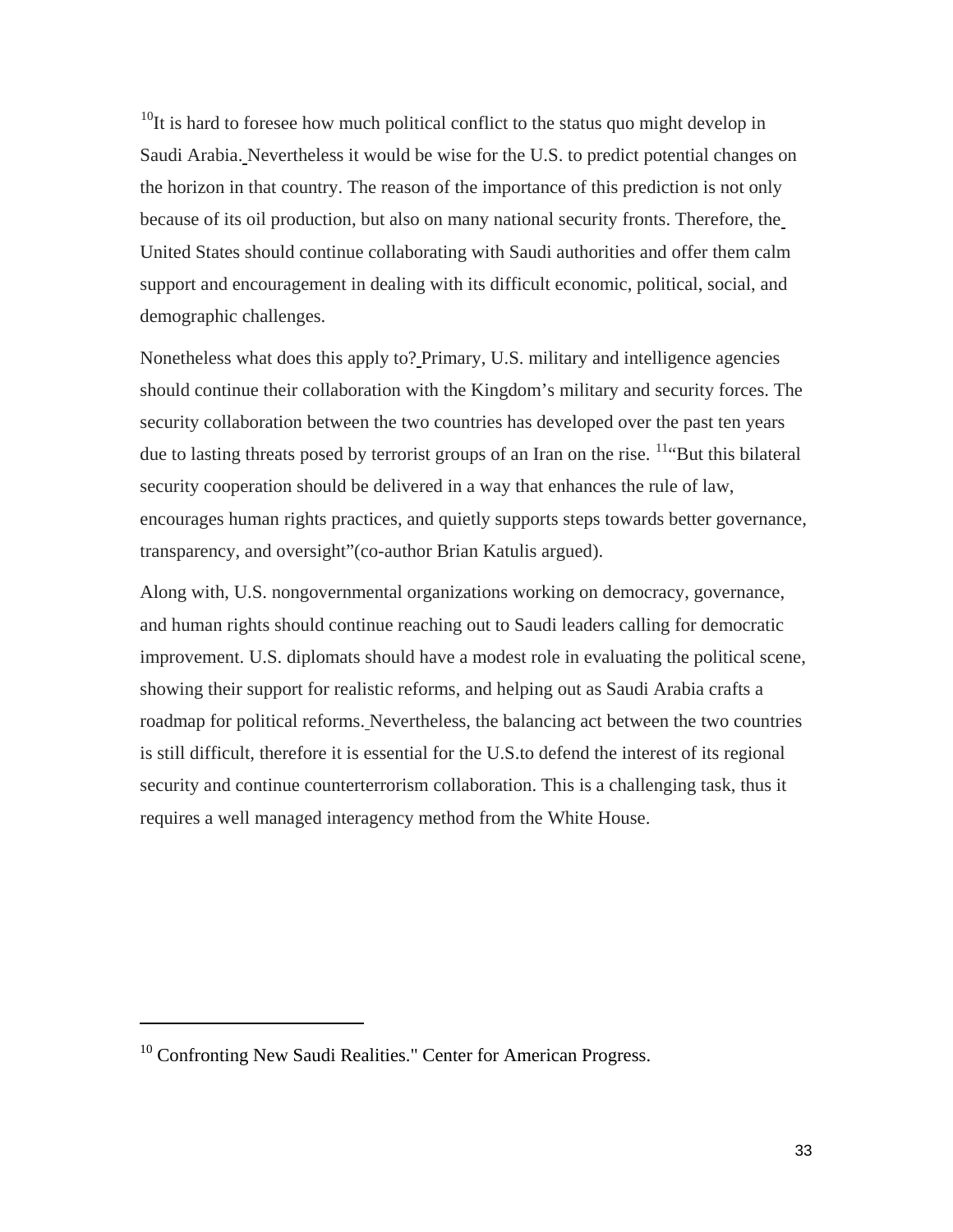[10]It is hard to foresee how much political conflict to the status quo might develop in Saudi Arabia. Nevertheless it would be wise for the U.S. to predict potential changes on the horizon in that country. The reason of the importance of this prediction is not only because of its oil production, but also on many national security fronts. Therefore, the United States should continue collaborating with Saudi authorities and offer them calm support and encouragement in dealing with its difficult economic, political, social, and demographic challenges.

Nonetheless what does this apply to? Primary, U.S. military and intelligence agencies should continue their collaboration with the Kingdom's military and security forces. The security collaboration between the two countries has developed over the past ten years due to lasting threats posed by terrorist groups of an Iran on the rise. [11]"But this bilateral security cooperation should be delivered in a way that enhances the rule of law, encourages human rights practices, and quietly supports steps towards better governance, transparency, and oversight"(co-author Brian Katulis argued).

Along with, U.S. nongovernmental organizations working on democracy, governance, and human rights should continue reaching out to Saudi leaders calling for democratic improvement. U.S. diplomats should have a modest role in evaluating the political scene, showing their support for realistic reforms, and helping out as Saudi Arabia crafts a roadmap for political reforms. Nevertheless, the balancing act between the two countries is still difficult, therefore it is essential for the U.S.to defend the interest of its regional security and continue counterterrorism collaboration. This is a challenging task, thus it requires a well managed interagency method from the White House.

---

[10] Confronting New Saudi Realities." Center for American Progress.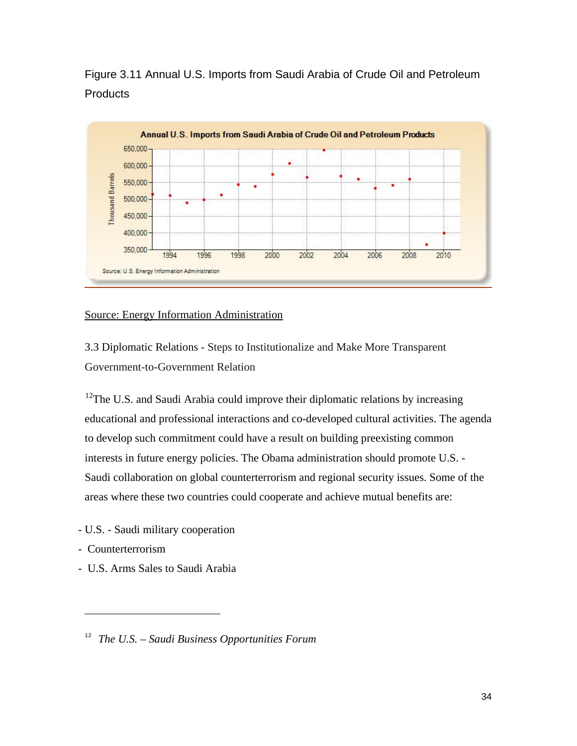Figure 3.11 Annual U.S. Imports from Saudi Arabia of Crude Oil and Petroleum Products

Source: Energy Information Administration

3.3 Diplomatic Relations - Steps to Institutionalize and Make More Transparent Government-to-Government Relation

[12]The U.S. and Saudi Arabia could improve their diplomatic relations by increasing educational and professional interactions and co-developed cultural activities. The agenda to develop such commitment could have a result on building preexisting common interests in future energy policies. The Obama administration should promote U.S. - Saudi collaboration on global counterterrorism and regional security issues. Some of the areas where these two countries could cooperate and achieve mutual benefits are:

- U.S. - Saudi military cooperation
- Counterterrorism
- U.S. Arms Sales to Saudi Arabia

---

[12] *The U.S. – Saudi Business Opportunities Forum*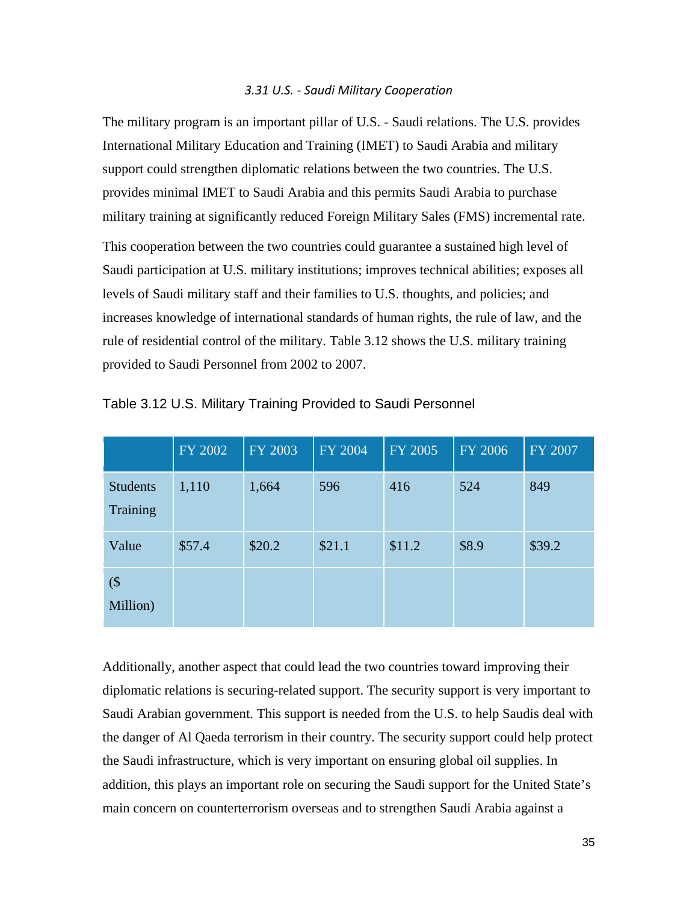### *3.31 U.S. - Saudi Military Cooperation*

The military program is an important pillar of U.S. - Saudi relations. The U.S. provides International Military Education and Training (IMET) to Saudi Arabia and military support could strengthen diplomatic relations between the two countries. The U.S. provides minimal IMET to Saudi Arabia and this permits Saudi Arabia to purchase military training at significantly reduced Foreign Military Sales (FMS) incremental rate.

This cooperation between the two countries could guarantee a sustained high level of Saudi participation at U.S. military institutions; improves technical abilities; exposes all levels of Saudi military staff and their families to U.S. thoughts, and policies; and increases knowledge of international standards of human rights, the rule of law, and the rule of residential control of the military. Table 3.12 shows the U.S. military training provided to Saudi Personnel from 2002 to 2007.

Table 3.12 U.S. Military Training Provided to Saudi Personnel

| | FY 2002 | FY 2003 | FY 2004 | FY 2005 | FY 2006 | FY 2007 |
|---|---|---|---|---|---|---|
| Students Training | 1,110 | 1,664 | 596 | 416 | 524 | 849 |
| Value ($ Million) | $57.4 | $20.2 | $21.1 | $11.2 | $8.9 | $39.2 |

Additionally, another aspect that could lead the two countries toward improving their diplomatic relations is securing-related support. The security support is very important to Saudi Arabian government. This support is needed from the U.S. to help Saudis deal with the danger of Al Qaeda terrorism in their country. The security support could help protect the Saudi infrastructure, which is very important on ensuring global oil supplies. In addition, this plays an important role on securing the Saudi support for the United State's main concern on counterterrorism overseas and to strengthen Saudi Arabia against a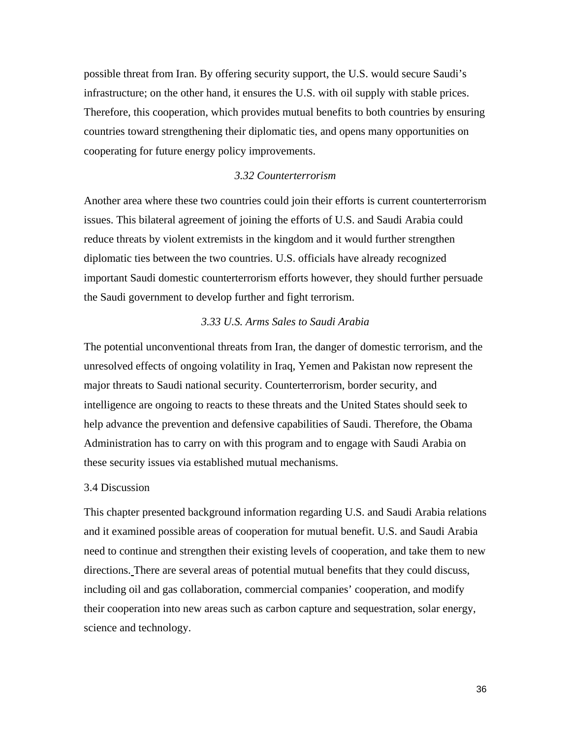possible threat from Iran. By offering security support, the U.S. would secure Saudi's infrastructure; on the other hand, it ensures the U.S. with oil supply with stable prices. Therefore, this cooperation, which provides mutual benefits to both countries by ensuring countries toward strengthening their diplomatic ties, and opens many opportunities on cooperating for future energy policy improvements.

### *3.32 Counterterrorism*

Another area where these two countries could join their efforts is current counterterrorism issues. This bilateral agreement of joining the efforts of U.S. and Saudi Arabia could reduce threats by violent extremists in the kingdom and it would further strengthen diplomatic ties between the two countries. U.S. officials have already recognized important Saudi domestic counterterrorism efforts however, they should further persuade the Saudi government to develop further and fight terrorism.

### *3.33 U.S. Arms Sales to Saudi Arabia*

The potential unconventional threats from Iran, the danger of domestic terrorism, and the unresolved effects of ongoing volatility in Iraq, Yemen and Pakistan now represent the major threats to Saudi national security. Counterterrorism, border security, and intelligence are ongoing to reacts to these threats and the United States should seek to help advance the prevention and defensive capabilities of Saudi. Therefore, the Obama Administration has to carry on with this program and to engage with Saudi Arabia on these security issues via established mutual mechanisms.

## 3.4 Discussion

This chapter presented background information regarding U.S. and Saudi Arabia relations and it examined possible areas of cooperation for mutual benefit. U.S. and Saudi Arabia need to continue and strengthen their existing levels of cooperation, and take them to new directions. There are several areas of potential mutual benefits that they could discuss, including oil and gas collaboration, commercial companies' cooperation, and modify their cooperation into new areas such as carbon capture and sequestration, solar energy, science and technology.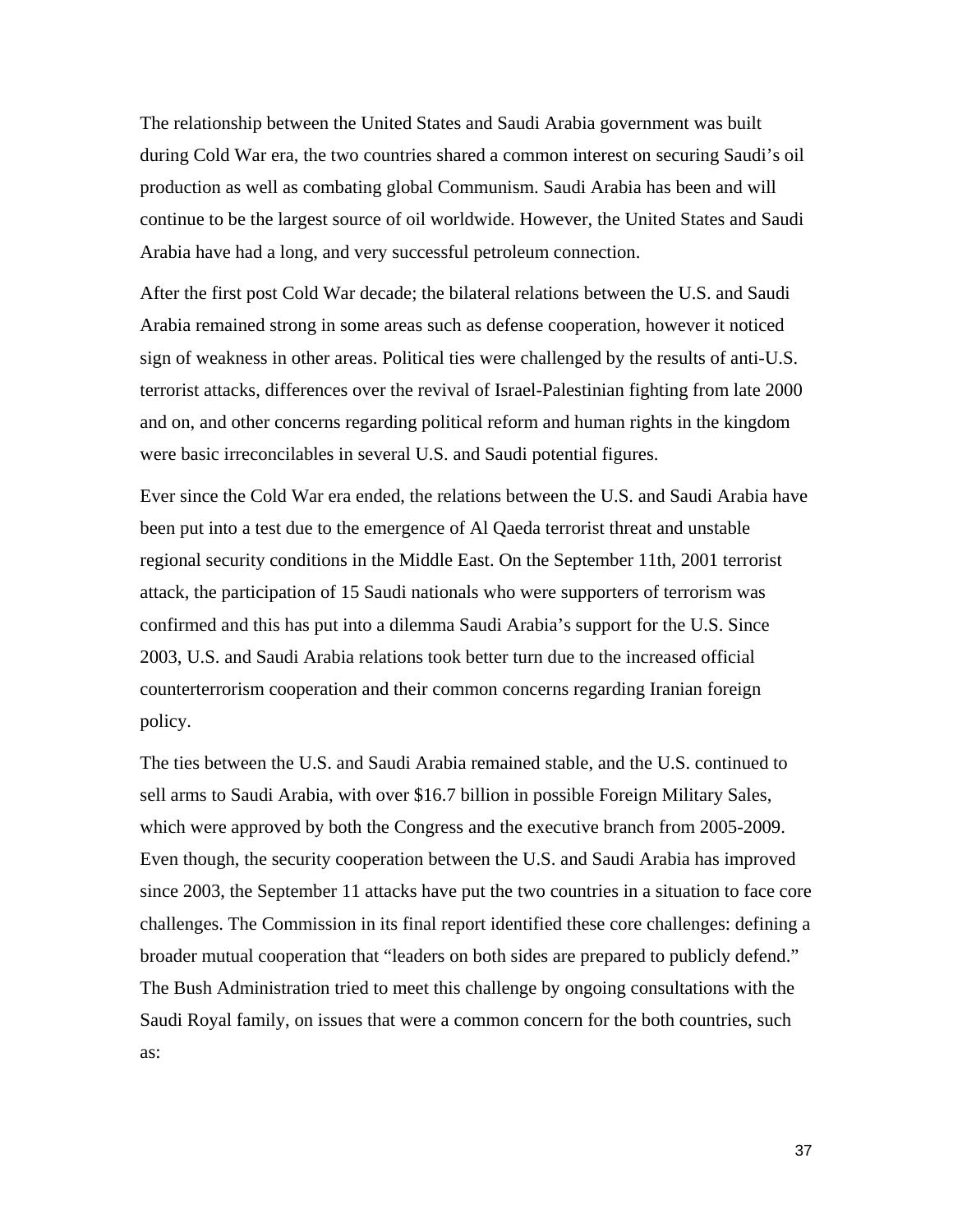The relationship between the United States and Saudi Arabia government was built during Cold War era, the two countries shared a common interest on securing Saudi's oil production as well as combating global Communism. Saudi Arabia has been and will continue to be the largest source of oil worldwide. However, the United States and Saudi Arabia have had a long, and very successful petroleum connection.

After the first post Cold War decade; the bilateral relations between the U.S. and Saudi Arabia remained strong in some areas such as defense cooperation, however it noticed sign of weakness in other areas. Political ties were challenged by the results of anti-U.S. terrorist attacks, differences over the revival of Israel-Palestinian fighting from late 2000 and on, and other concerns regarding political reform and human rights in the kingdom were basic irreconcilables in several U.S. and Saudi potential figures.

Ever since the Cold War era ended, the relations between the U.S. and Saudi Arabia have been put into a test due to the emergence of Al Qaeda terrorist threat and unstable regional security conditions in the Middle East. On the September 11th, 2001 terrorist attack, the participation of 15 Saudi nationals who were supporters of terrorism was confirmed and this has put into a dilemma Saudi Arabia's support for the U.S. Since 2003, U.S. and Saudi Arabia relations took better turn due to the increased official counterterrorism cooperation and their common concerns regarding Iranian foreign policy.

The ties between the U.S. and Saudi Arabia remained stable, and the U.S. continued to sell arms to Saudi Arabia, with over $16.7 billion in possible Foreign Military Sales, which were approved by both the Congress and the executive branch from 2005-2009. Even though, the security cooperation between the U.S. and Saudi Arabia has improved since 2003, the September 11 attacks have put the two countries in a situation to face core challenges. The Commission in its final report identified these core challenges: defining a broader mutual cooperation that "leaders on both sides are prepared to publicly defend." The Bush Administration tried to meet this challenge by ongoing consultations with the Saudi Royal family, on issues that were a common concern for the both countries, such as: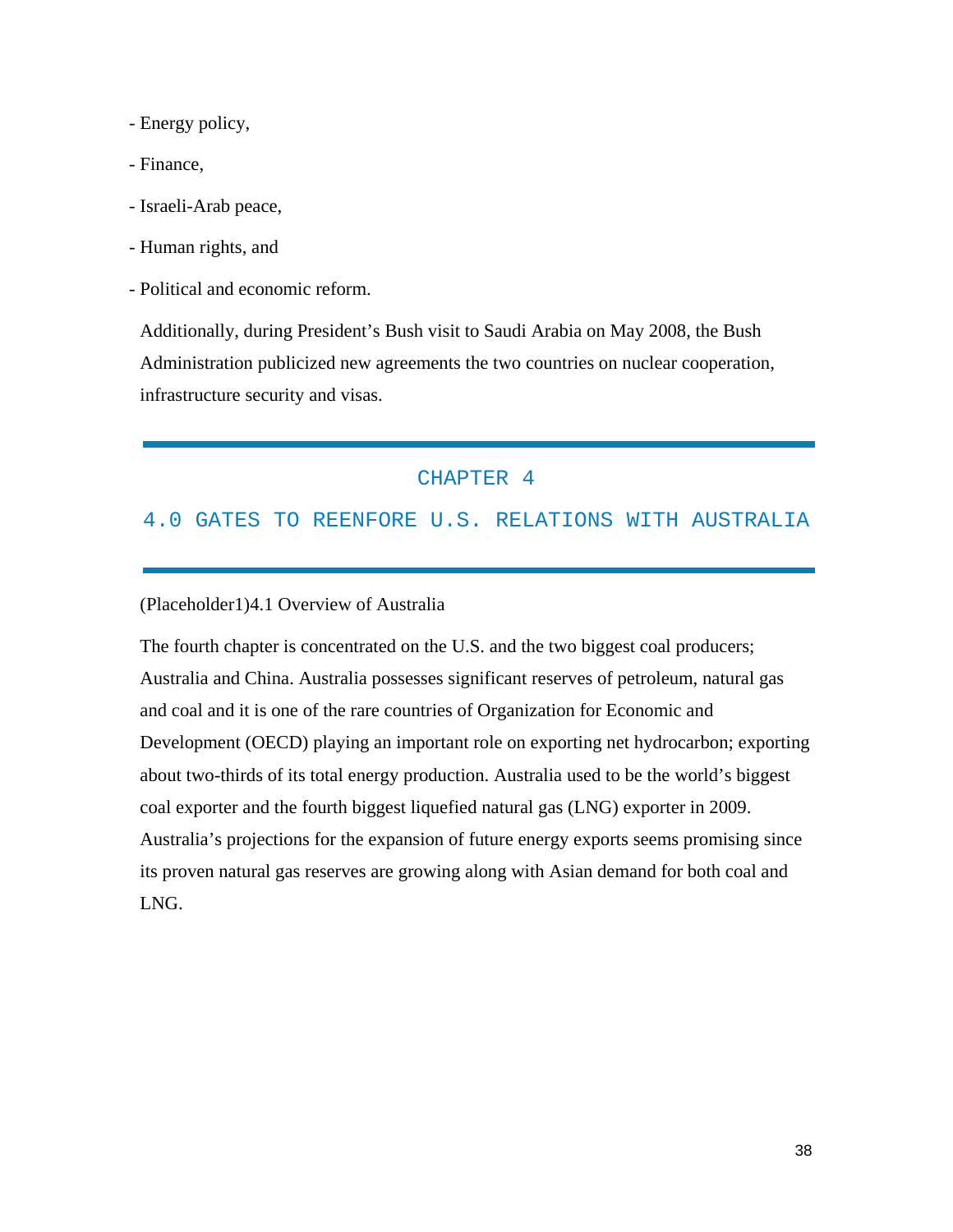- Energy policy,
- Finance,
- Israeli-Arab peace,
- Human rights, and
- Political and economic reform.

Additionally, during President's Bush visit to Saudi Arabia on May 2008, the Bush Administration publicized new agreements the two countries on nuclear cooperation, infrastructure security and visas.

# CHAPTER 4

# 4.0 GATES TO REENFORE U.S. RELATIONS WITH AUSTRALIA

(Placeholder1)4.1 Overview of Australia

The fourth chapter is concentrated on the U.S. and the two biggest coal producers; Australia and China. Australia possesses significant reserves of petroleum, natural gas and coal and it is one of the rare countries of Organization for Economic and Development (OECD) playing an important role on exporting net hydrocarbon; exporting about two-thirds of its total energy production. Australia used to be the world's biggest coal exporter and the fourth biggest liquefied natural gas (LNG) exporter in 2009. Australia's projections for the expansion of future energy exports seems promising since its proven natural gas reserves are growing along with Asian demand for both coal and LNG.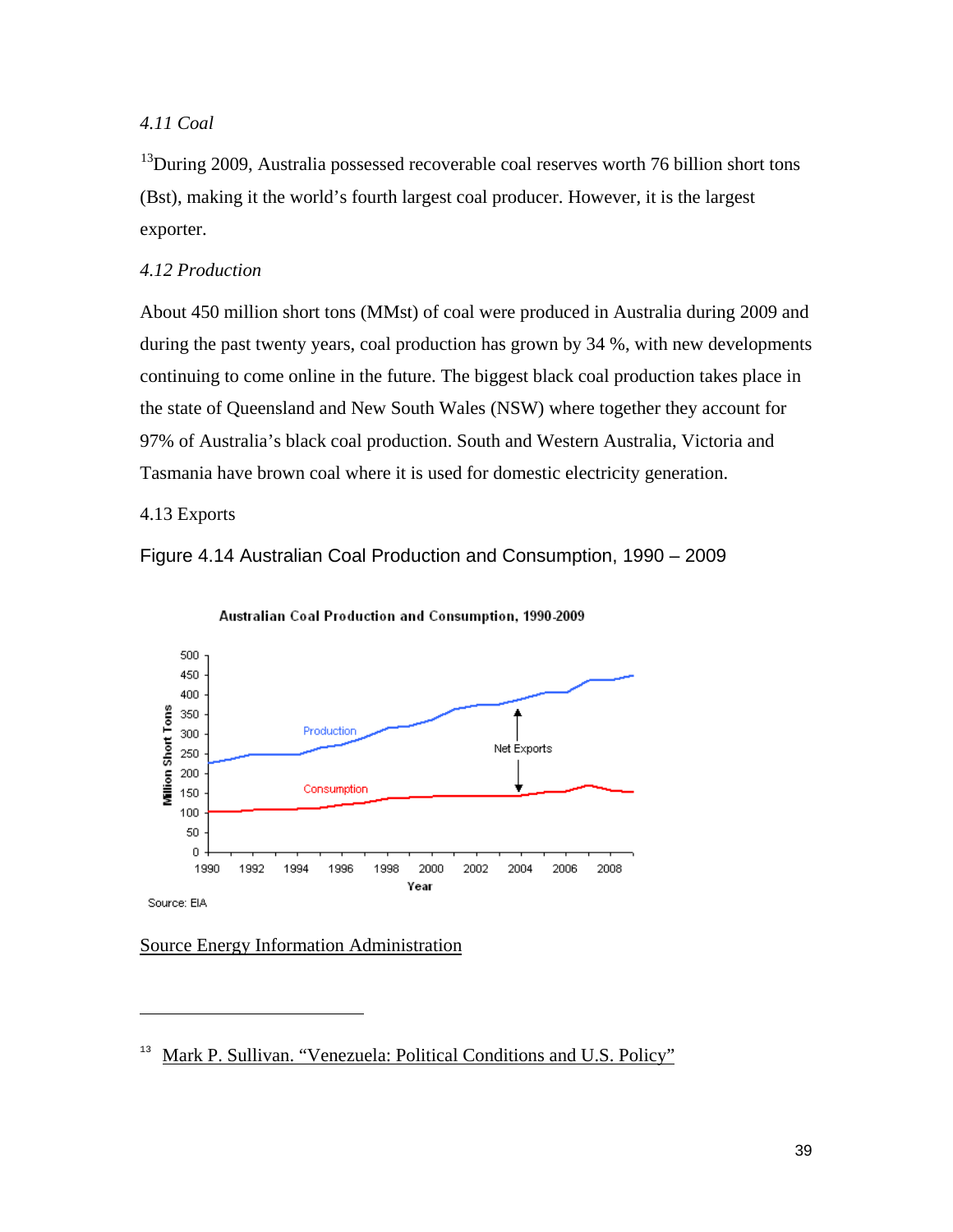### *4.11 Coal*

[13]During 2009, Australia possessed recoverable coal reserves worth 76 billion short tons (Bst), making it the world's fourth largest coal producer. However, it is the largest exporter.

### *4.12 Production*

About 450 million short tons (MMst) of coal were produced in Australia during 2009 and during the past twenty years, coal production has grown by 34 %, with new developments continuing to come online in the future. The biggest black coal production takes place in the state of Queensland and New South Wales (NSW) where together they account for 97% of Australia's black coal production. South and Western Australia, Victoria and Tasmania have brown coal where it is used for domestic electricity generation.

### 4.13 Exports

Figure 4.14 Australian Coal Production and Consumption, 1990 – 2009

Source Energy Information Administration

---

[13] Mark P. Sullivan. "Venezuela: Political Conditions and U.S. Policy"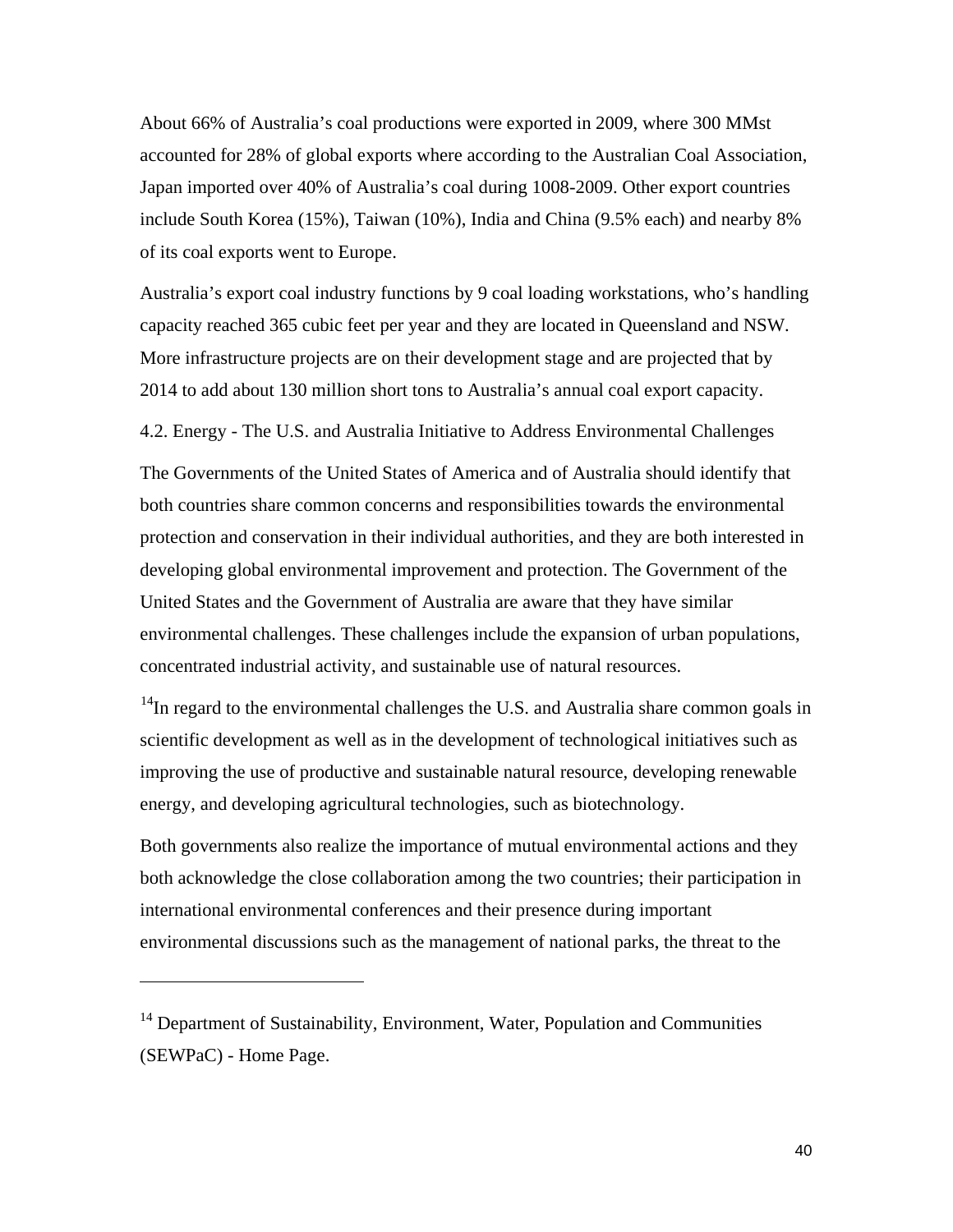About 66% of Australia's coal productions were exported in 2009, where 300 MMst accounted for 28% of global exports where according to the Australian Coal Association, Japan imported over 40% of Australia's coal during 1008-2009. Other export countries include South Korea (15%), Taiwan (10%), India and China (9.5% each) and nearby 8% of its coal exports went to Europe.

Australia's export coal industry functions by 9 coal loading workstations, who's handling capacity reached 365 cubic feet per year and they are located in Queensland and NSW. More infrastructure projects are on their development stage and are projected that by 2014 to add about 130 million short tons to Australia's annual coal export capacity.

4.2. Energy - The U.S. and Australia Initiative to Address Environmental Challenges

The Governments of the United States of America and of Australia should identify that both countries share common concerns and responsibilities towards the environmental protection and conservation in their individual authorities, and they are both interested in developing global environmental improvement and protection. The Government of the United States and the Government of Australia are aware that they have similar environmental challenges. These challenges include the expansion of urban populations, concentrated industrial activity, and sustainable use of natural resources.

[14]In regard to the environmental challenges the U.S. and Australia share common goals in scientific development as well as in the development of technological initiatives such as improving the use of productive and sustainable natural resource, developing renewable energy, and developing agricultural technologies, such as biotechnology.

Both governments also realize the importance of mutual environmental actions and they both acknowledge the close collaboration among the two countries; their participation in international environmental conferences and their presence during important environmental discussions such as the management of national parks, the threat to the

---

[14] Department of Sustainability, Environment, Water, Population and Communities (SEWPaC) - Home Page.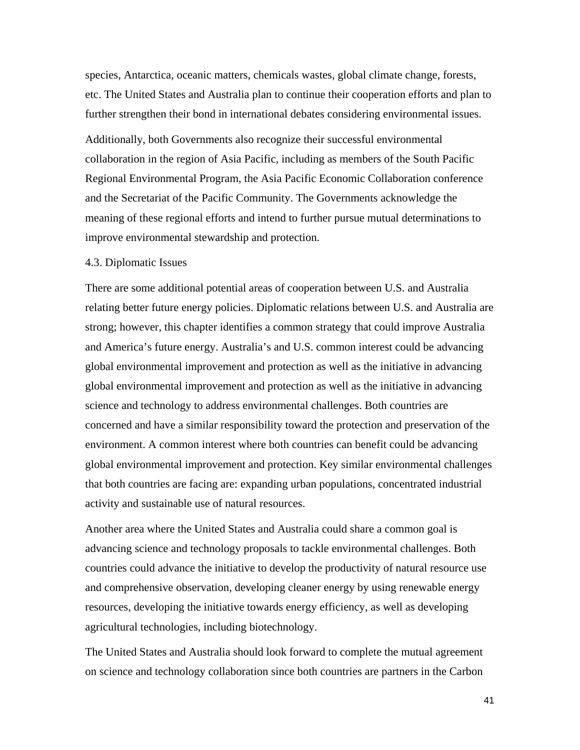species, Antarctica, oceanic matters, chemicals wastes, global climate change, forests, etc. The United States and Australia plan to continue their cooperation efforts and plan to further strengthen their bond in international debates considering environmental issues.

Additionally, both Governments also recognize their successful environmental collaboration in the region of Asia Pacific, including as members of the South Pacific Regional Environmental Program, the Asia Pacific Economic Collaboration conference and the Secretariat of the Pacific Community. The Governments acknowledge the meaning of these regional efforts and intend to further pursue mutual determinations to improve environmental stewardship and protection.

### 4.3. Diplomatic Issues

There are some additional potential areas of cooperation between U.S. and Australia relating better future energy policies. Diplomatic relations between U.S. and Australia are strong; however, this chapter identifies a common strategy that could improve Australia and America's future energy. Australia's and U.S. common interest could be advancing global environmental improvement and protection as well as the initiative in advancing global environmental improvement and protection as well as the initiative in advancing science and technology to address environmental challenges. Both countries are concerned and have a similar responsibility toward the protection and preservation of the environment. A common interest where both countries can benefit could be advancing global environmental improvement and protection. Key similar environmental challenges that both countries are facing are: expanding urban populations, concentrated industrial activity and sustainable use of natural resources.

Another area where the United States and Australia could share a common goal is advancing science and technology proposals to tackle environmental challenges. Both countries could advance the initiative to develop the productivity of natural resource use and comprehensive observation, developing cleaner energy by using renewable energy resources, developing the initiative towards energy efficiency, as well as developing agricultural technologies, including biotechnology.

The United States and Australia should look forward to complete the mutual agreement on science and technology collaboration since both countries are partners in the Carbon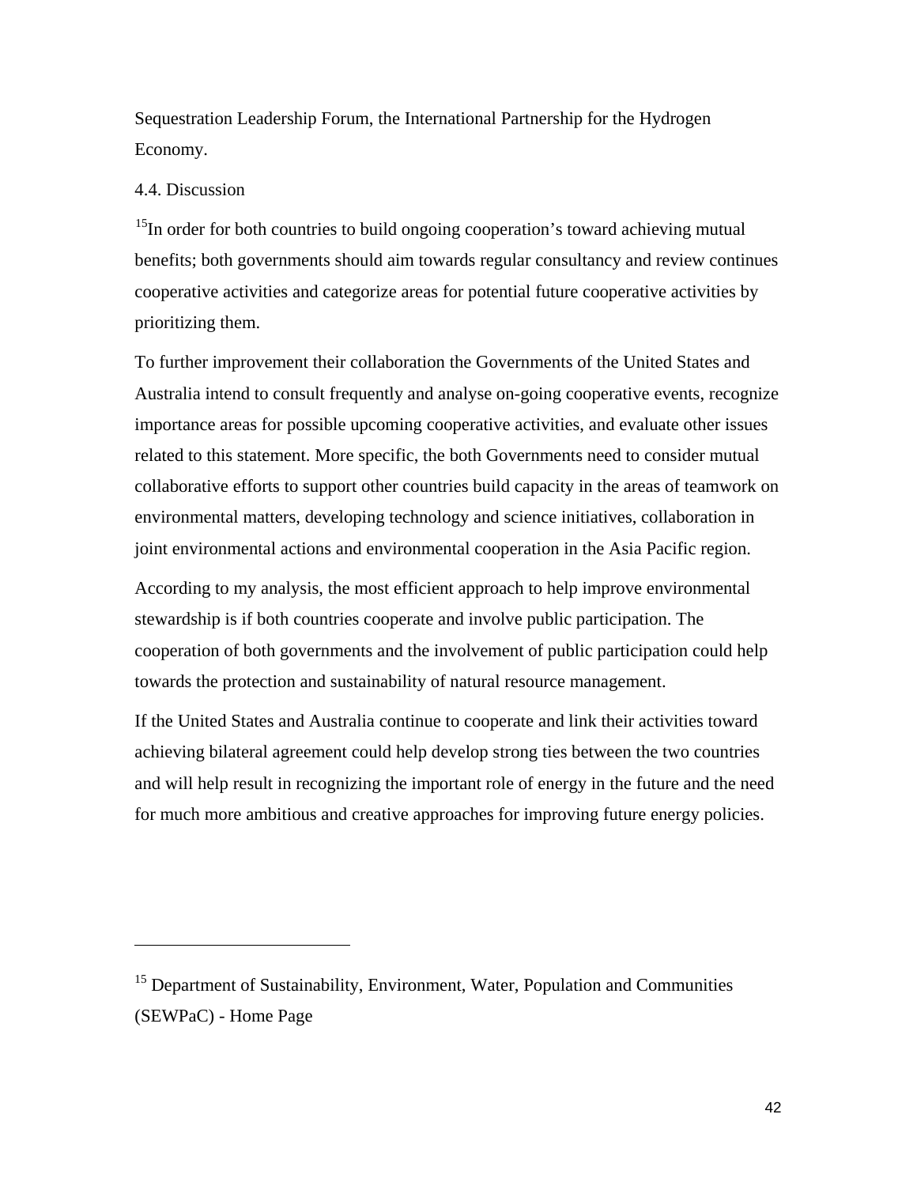Sequestration Leadership Forum, the International Partnership for the Hydrogen Economy.

## 4.4. Discussion

[15]In order for both countries to build ongoing cooperation's toward achieving mutual benefits; both governments should aim towards regular consultancy and review continues cooperative activities and categorize areas for potential future cooperative activities by prioritizing them.

To further improvement their collaboration the Governments of the United States and Australia intend to consult frequently and analyse on-going cooperative events, recognize importance areas for possible upcoming cooperative activities, and evaluate other issues related to this statement. More specific, the both Governments need to consider mutual collaborative efforts to support other countries build capacity in the areas of teamwork on environmental matters, developing technology and science initiatives, collaboration in joint environmental actions and environmental cooperation in the Asia Pacific region.

According to my analysis, the most efficient approach to help improve environmental stewardship is if both countries cooperate and involve public participation. The cooperation of both governments and the involvement of public participation could help towards the protection and sustainability of natural resource management.

If the United States and Australia continue to cooperate and link their activities toward achieving bilateral agreement could help develop strong ties between the two countries and will help result in recognizing the important role of energy in the future and the need for much more ambitious and creative approaches for improving future energy policies.

---

[15] Department of Sustainability, Environment, Water, Population and Communities (SEWPaC) - Home Page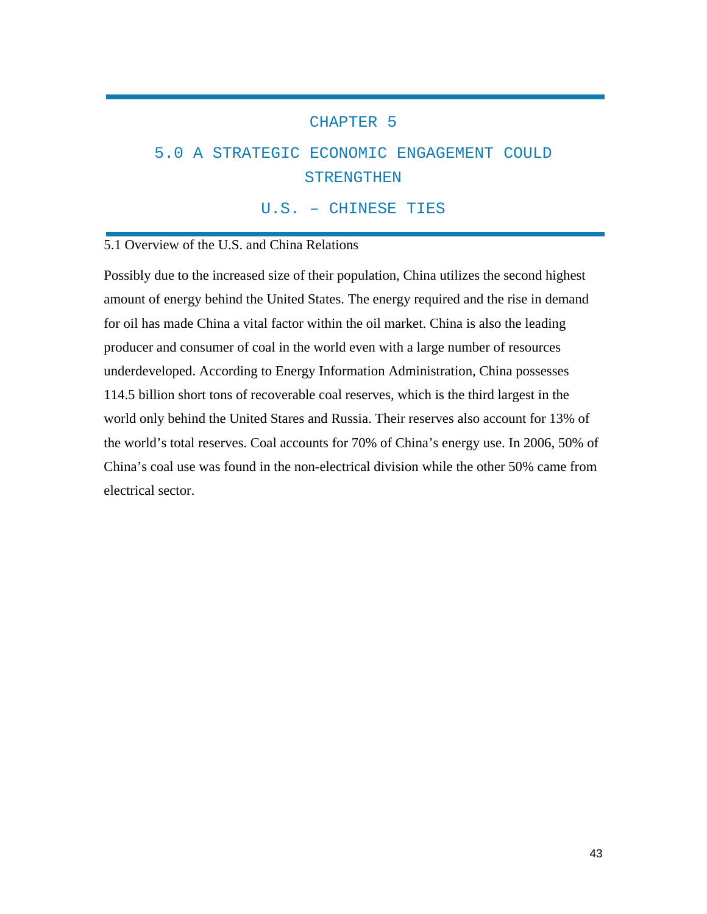# CHAPTER 5

# 5.0 A STRATEGIC ECONOMIC ENGAGEMENT COULD STRENGTHEN U.S. – CHINESE TIES

## 5.1 Overview of the U.S. and China Relations

Possibly due to the increased size of their population, China utilizes the second highest amount of energy behind the United States. The energy required and the rise in demand for oil has made China a vital factor within the oil market. China is also the leading producer and consumer of coal in the world even with a large number of resources underdeveloped. According to Energy Information Administration, China possesses 114.5 billion short tons of recoverable coal reserves, which is the third largest in the world only behind the United Stares and Russia. Their reserves also account for 13% of the world's total reserves. Coal accounts for 70% of China's energy use. In 2006, 50% of China's coal use was found in the non-electrical division while the other 50% came from electrical sector.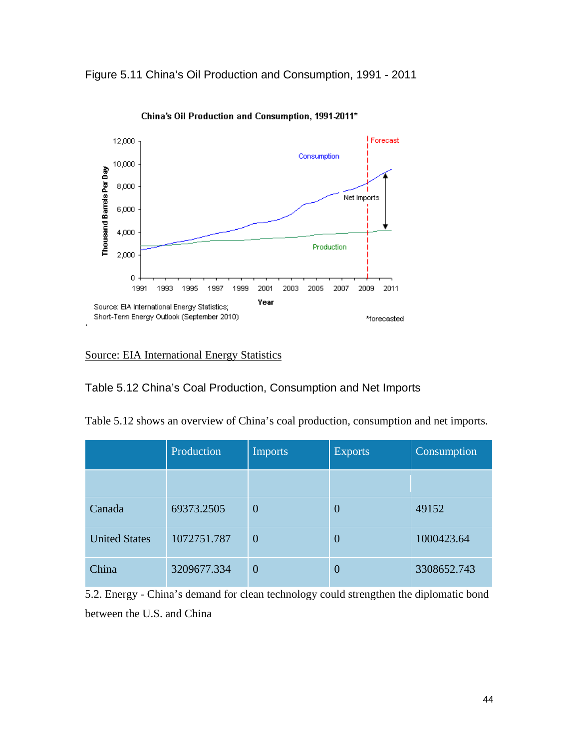Figure 5.11 China's Oil Production and Consumption, 1991 - 2011

Source: EIA International Energy Statistics

Table 5.12 China's Coal Production, Consumption and Net Imports

Table 5.12 shows an overview of China's coal production, consumption and net imports.

| | Production | Imports | Exports | Consumption |
|---|---|---|---|---|
| | | | | |
| Canada | 69373.2505 | 0 | 0 | 49152 |
| United States | 1072751.787 | 0 | 0 | 1000423.64 |
| China | 3209677.334 | 0 | 0 | 3308652.743 |

5.2. Energy - China's demand for clean technology could strengthen the diplomatic bond between the U.S. and China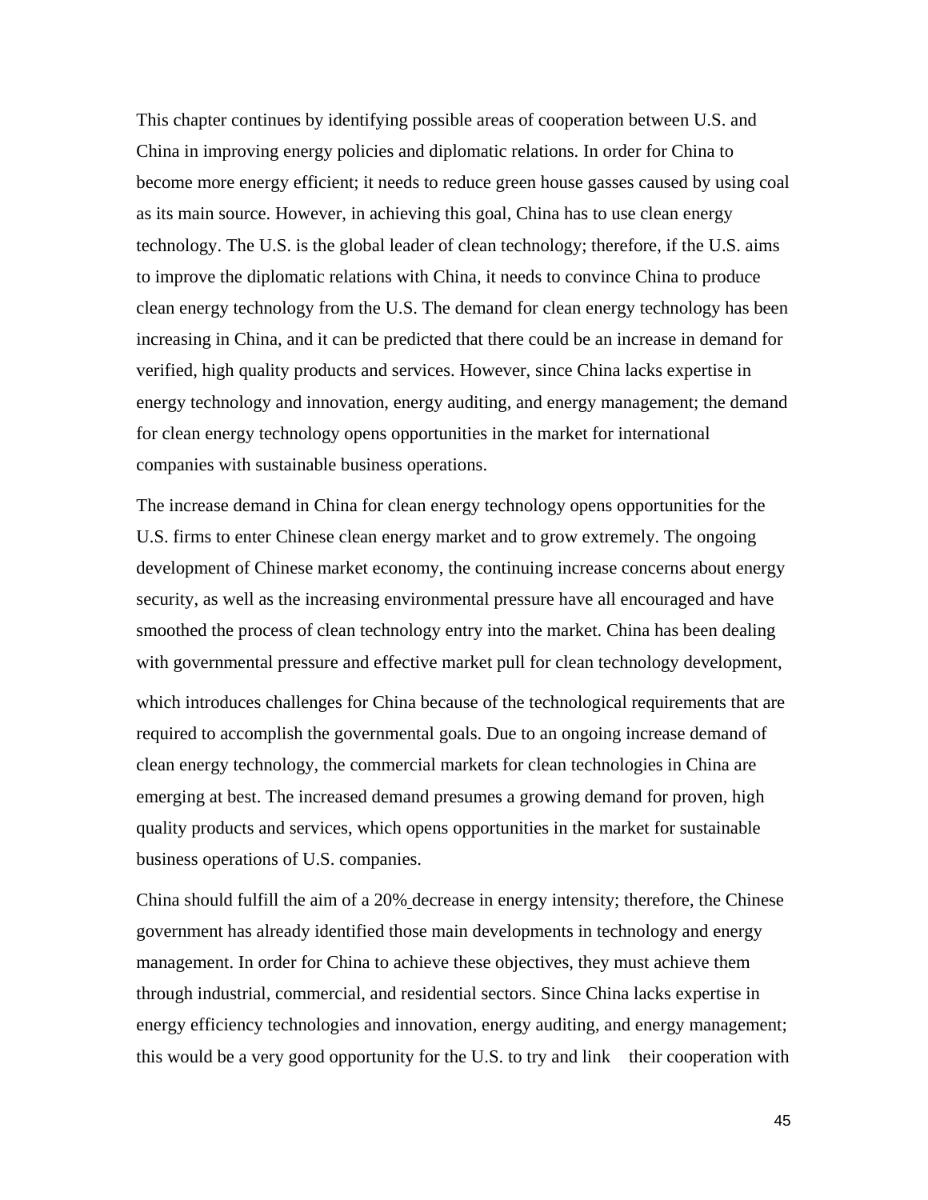This chapter continues by identifying possible areas of cooperation between U.S. and China in improving energy policies and diplomatic relations. In order for China to become more energy efficient; it needs to reduce green house gasses caused by using coal as its main source. However, in achieving this goal, China has to use clean energy technology. The U.S. is the global leader of clean technology; therefore, if the U.S. aims to improve the diplomatic relations with China, it needs to convince China to produce clean energy technology from the U.S. The demand for clean energy technology has been increasing in China, and it can be predicted that there could be an increase in demand for verified, high quality products and services. However, since China lacks expertise in energy technology and innovation, energy auditing, and energy management; the demand for clean energy technology opens opportunities in the market for international companies with sustainable business operations.

The increase demand in China for clean energy technology opens opportunities for the U.S. firms to enter Chinese clean energy market and to grow extremely. The ongoing development of Chinese market economy, the continuing increase concerns about energy security, as well as the increasing environmental pressure have all encouraged and have smoothed the process of clean technology entry into the market. China has been dealing with governmental pressure and effective market pull for clean technology development, which introduces challenges for China because of the technological requirements that are required to accomplish the governmental goals. Due to an ongoing increase demand of clean energy technology, the commercial markets for clean technologies in China are emerging at best. The increased demand presumes a growing demand for proven, high quality products and services, which opens opportunities in the market for sustainable business operations of U.S. companies.

China should fulfill the aim of a 20% decrease in energy intensity; therefore, the Chinese government has already identified those main developments in technology and energy management. In order for China to achieve these objectives, they must achieve them through industrial, commercial, and residential sectors. Since China lacks expertise in energy efficiency technologies and innovation, energy auditing, and energy management; this would be a very good opportunity for the U.S. to try and link their cooperation with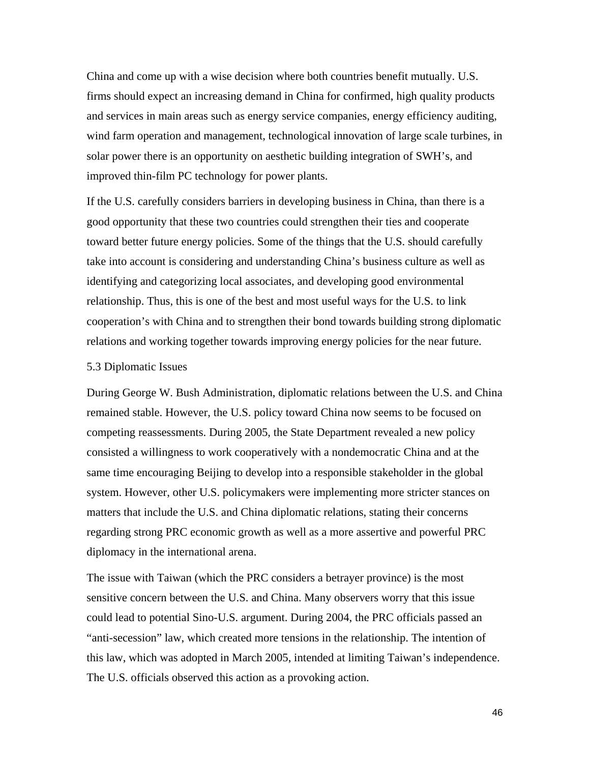China and come up with a wise decision where both countries benefit mutually. U.S. firms should expect an increasing demand in China for confirmed, high quality products and services in main areas such as energy service companies, energy efficiency auditing, wind farm operation and management, technological innovation of large scale turbines, in solar power there is an opportunity on aesthetic building integration of SWH's, and improved thin-film PC technology for power plants.

If the U.S. carefully considers barriers in developing business in China, than there is a good opportunity that these two countries could strengthen their ties and cooperate toward better future energy policies. Some of the things that the U.S. should carefully take into account is considering and understanding China's business culture as well as identifying and categorizing local associates, and developing good environmental relationship. Thus, this is one of the best and most useful ways for the U.S. to link cooperation's with China and to strengthen their bond towards building strong diplomatic relations and working together towards improving energy policies for the near future.

### 5.3 Diplomatic Issues

During George W. Bush Administration, diplomatic relations between the U.S. and China remained stable. However, the U.S. policy toward China now seems to be focused on competing reassessments. During 2005, the State Department revealed a new policy consisted a willingness to work cooperatively with a nondemocratic China and at the same time encouraging Beijing to develop into a responsible stakeholder in the global system. However, other U.S. policymakers were implementing more stricter stances on matters that include the U.S. and China diplomatic relations, stating their concerns regarding strong PRC economic growth as well as a more assertive and powerful PRC diplomacy in the international arena.

The issue with Taiwan (which the PRC considers a betrayer province) is the most sensitive concern between the U.S. and China. Many observers worry that this issue could lead to potential Sino-U.S. argument. During 2004, the PRC officials passed an "anti-secession" law, which created more tensions in the relationship. The intention of this law, which was adopted in March 2005, intended at limiting Taiwan's independence. The U.S. officials observed this action as a provoking action.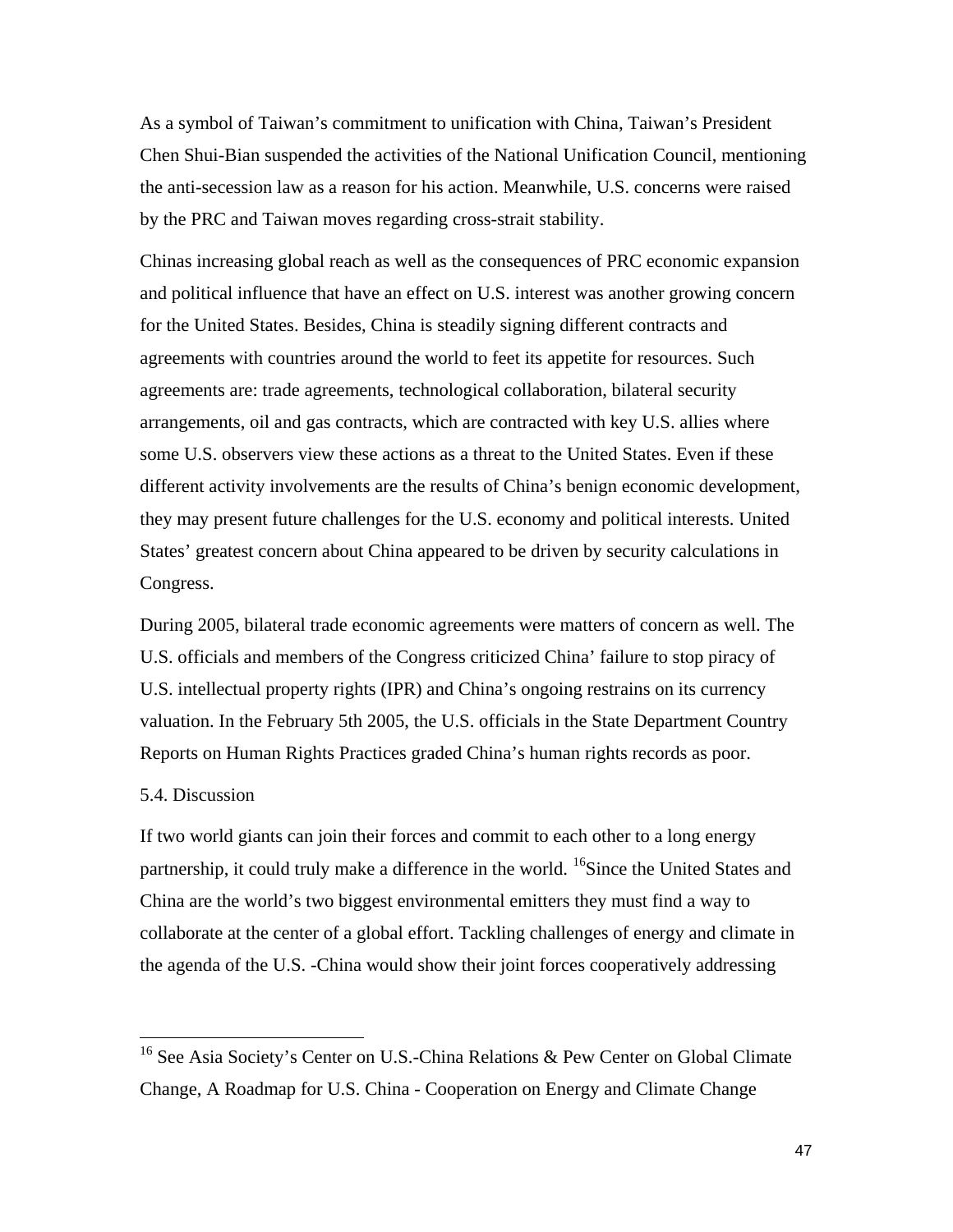As a symbol of Taiwan's commitment to unification with China, Taiwan's President Chen Shui-Bian suspended the activities of the National Unification Council, mentioning the anti-secession law as a reason for his action. Meanwhile, U.S. concerns were raised by the PRC and Taiwan moves regarding cross-strait stability.

Chinas increasing global reach as well as the consequences of PRC economic expansion and political influence that have an effect on U.S. interest was another growing concern for the United States. Besides, China is steadily signing different contracts and agreements with countries around the world to feet its appetite for resources. Such agreements are: trade agreements, technological collaboration, bilateral security arrangements, oil and gas contracts, which are contracted with key U.S. allies where some U.S. observers view these actions as a threat to the United States. Even if these different activity involvements are the results of China's benign economic development, they may present future challenges for the U.S. economy and political interests. United States' greatest concern about China appeared to be driven by security calculations in Congress.

During 2005, bilateral trade economic agreements were matters of concern as well. The U.S. officials and members of the Congress criticized China' failure to stop piracy of U.S. intellectual property rights (IPR) and China's ongoing restrains on its currency valuation. In the February 5th 2005, the U.S. officials in the State Department Country Reports on Human Rights Practices graded China's human rights records as poor.

### 5.4. Discussion

If two world giants can join their forces and commit to each other to a long energy partnership, it could truly make a difference in the world. [16]Since the United States and China are the world's two biggest environmental emitters they must find a way to collaborate at the center of a global effort. Tackling challenges of energy and climate in the agenda of the U.S. -China would show their joint forces cooperatively addressing

---

[16] See Asia Society's Center on U.S.-China Relations & Pew Center on Global Climate Change, A Roadmap for U.S. China - Cooperation on Energy and Climate Change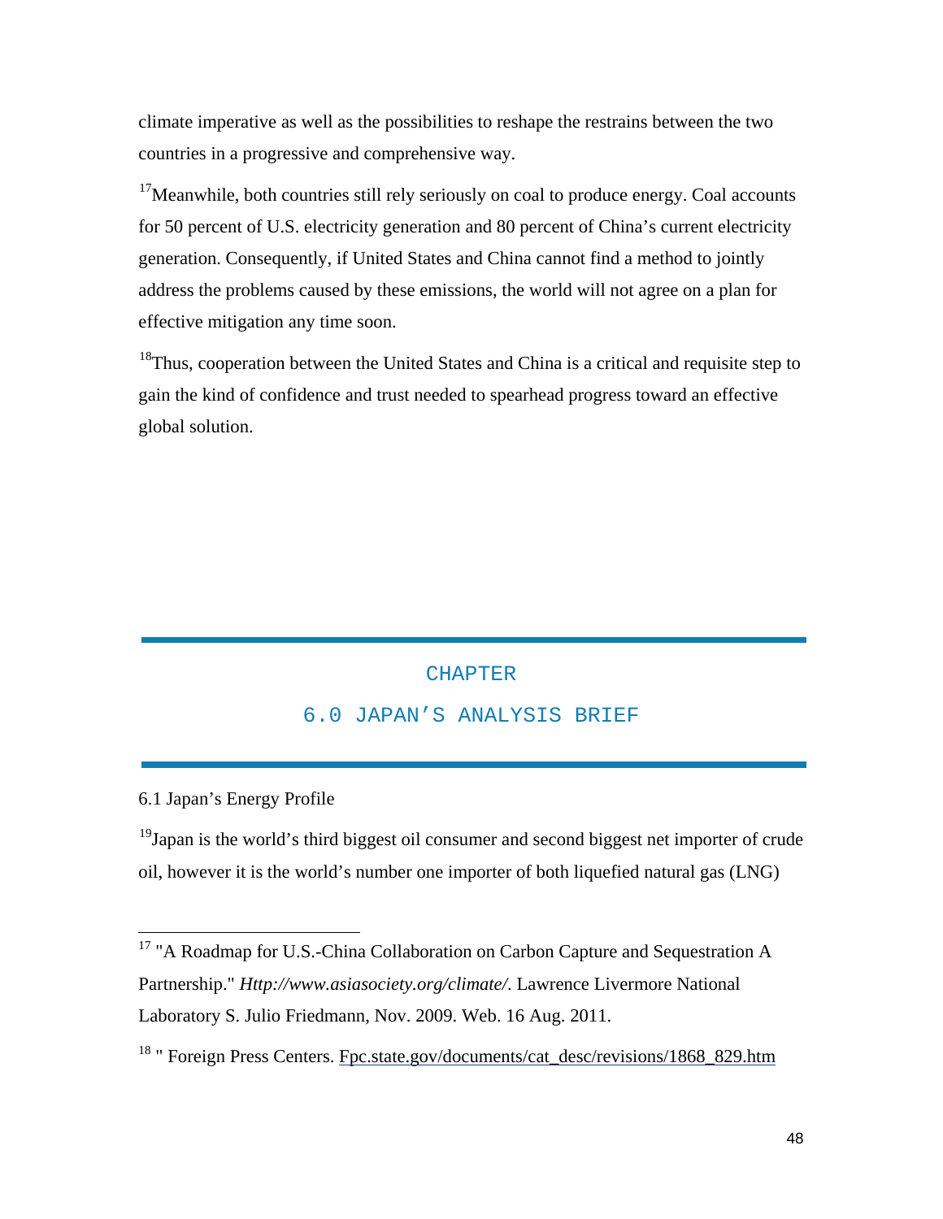climate imperative as well as the possibilities to reshape the restrains between the two countries in a progressive and comprehensive way.

[17]Meanwhile, both countries still rely seriously on coal to produce energy. Coal accounts for 50 percent of U.S. electricity generation and 80 percent of China's current electricity generation. Consequently, if United States and China cannot find a method to jointly address the problems caused by these emissions, the world will not agree on a plan for effective mitigation any time soon.

[18]Thus, cooperation between the United States and China is a critical and requisite step to gain the kind of confidence and trust needed to spearhead progress toward an effective global solution.

# CHAPTER
# 6.0 JAPAN'S ANALYSIS BRIEF

## 6.1 Japan's Energy Profile

[19]Japan is the world's third biggest oil consumer and second biggest net importer of crude oil, however it is the world's number one importer of both liquefied natural gas (LNG)

---

[17] "A Roadmap for U.S.-China Collaboration on Carbon Capture and Sequestration A Partnership." *Http://www.asiasociety.org/climate/*. Lawrence Livermore National Laboratory S. Julio Friedmann, Nov. 2009. Web. 16 Aug. 2011.

[18] " Foreign Press Centers. Fpc.state.gov/documents/cat_desc/revisions/1868_829.htm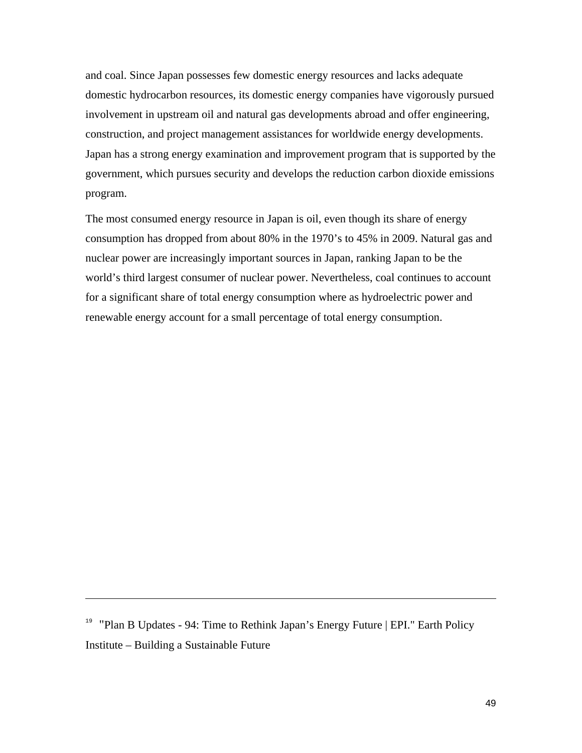and coal. Since Japan possesses few domestic energy resources and lacks adequate domestic hydrocarbon resources, its domestic energy companies have vigorously pursued involvement in upstream oil and natural gas developments abroad and offer engineering, construction, and project management assistances for worldwide energy developments. Japan has a strong energy examination and improvement program that is supported by the government, which pursues security and develops the reduction carbon dioxide emissions program.

The most consumed energy resource in Japan is oil, even though its share of energy consumption has dropped from about 80% in the 1970's to 45% in 2009. Natural gas and nuclear power are increasingly important sources in Japan, ranking Japan to be the world's third largest consumer of nuclear power. Nevertheless, coal continues to account for a significant share of total energy consumption where as hydroelectric power and renewable energy account for a small percentage of total energy consumption.

---

[19] "Plan B Updates - 94: Time to Rethink Japan's Energy Future | EPI." Earth Policy Institute – Building a Sustainable Future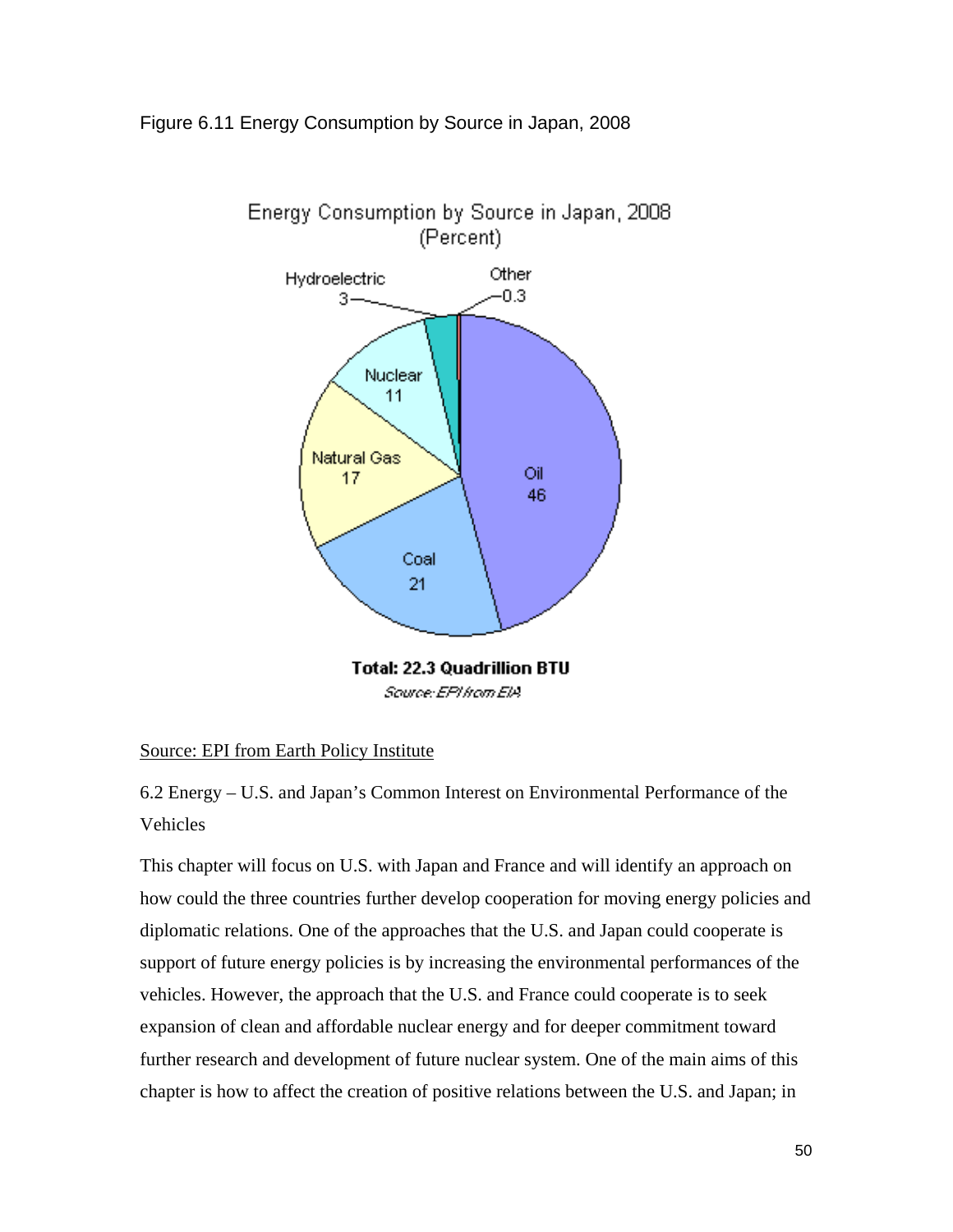Figure 6.11 Energy Consumption by Source in Japan, 2008

Source: EPI from Earth Policy Institute

6.2 Energy – U.S. and Japan's Common Interest on Environmental Performance of the Vehicles

This chapter will focus on U.S. with Japan and France and will identify an approach on how could the three countries further develop cooperation for moving energy policies and diplomatic relations. One of the approaches that the U.S. and Japan could cooperate is support of future energy policies is by increasing the environmental performances of the vehicles. However, the approach that the U.S. and France could cooperate is to seek expansion of clean and affordable nuclear energy and for deeper commitment toward further research and development of future nuclear system. One of the main aims of this chapter is how to affect the creation of positive relations between the U.S. and Japan; in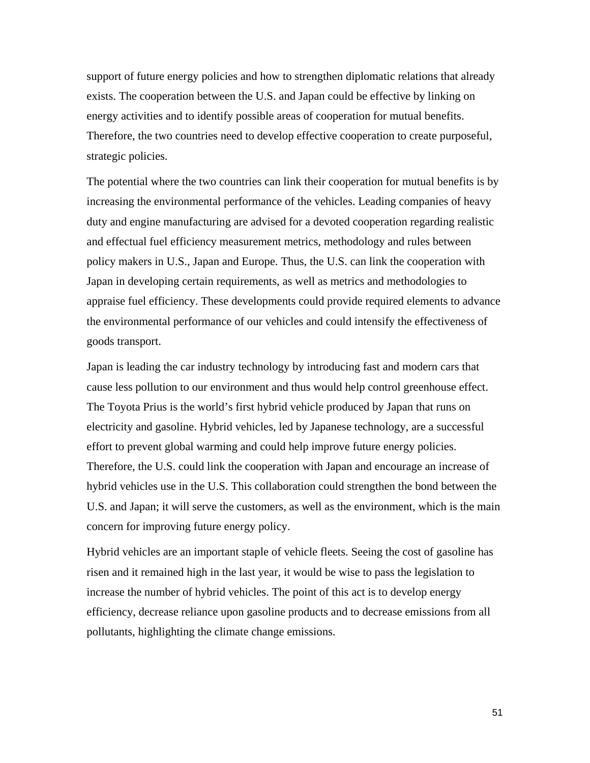support of future energy policies and how to strengthen diplomatic relations that already exists. The cooperation between the U.S. and Japan could be effective by linking on energy activities and to identify possible areas of cooperation for mutual benefits. Therefore, the two countries need to develop effective cooperation to create purposeful, strategic policies.

The potential where the two countries can link their cooperation for mutual benefits is by increasing the environmental performance of the vehicles. Leading companies of heavy duty and engine manufacturing are advised for a devoted cooperation regarding realistic and effectual fuel efficiency measurement metrics, methodology and rules between policy makers in U.S., Japan and Europe. Thus, the U.S. can link the cooperation with Japan in developing certain requirements, as well as metrics and methodologies to appraise fuel efficiency. These developments could provide required elements to advance the environmental performance of our vehicles and could intensify the effectiveness of goods transport.

Japan is leading the car industry technology by introducing fast and modern cars that cause less pollution to our environment and thus would help control greenhouse effect. The Toyota Prius is the world's first hybrid vehicle produced by Japan that runs on electricity and gasoline. Hybrid vehicles, led by Japanese technology, are a successful effort to prevent global warming and could help improve future energy policies. Therefore, the U.S. could link the cooperation with Japan and encourage an increase of hybrid vehicles use in the U.S. This collaboration could strengthen the bond between the U.S. and Japan; it will serve the customers, as well as the environment, which is the main concern for improving future energy policy.

Hybrid vehicles are an important staple of vehicle fleets. Seeing the cost of gasoline has risen and it remained high in the last year, it would be wise to pass the legislation to increase the number of hybrid vehicles. The point of this act is to develop energy efficiency, decrease reliance upon gasoline products and to decrease emissions from all pollutants, highlighting the climate change emissions.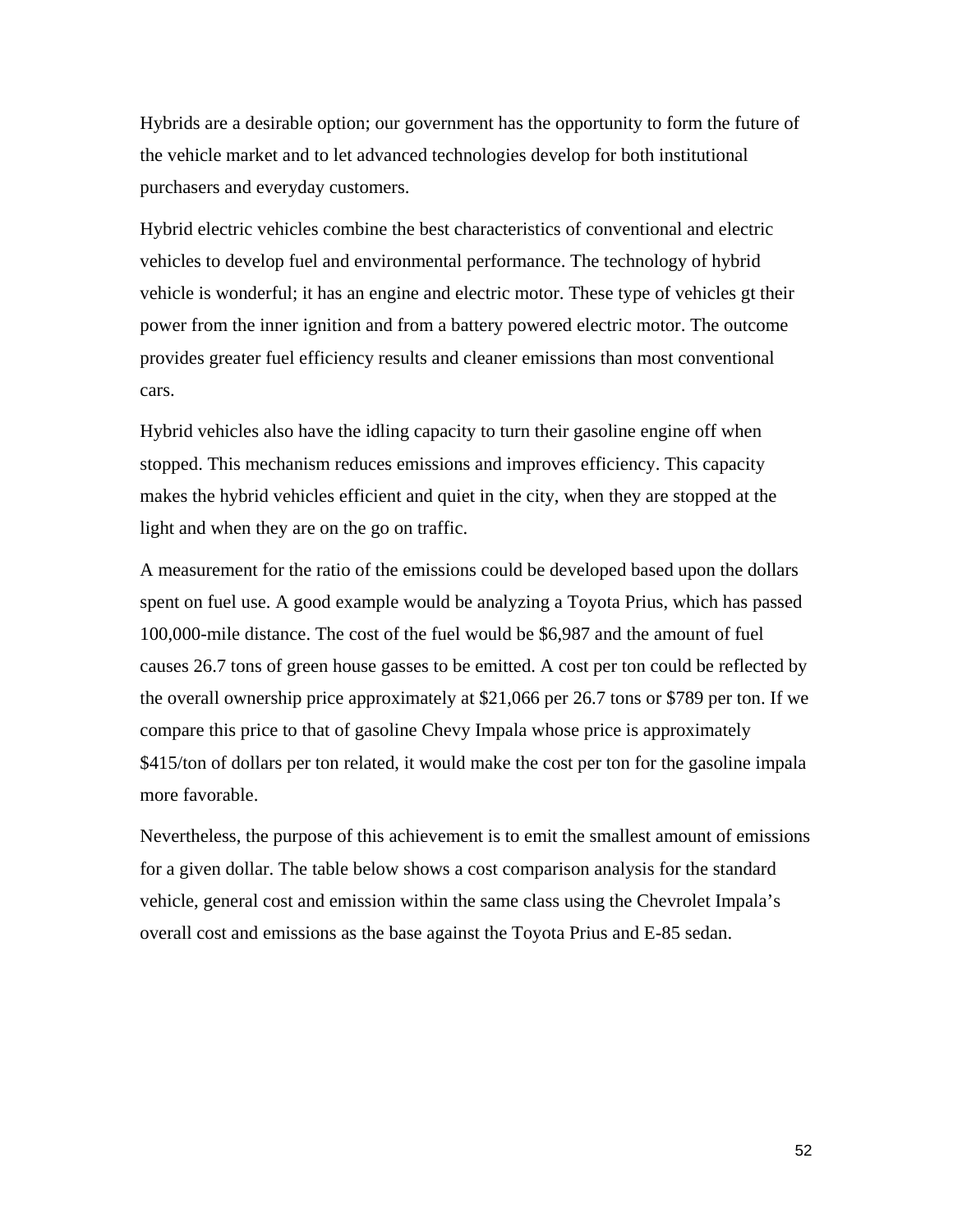Hybrids are a desirable option; our government has the opportunity to form the future of the vehicle market and to let advanced technologies develop for both institutional purchasers and everyday customers.

Hybrid electric vehicles combine the best characteristics of conventional and electric vehicles to develop fuel and environmental performance. The technology of hybrid vehicle is wonderful; it has an engine and electric motor. These type of vehicles gt their power from the inner ignition and from a battery powered electric motor. The outcome provides greater fuel efficiency results and cleaner emissions than most conventional cars.

Hybrid vehicles also have the idling capacity to turn their gasoline engine off when stopped. This mechanism reduces emissions and improves efficiency. This capacity makes the hybrid vehicles efficient and quiet in the city, when they are stopped at the light and when they are on the go on traffic.

A measurement for the ratio of the emissions could be developed based upon the dollars spent on fuel use. A good example would be analyzing a Toyota Prius, which has passed 100,000-mile distance. The cost of the fuel would be $6,987 and the amount of fuel causes 26.7 tons of green house gasses to be emitted. A cost per ton could be reflected by the overall ownership price approximately at $21,066 per 26.7 tons or $789 per ton. If we compare this price to that of gasoline Chevy Impala whose price is approximately $415/ton of dollars per ton related, it would make the cost per ton for the gasoline impala more favorable.

Nevertheless, the purpose of this achievement is to emit the smallest amount of emissions for a given dollar. The table below shows a cost comparison analysis for the standard vehicle, general cost and emission within the same class using the Chevrolet Impala's overall cost and emissions as the base against the Toyota Prius and E-85 sedan.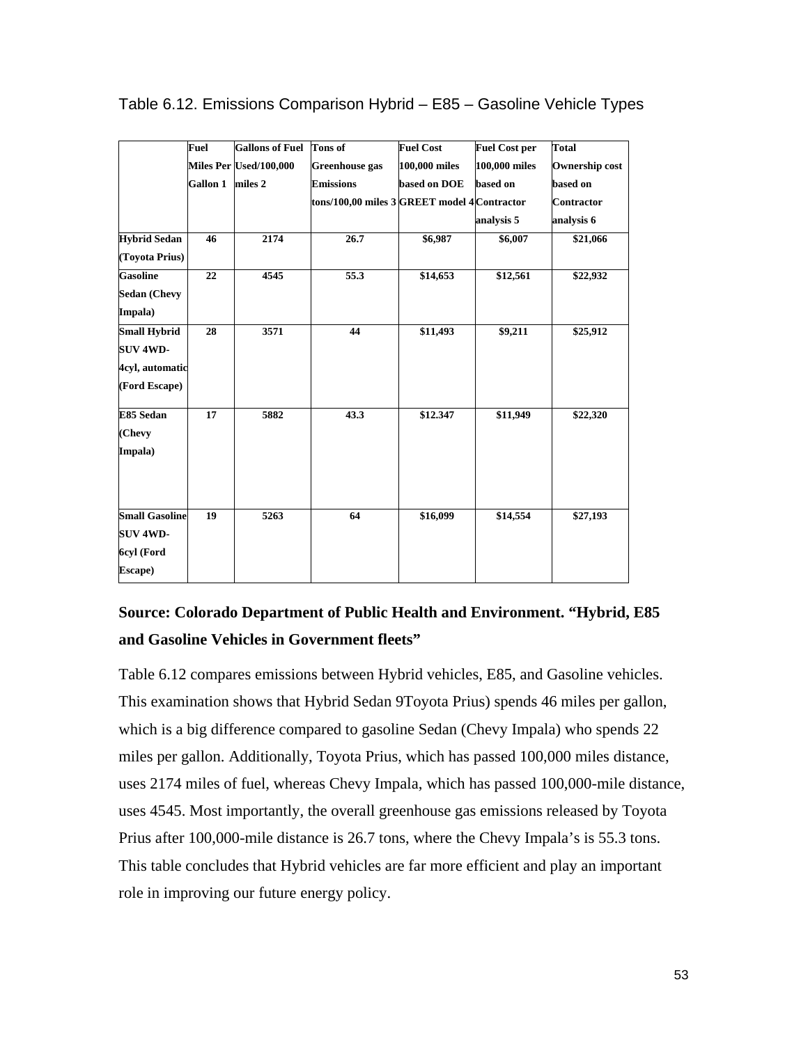Table 6.12. Emissions Comparison Hybrid – E85 – Gasoline Vehicle Types

| | Fuel Miles Per Gallon 1 | Gallons of Fuel Used/100,000 miles 2 | Tons of Greenhouse gas Emissions tons/100,00 miles 3 | Fuel Cost 100,000 miles based on DOE GREET model 4 | Fuel Cost per 100,000 miles based on Contractor analysis 5 | Total Ownership cost based on Contractor analysis 6 |
|---|---|---|---|---|---|---|
| **Hybrid Sedan (Toyota Prius)** | **46** | **2174** | **26.7** | **$6,987** | **$6,007** | **$21,066** |
| **Gasoline Sedan (Chevy Impala)** | **22** | **4545** | **55.3** | **$14,653** | **$12,561** | **$22,932** |
| **Small Hybrid SUV 4WD-4cyl, automatic (Ford Escape)** | **28** | **3571** | **44** | **$11,493** | **$9,211** | **$25,912** |
| **E85 Sedan (Chevy Impala)** | **17** | **5882** | **43.3** | **$12.347** | **$11,949** | **$22,320** |
| **Small Gasoline SUV 4WD-6cyl (Ford Escape)** | **19** | **5263** | **64** | **$16,099** | **$14,554** | **$27,193** |

**Source: Colorado Department of Public Health and Environment. "Hybrid, E85 and Gasoline Vehicles in Government fleets"**

Table 6.12 compares emissions between Hybrid vehicles, E85, and Gasoline vehicles. This examination shows that Hybrid Sedan 9Toyota Prius) spends 46 miles per gallon, which is a big difference compared to gasoline Sedan (Chevy Impala) who spends 22 miles per gallon. Additionally, Toyota Prius, which has passed 100,000 miles distance, uses 2174 miles of fuel, whereas Chevy Impala, which has passed 100,000-mile distance, uses 4545. Most importantly, the overall greenhouse gas emissions released by Toyota Prius after 100,000-mile distance is 26.7 tons, where the Chevy Impala's is 55.3 tons. This table concludes that Hybrid vehicles are far more efficient and play an important role in improving our future energy policy.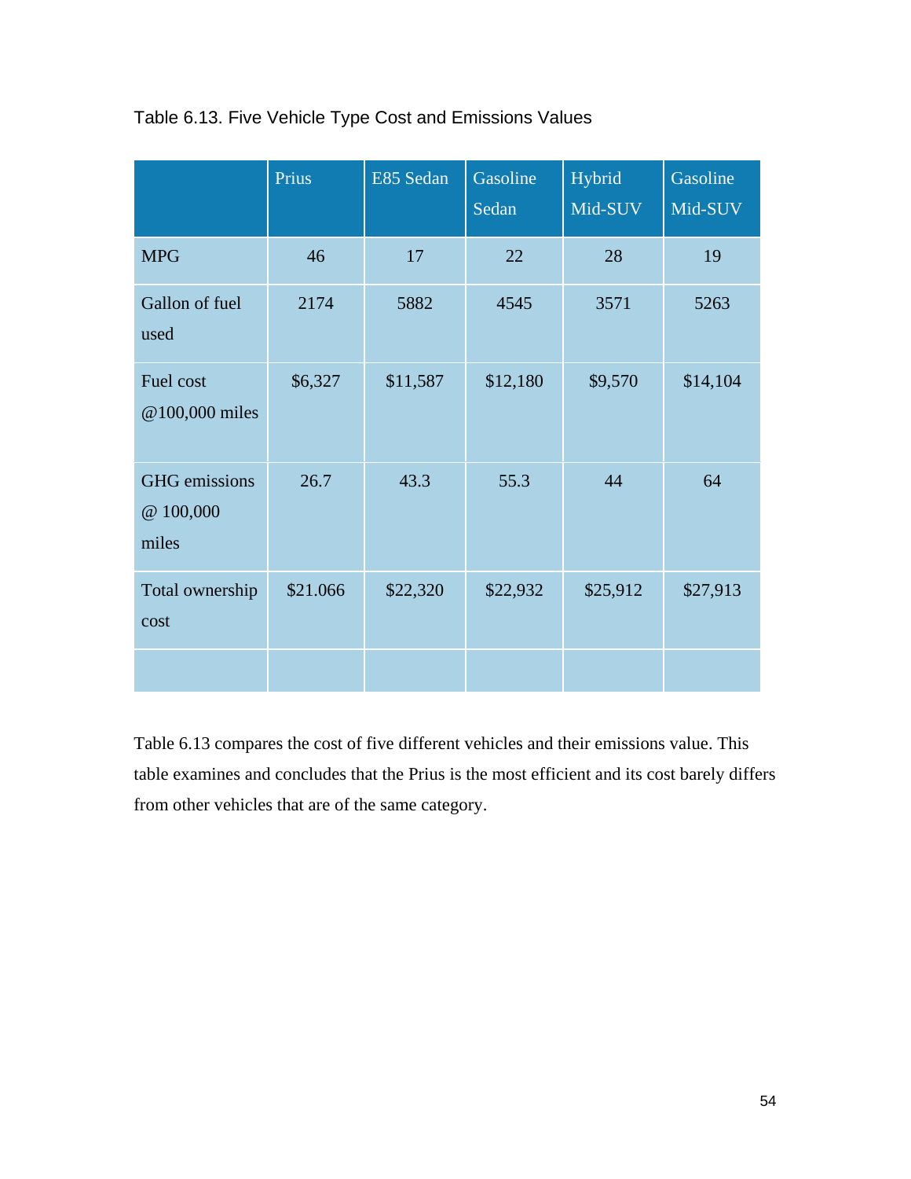Table 6.13. Five Vehicle Type Cost and Emissions Values

| | Prius | E85 Sedan | Gasoline Sedan | Hybrid Mid-SUV | Gasoline Mid-SUV |
|---|---|---|---|---|---|
| MPG | 46 | 17 | 22 | 28 | 19 |
| Gallon of fuel used | 2174 | 5882 | 4545 | 3571 | 5263 |
| Fuel cost @100,000 miles | $6,327 | $11,587 | $12,180 | $9,570 | $14,104 |
| GHG emissions @ 100,000 miles | 26.7 | 43.3 | 55.3 | 44 | 64 |
| Total ownership cost | $21.066 | $22,320 | $22,932 | $25,912 | $27,913 |
| | | | | | |

Table 6.13 compares the cost of five different vehicles and their emissions value. This table examines and concludes that the Prius is the most efficient and its cost barely differs from other vehicles that are of the same category.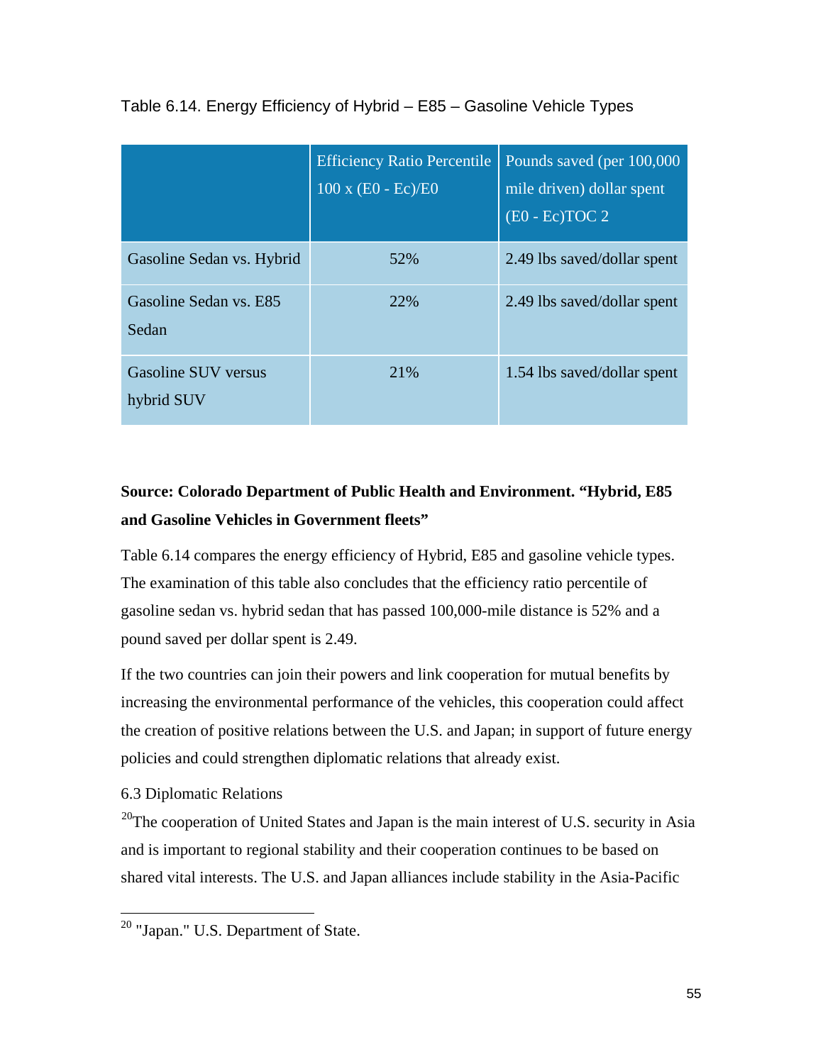Table 6.14. Energy Efficiency of Hybrid – E85 – Gasoline Vehicle Types

| | Efficiency Ratio Percentile 100 x (E0 - Ec)/E0 | Pounds saved (per 100,000 mile driven) dollar spent (E0 - Ec)TOC 2 |
|---|---|---|
| Gasoline Sedan vs. Hybrid | 52% | 2.49 lbs saved/dollar spent |
| Gasoline Sedan vs. E85 Sedan | 22% | 2.49 lbs saved/dollar spent |
| Gasoline SUV versus hybrid SUV | 21% | 1.54 lbs saved/dollar spent |

**Source: Colorado Department of Public Health and Environment. "Hybrid, E85 and Gasoline Vehicles in Government fleets"**

Table 6.14 compares the energy efficiency of Hybrid, E85 and gasoline vehicle types. The examination of this table also concludes that the efficiency ratio percentile of gasoline sedan vs. hybrid sedan that has passed 100,000-mile distance is 52% and a pound saved per dollar spent is 2.49.

If the two countries can join their powers and link cooperation for mutual benefits by increasing the environmental performance of the vehicles, this cooperation could affect the creation of positive relations between the U.S. and Japan; in support of future energy policies and could strengthen diplomatic relations that already exist.

6.3 Diplomatic Relations

[20]The cooperation of United States and Japan is the main interest of U.S. security in Asia and is important to regional stability and their cooperation continues to be based on shared vital interests. The U.S. and Japan alliances include stability in the Asia-Pacific

[20] "Japan." U.S. Department of State.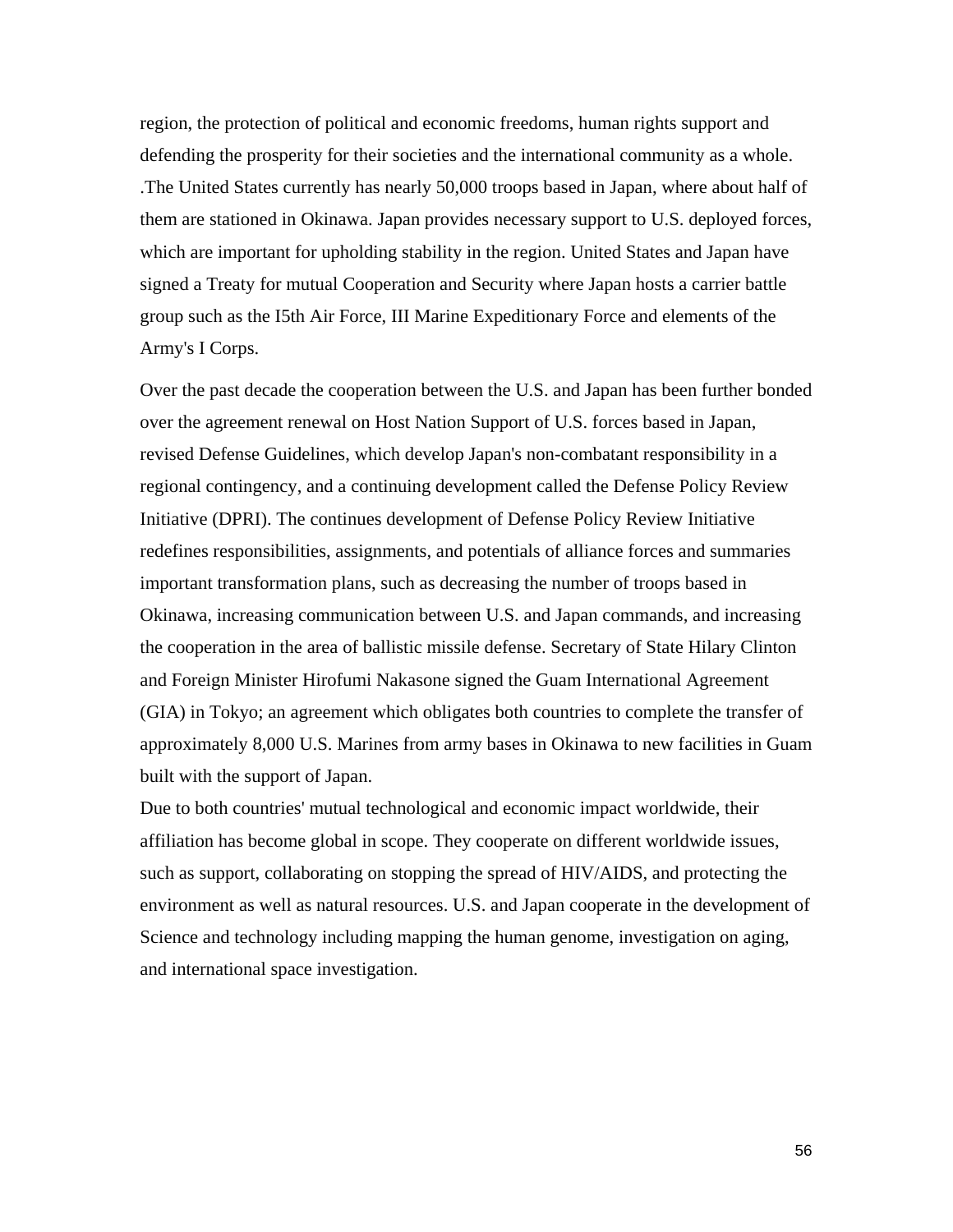region, the protection of political and economic freedoms, human rights support and defending the prosperity for their societies and the international community as a whole. .The United States currently has nearly 50,000 troops based in Japan, where about half of them are stationed in Okinawa. Japan provides necessary support to U.S. deployed forces, which are important for upholding stability in the region. United States and Japan have signed a Treaty for mutual Cooperation and Security where Japan hosts a carrier battle group such as the I5th Air Force, III Marine Expeditionary Force and elements of the Army's I Corps.

Over the past decade the cooperation between the U.S. and Japan has been further bonded over the agreement renewal on Host Nation Support of U.S. forces based in Japan, revised Defense Guidelines, which develop Japan's non-combatant responsibility in a regional contingency, and a continuing development called the Defense Policy Review Initiative (DPRI). The continues development of Defense Policy Review Initiative redefines responsibilities, assignments, and potentials of alliance forces and summaries important transformation plans, such as decreasing the number of troops based in Okinawa, increasing communication between U.S. and Japan commands, and increasing the cooperation in the area of ballistic missile defense. Secretary of State Hilary Clinton and Foreign Minister Hirofumi Nakasone signed the Guam International Agreement (GIA) in Tokyo; an agreement which obligates both countries to complete the transfer of approximately 8,000 U.S. Marines from army bases in Okinawa to new facilities in Guam built with the support of Japan.

Due to both countries' mutual technological and economic impact worldwide, their affiliation has become global in scope. They cooperate on different worldwide issues, such as support, collaborating on stopping the spread of HIV/AIDS, and protecting the environment as well as natural resources. U.S. and Japan cooperate in the development of Science and technology including mapping the human genome, investigation on aging, and international space investigation.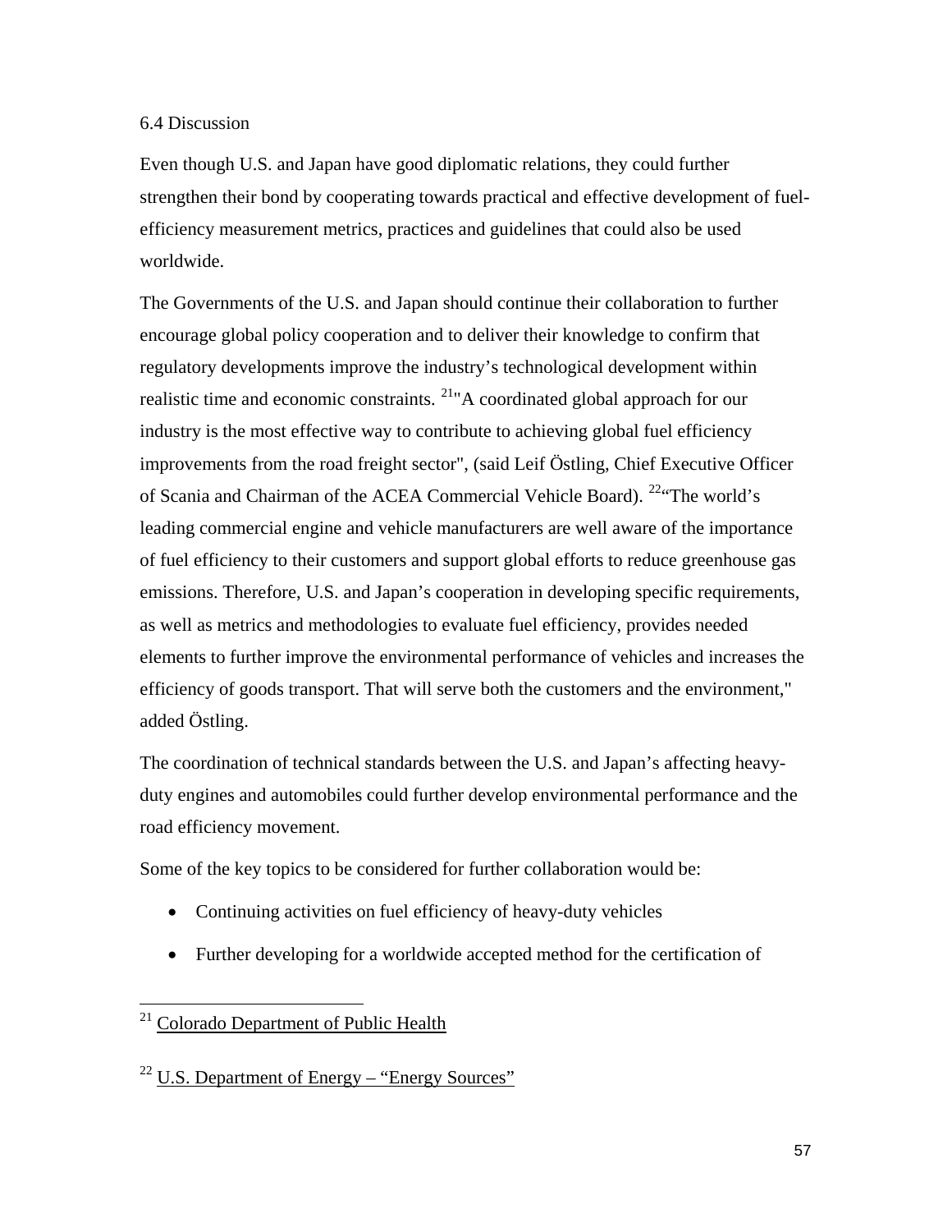6.4 Discussion

Even though U.S. and Japan have good diplomatic relations, they could further strengthen their bond by cooperating towards practical and effective development of fuel-efficiency measurement metrics, practices and guidelines that could also be used worldwide.

The Governments of the U.S. and Japan should continue their collaboration to further encourage global policy cooperation and to deliver their knowledge to confirm that regulatory developments improve the industry's technological development within realistic time and economic constraints. [21]"A coordinated global approach for our industry is the most effective way to contribute to achieving global fuel efficiency improvements from the road freight sector", (said Leif Östling, Chief Executive Officer of Scania and Chairman of the ACEA Commercial Vehicle Board). [22]"The world's leading commercial engine and vehicle manufacturers are well aware of the importance of fuel efficiency to their customers and support global efforts to reduce greenhouse gas emissions. Therefore, U.S. and Japan's cooperation in developing specific requirements, as well as metrics and methodologies to evaluate fuel efficiency, provides needed elements to further improve the environmental performance of vehicles and increases the efficiency of goods transport. That will serve both the customers and the environment," added Östling.

The coordination of technical standards between the U.S. and Japan's affecting heavy-duty engines and automobiles could further develop environmental performance and the road efficiency movement.

Some of the key topics to be considered for further collaboration would be:

- Continuing activities on fuel efficiency of heavy-duty vehicles
- Further developing for a worldwide accepted method for the certification of

[21] Colorado Department of Public Health

[22] U.S. Department of Energy – "Energy Sources"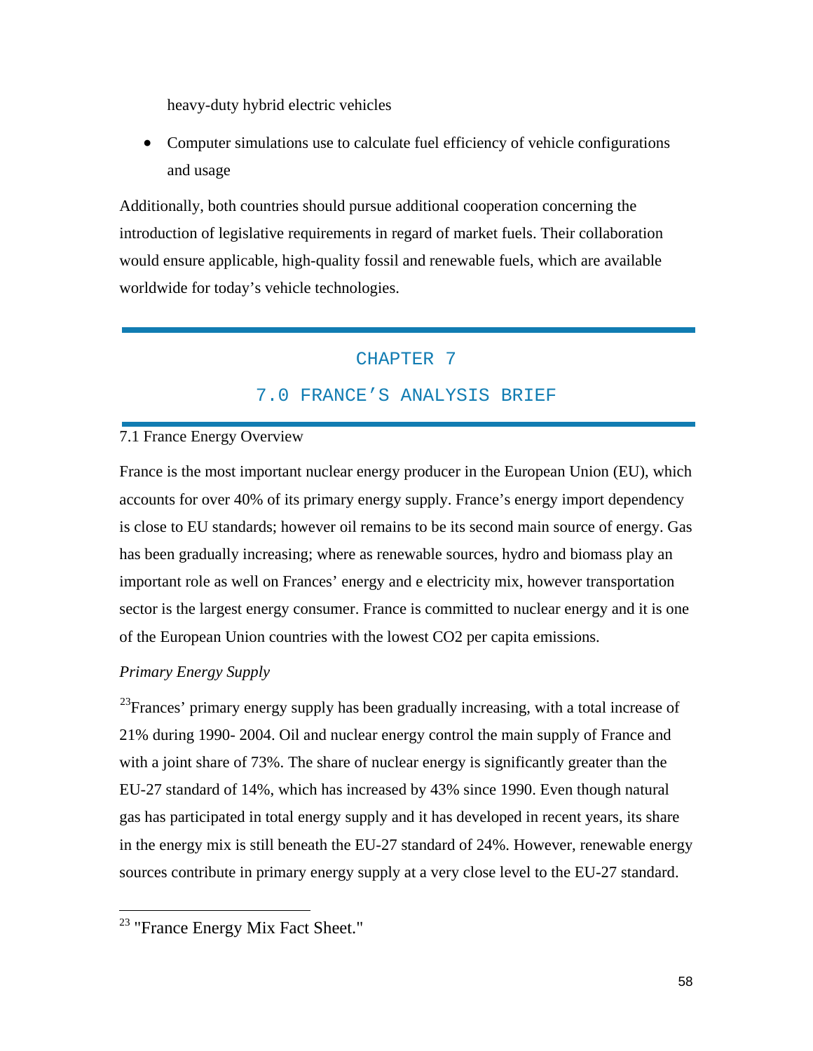heavy-duty hybrid electric vehicles

- Computer simulations use to calculate fuel efficiency of vehicle configurations and usage

Additionally, both countries should pursue additional cooperation concerning the introduction of legislative requirements in regard of market fuels. Their collaboration would ensure applicable, high-quality fossil and renewable fuels, which are available worldwide for today's vehicle technologies.

# CHAPTER 7

# 7.0 FRANCE'S ANALYSIS BRIEF

## 7.1 France Energy Overview

France is the most important nuclear energy producer in the European Union (EU), which accounts for over 40% of its primary energy supply. France's energy import dependency is close to EU standards; however oil remains to be its second main source of energy. Gas has been gradually increasing; where as renewable sources, hydro and biomass play an important role as well on Frances' energy and e electricity mix, however transportation sector is the largest energy consumer. France is committed to nuclear energy and it is one of the European Union countries with the lowest CO2 per capita emissions.

*Primary Energy Supply*

[23]Frances' primary energy supply has been gradually increasing, with a total increase of 21% during 1990- 2004. Oil and nuclear energy control the main supply of France and with a joint share of 73%. The share of nuclear energy is significantly greater than the EU-27 standard of 14%, which has increased by 43% since 1990. Even though natural gas has participated in total energy supply and it has developed in recent years, its share in the energy mix is still beneath the EU-27 standard of 24%. However, renewable energy sources contribute in primary energy supply at a very close level to the EU-27 standard.

---

[23] "France Energy Mix Fact Sheet."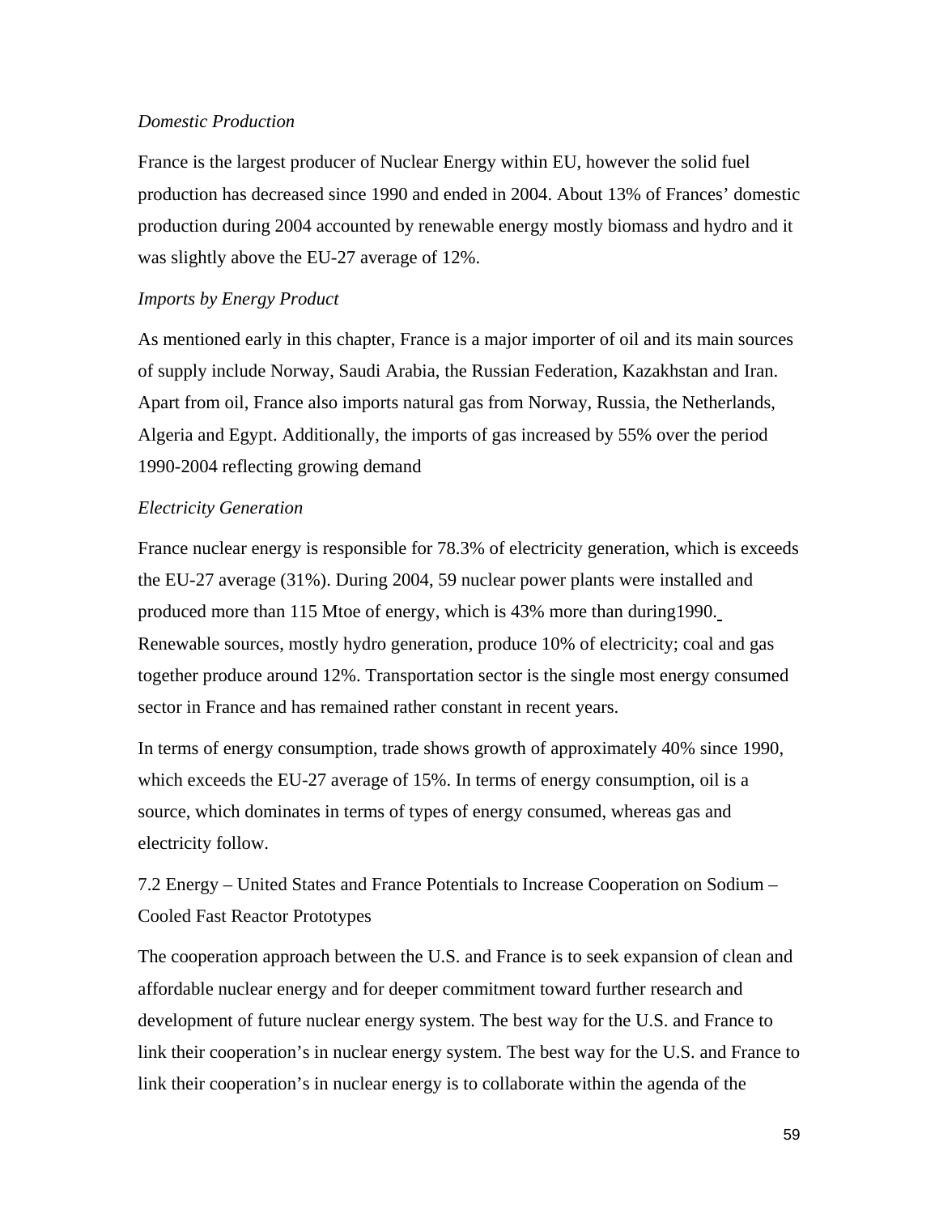*Domestic Production*

France is the largest producer of Nuclear Energy within EU, however the solid fuel production has decreased since 1990 and ended in 2004. About 13% of Frances' domestic production during 2004 accounted by renewable energy mostly biomass and hydro and it was slightly above the EU-27 average of 12%.

*Imports by Energy Product*

As mentioned early in this chapter, France is a major importer of oil and its main sources of supply include Norway, Saudi Arabia, the Russian Federation, Kazakhstan and Iran. Apart from oil, France also imports natural gas from Norway, Russia, the Netherlands, Algeria and Egypt. Additionally, the imports of gas increased by 55% over the period 1990-2004 reflecting growing demand

*Electricity Generation*

France nuclear energy is responsible for 78.3% of electricity generation, which is exceeds the EU-27 average (31%). During 2004, 59 nuclear power plants were installed and produced more than 115 Mtoe of energy, which is 43% more than during1990. Renewable sources, mostly hydro generation, produce 10% of electricity; coal and gas together produce around 12%. Transportation sector is the single most energy consumed sector in France and has remained rather constant in recent years.

In terms of energy consumption, trade shows growth of approximately 40% since 1990, which exceeds the EU-27 average of 15%. In terms of energy consumption, oil is a source, which dominates in terms of types of energy consumed, whereas gas and electricity follow.

## 7.2 Energy – United States and France Potentials to Increase Cooperation on Sodium – Cooled Fast Reactor Prototypes

The cooperation approach between the U.S. and France is to seek expansion of clean and affordable nuclear energy and for deeper commitment toward further research and development of future nuclear energy system. The best way for the U.S. and France to link their cooperation's in nuclear energy system. The best way for the U.S. and France to link their cooperation's in nuclear energy is to collaborate within the agenda of the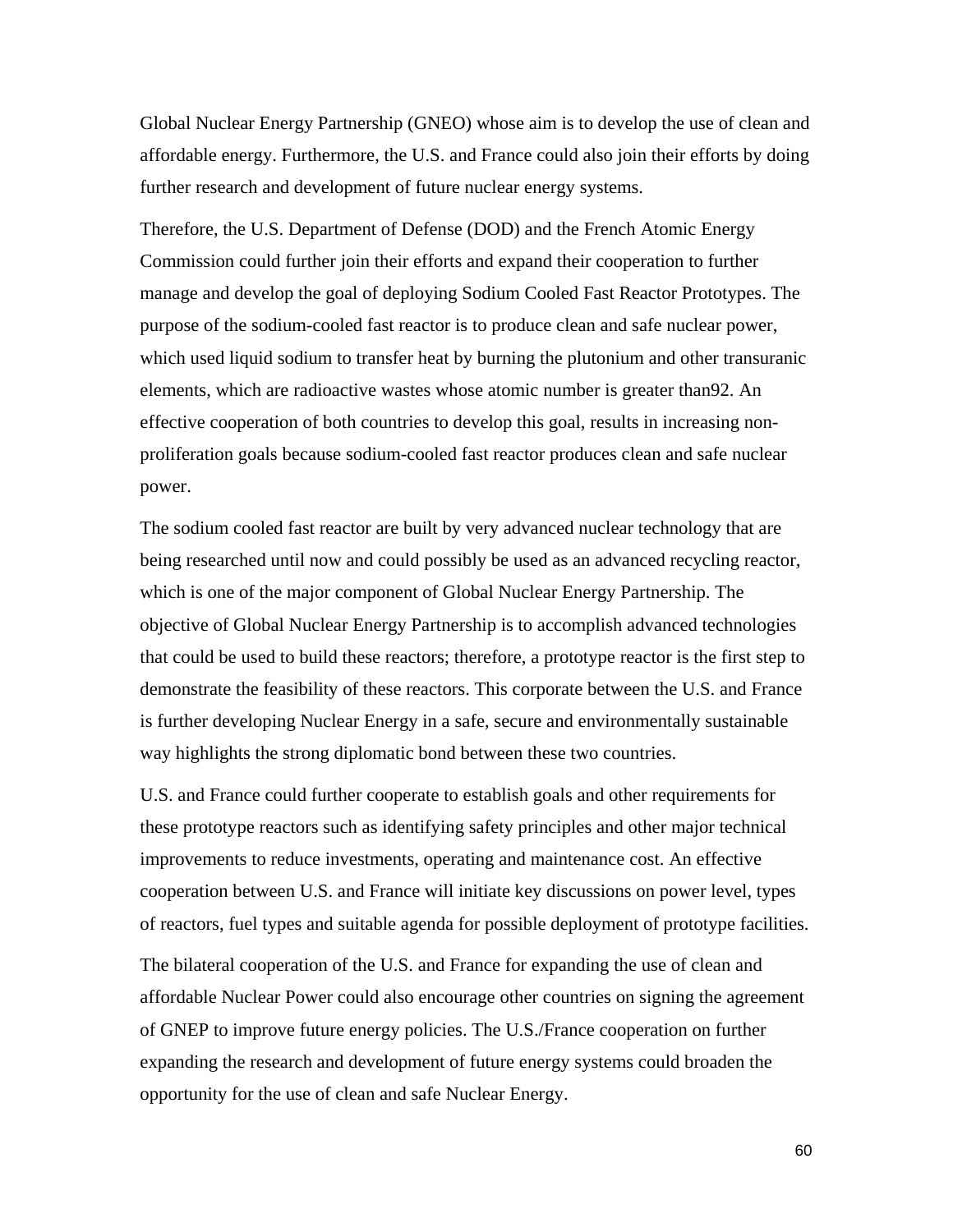Global Nuclear Energy Partnership (GNEO) whose aim is to develop the use of clean and affordable energy. Furthermore, the U.S. and France could also join their efforts by doing further research and development of future nuclear energy systems.

Therefore, the U.S. Department of Defense (DOD) and the French Atomic Energy Commission could further join their efforts and expand their cooperation to further manage and develop the goal of deploying Sodium Cooled Fast Reactor Prototypes. The purpose of the sodium-cooled fast reactor is to produce clean and safe nuclear power, which used liquid sodium to transfer heat by burning the plutonium and other transuranic elements, which are radioactive wastes whose atomic number is greater than92. An effective cooperation of both countries to develop this goal, results in increasing non-proliferation goals because sodium-cooled fast reactor produces clean and safe nuclear power.

The sodium cooled fast reactor are built by very advanced nuclear technology that are being researched until now and could possibly be used as an advanced recycling reactor, which is one of the major component of Global Nuclear Energy Partnership. The objective of Global Nuclear Energy Partnership is to accomplish advanced technologies that could be used to build these reactors; therefore, a prototype reactor is the first step to demonstrate the feasibility of these reactors. This corporate between the U.S. and France is further developing Nuclear Energy in a safe, secure and environmentally sustainable way highlights the strong diplomatic bond between these two countries.

U.S. and France could further cooperate to establish goals and other requirements for these prototype reactors such as identifying safety principles and other major technical improvements to reduce investments, operating and maintenance cost. An effective cooperation between U.S. and France will initiate key discussions on power level, types of reactors, fuel types and suitable agenda for possible deployment of prototype facilities.

The bilateral cooperation of the U.S. and France for expanding the use of clean and affordable Nuclear Power could also encourage other countries on signing the agreement of GNEP to improve future energy policies. The U.S./France cooperation on further expanding the research and development of future energy systems could broaden the opportunity for the use of clean and safe Nuclear Energy.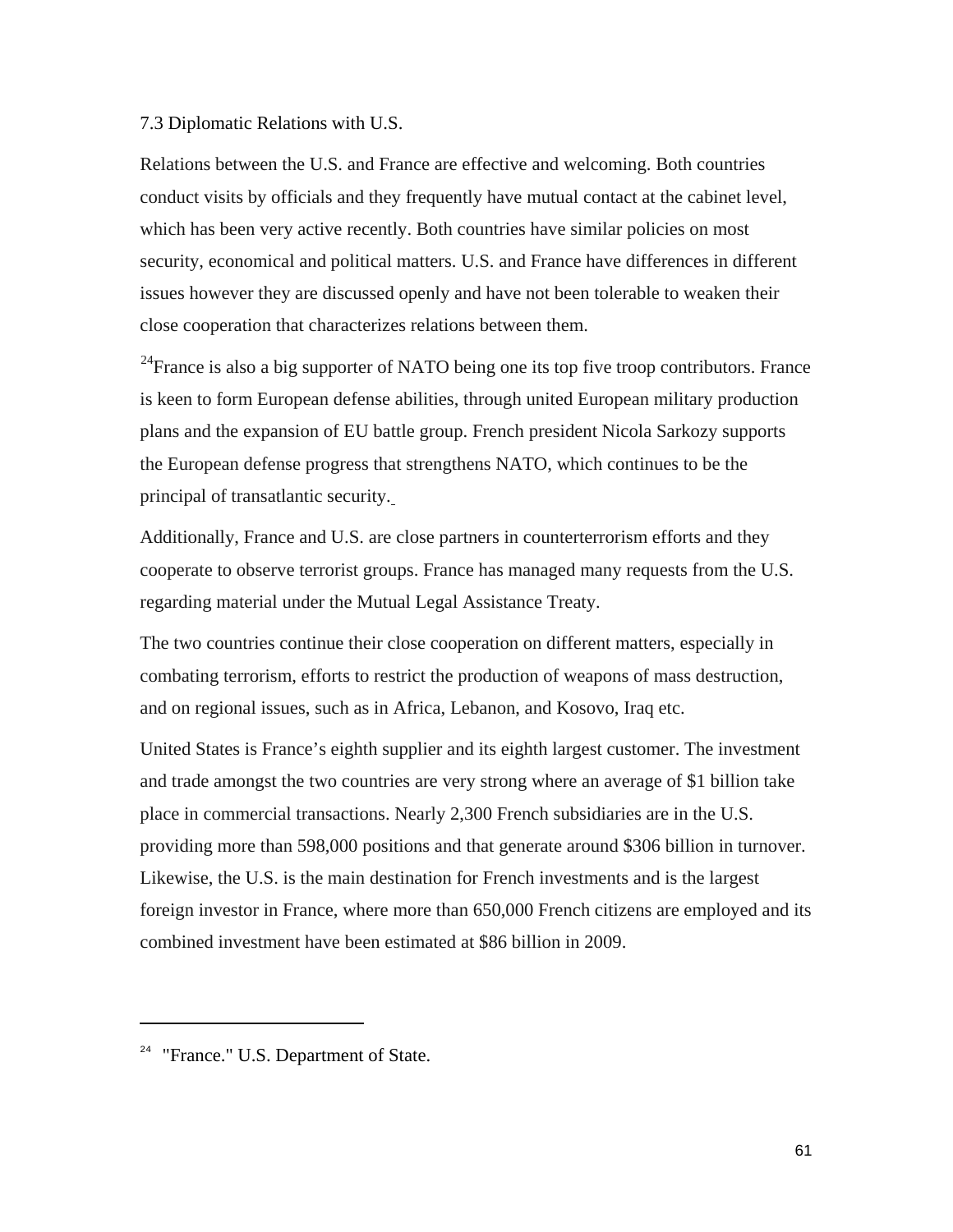### 7.3 Diplomatic Relations with U.S.

Relations between the U.S. and France are effective and welcoming. Both countries conduct visits by officials and they frequently have mutual contact at the cabinet level, which has been very active recently. Both countries have similar policies on most security, economical and political matters. U.S. and France have differences in different issues however they are discussed openly and have not been tolerable to weaken their close cooperation that characterizes relations between them.

[24]France is also a big supporter of NATO being one its top five troop contributors. France is keen to form European defense abilities, through united European military production plans and the expansion of EU battle group. French president Nicola Sarkozy supports the European defense progress that strengthens NATO, which continues to be the principal of transatlantic security.

Additionally, France and U.S. are close partners in counterterrorism efforts and they cooperate to observe terrorist groups. France has managed many requests from the U.S. regarding material under the Mutual Legal Assistance Treaty.

The two countries continue their close cooperation on different matters, especially in combating terrorism, efforts to restrict the production of weapons of mass destruction, and on regional issues, such as in Africa, Lebanon, and Kosovo, Iraq etc.

United States is France's eighth supplier and its eighth largest customer. The investment and trade amongst the two countries are very strong where an average of $1 billion take place in commercial transactions. Nearly 2,300 French subsidiaries are in the U.S. providing more than 598,000 positions and that generate around $306 billion in turnover. Likewise, the U.S. is the main destination for French investments and is the largest foreign investor in France, where more than 650,000 French citizens are employed and its combined investment have been estimated at $86 billion in 2009.

---

[24] "France." U.S. Department of State.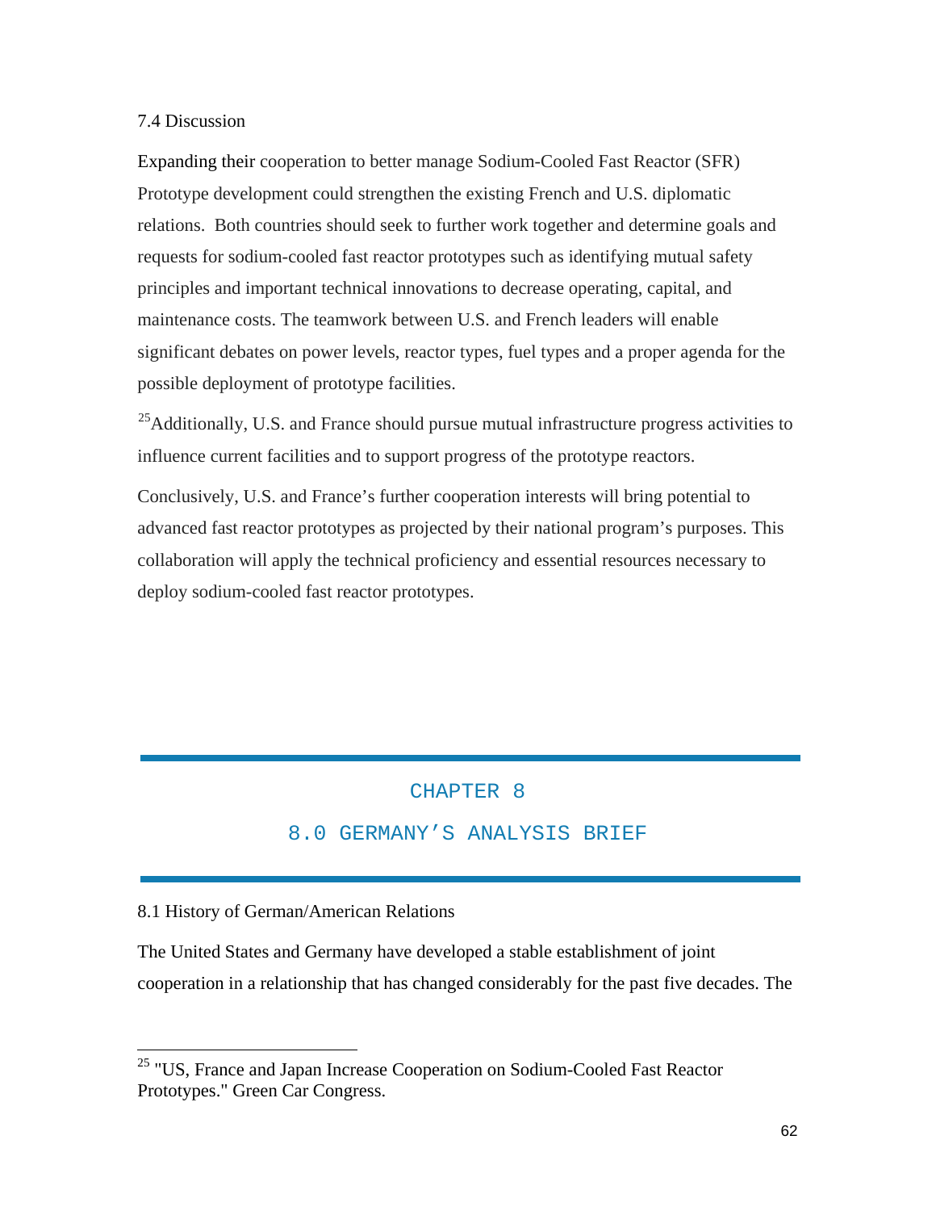### 7.4 Discussion

Expanding their cooperation to better manage Sodium-Cooled Fast Reactor (SFR) Prototype development could strengthen the existing French and U.S. diplomatic relations. Both countries should seek to further work together and determine goals and requests for sodium-cooled fast reactor prototypes such as identifying mutual safety principles and important technical innovations to decrease operating, capital, and maintenance costs. The teamwork between U.S. and French leaders will enable significant debates on power levels, reactor types, fuel types and a proper agenda for the possible deployment of prototype facilities.

[25]Additionally, U.S. and France should pursue mutual infrastructure progress activities to influence current facilities and to support progress of the prototype reactors.

Conclusively, U.S. and France's further cooperation interests will bring potential to advanced fast reactor prototypes as projected by their national program's purposes. This collaboration will apply the technical proficiency and essential resources necessary to deploy sodium-cooled fast reactor prototypes.

# CHAPTER 8

# 8.0 GERMANY'S ANALYSIS BRIEF

### 8.1 History of German/American Relations

The United States and Germany have developed a stable establishment of joint cooperation in a relationship that has changed considerably for the past five decades. The

---

[25] "US, France and Japan Increase Cooperation on Sodium-Cooled Fast Reactor Prototypes." Green Car Congress.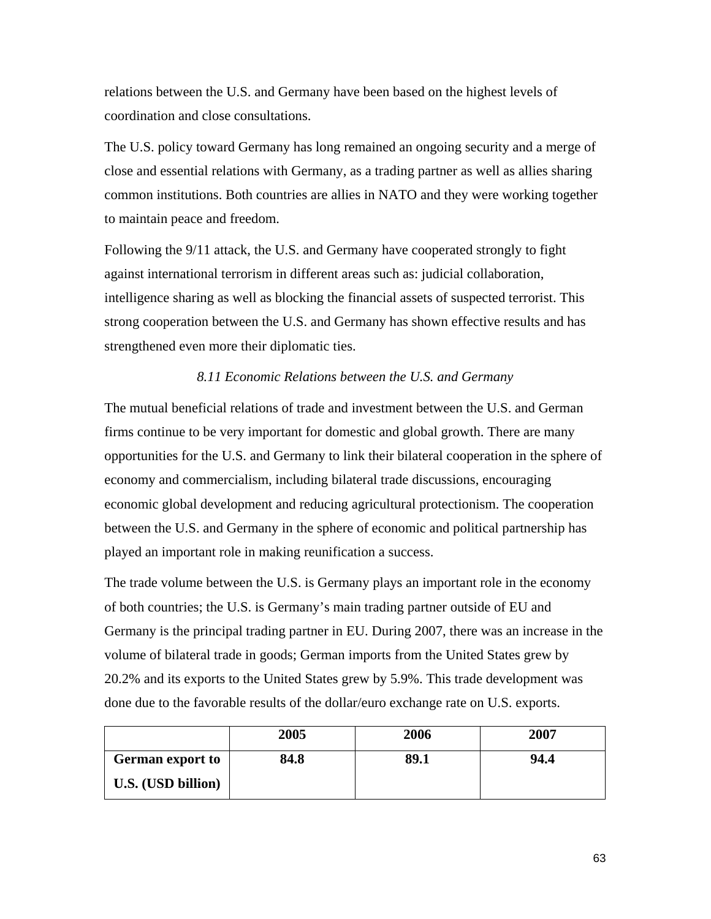relations between the U.S. and Germany have been based on the highest levels of coordination and close consultations.

The U.S. policy toward Germany has long remained an ongoing security and a merge of close and essential relations with Germany, as a trading partner as well as allies sharing common institutions. Both countries are allies in NATO and they were working together to maintain peace and freedom.

Following the 9/11 attack, the U.S. and Germany have cooperated strongly to fight against international terrorism in different areas such as: judicial collaboration, intelligence sharing as well as blocking the financial assets of suspected terrorist. This strong cooperation between the U.S. and Germany has shown effective results and has strengthened even more their diplomatic ties.

### *8.11 Economic Relations between the U.S. and Germany*

The mutual beneficial relations of trade and investment between the U.S. and German firms continue to be very important for domestic and global growth. There are many opportunities for the U.S. and Germany to link their bilateral cooperation in the sphere of economy and commercialism, including bilateral trade discussions, encouraging economic global development and reducing agricultural protectionism. The cooperation between the U.S. and Germany in the sphere of economic and political partnership has played an important role in making reunification a success.

The trade volume between the U.S. is Germany plays an important role in the economy of both countries; the U.S. is Germany's main trading partner outside of EU and Germany is the principal trading partner in EU. During 2007, there was an increase in the volume of bilateral trade in goods; German imports from the United States grew by 20.2% and its exports to the United States grew by 5.9%. This trade development was done due to the favorable results of the dollar/euro exchange rate on U.S. exports.

| | **2005** | **2006** | **2007** |
|---|---|---|---|
| **German export to U.S. (USD billion)** | **84.8** | **89.1** | **94.4** |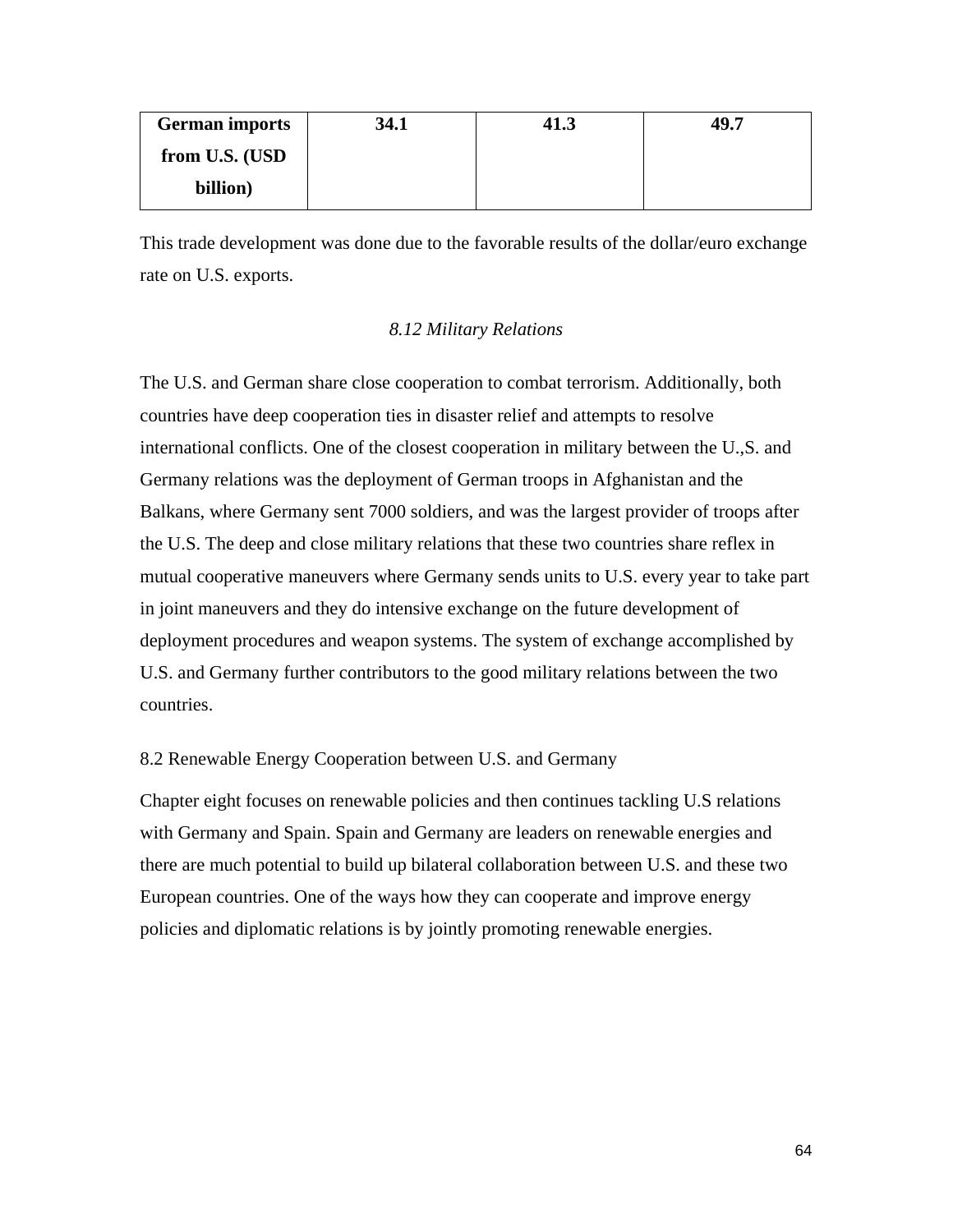| **German imports from U.S. (USD billion)** | **34.1** | **41.3** | **49.7** |
|---|---|---|---|

This trade development was done due to the favorable results of the dollar/euro exchange rate on U.S. exports.

### *8.12 Military Relations*

The U.S. and German share close cooperation to combat terrorism. Additionally, both countries have deep cooperation ties in disaster relief and attempts to resolve international conflicts. One of the closest cooperation in military between the U.,S. and Germany relations was the deployment of German troops in Afghanistan and the Balkans, where Germany sent 7000 soldiers, and was the largest provider of troops after the U.S. The deep and close military relations that these two countries share reflex in mutual cooperative maneuvers where Germany sends units to U.S. every year to take part in joint maneuvers and they do intensive exchange on the future development of deployment procedures and weapon systems. The system of exchange accomplished by U.S. and Germany further contributors to the good military relations between the two countries.

## 8.2 Renewable Energy Cooperation between U.S. and Germany

Chapter eight focuses on renewable policies and then continues tackling U.S relations with Germany and Spain. Spain and Germany are leaders on renewable energies and there are much potential to build up bilateral collaboration between U.S. and these two European countries. One of the ways how they can cooperate and improve energy policies and diplomatic relations is by jointly promoting renewable energies.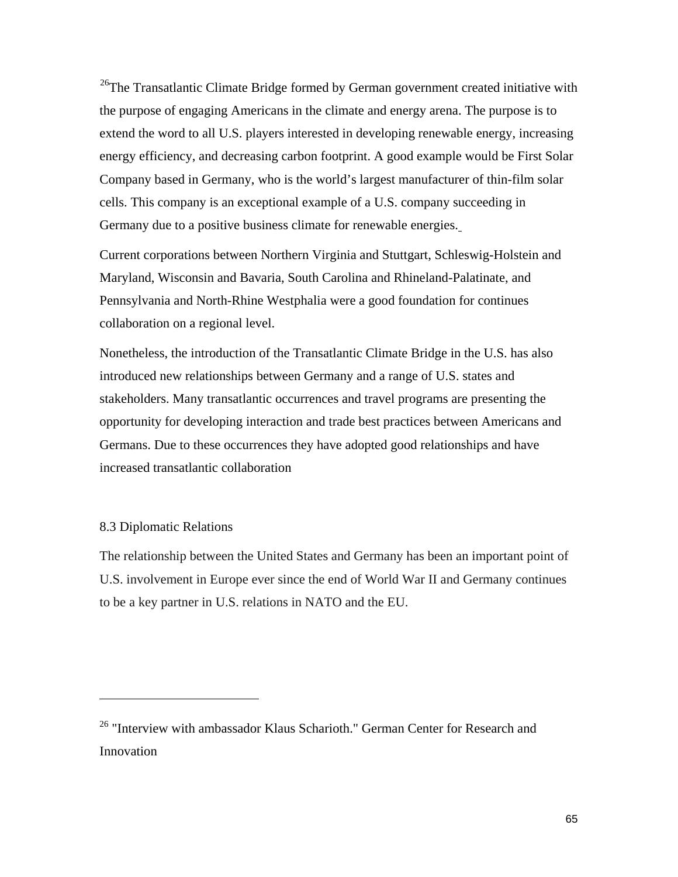[26]The Transatlantic Climate Bridge formed by German government created initiative with the purpose of engaging Americans in the climate and energy arena. The purpose is to extend the word to all U.S. players interested in developing renewable energy, increasing energy efficiency, and decreasing carbon footprint. A good example would be First Solar Company based in Germany, who is the world's largest manufacturer of thin-film solar cells. This company is an exceptional example of a U.S. company succeeding in Germany due to a positive business climate for renewable energies.

Current corporations between Northern Virginia and Stuttgart, Schleswig-Holstein and Maryland, Wisconsin and Bavaria, South Carolina and Rhineland-Palatinate, and Pennsylvania and North-Rhine Westphalia were a good foundation for continues collaboration on a regional level.

Nonetheless, the introduction of the Transatlantic Climate Bridge in the U.S. has also introduced new relationships between Germany and a range of U.S. states and stakeholders. Many transatlantic occurrences and travel programs are presenting the opportunity for developing interaction and trade best practices between Americans and Germans. Due to these occurrences they have adopted good relationships and have increased transatlantic collaboration

## 8.3 Diplomatic Relations

The relationship between the United States and Germany has been an important point of U.S. involvement in Europe ever since the end of World War II and Germany continues to be a key partner in U.S. relations in NATO and the EU.

---

[26] "Interview with ambassador Klaus Scharioth." German Center for Research and Innovation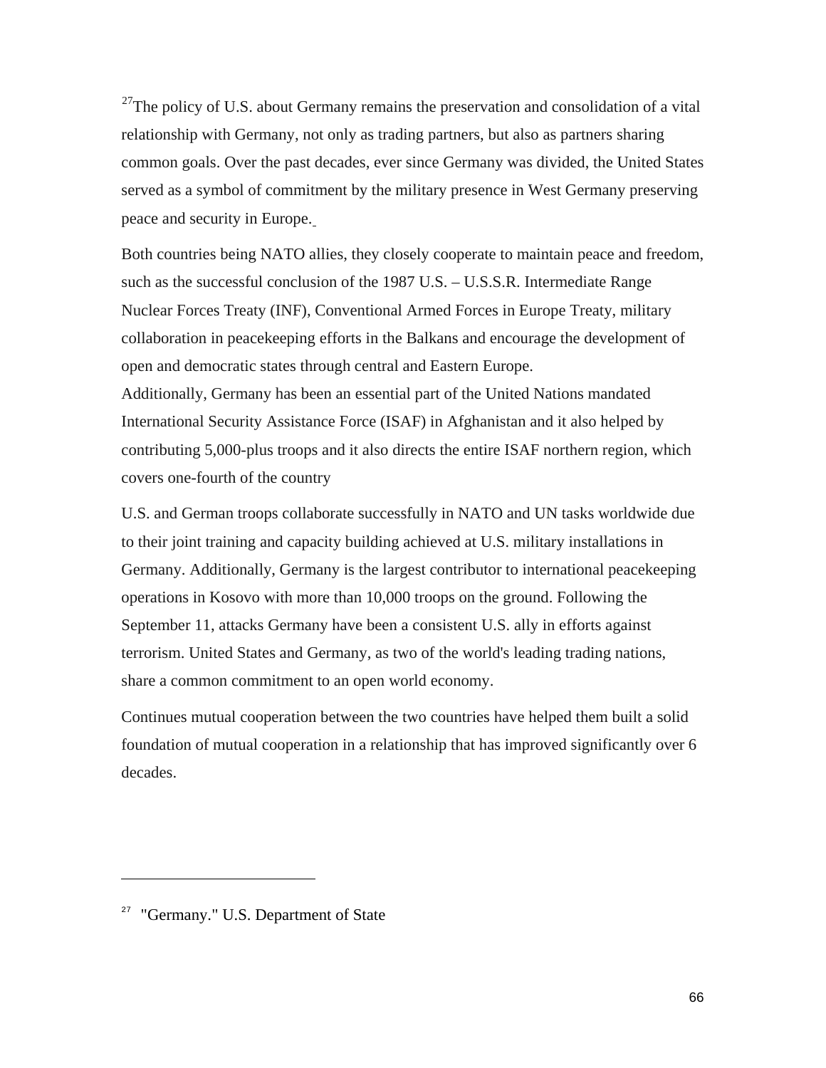[27]The policy of U.S. about Germany remains the preservation and consolidation of a vital relationship with Germany, not only as trading partners, but also as partners sharing common goals. Over the past decades, ever since Germany was divided, the United States served as a symbol of commitment by the military presence in West Germany preserving peace and security in Europe.

Both countries being NATO allies, they closely cooperate to maintain peace and freedom, such as the successful conclusion of the 1987 U.S. – U.S.S.R. Intermediate Range Nuclear Forces Treaty (INF), Conventional Armed Forces in Europe Treaty, military collaboration in peacekeeping efforts in the Balkans and encourage the development of open and democratic states through central and Eastern Europe.
Additionally, Germany has been an essential part of the United Nations mandated International Security Assistance Force (ISAF) in Afghanistan and it also helped by contributing 5,000-plus troops and it also directs the entire ISAF northern region, which covers one-fourth of the country

U.S. and German troops collaborate successfully in NATO and UN tasks worldwide due to their joint training and capacity building achieved at U.S. military installations in Germany. Additionally, Germany is the largest contributor to international peacekeeping operations in Kosovo with more than 10,000 troops on the ground. Following the September 11, attacks Germany have been a consistent U.S. ally in efforts against terrorism. United States and Germany, as two of the world's leading trading nations, share a common commitment to an open world economy.

Continues mutual cooperation between the two countries have helped them built a solid foundation of mutual cooperation in a relationship that has improved significantly over 6 decades.

---

[27] "Germany." U.S. Department of State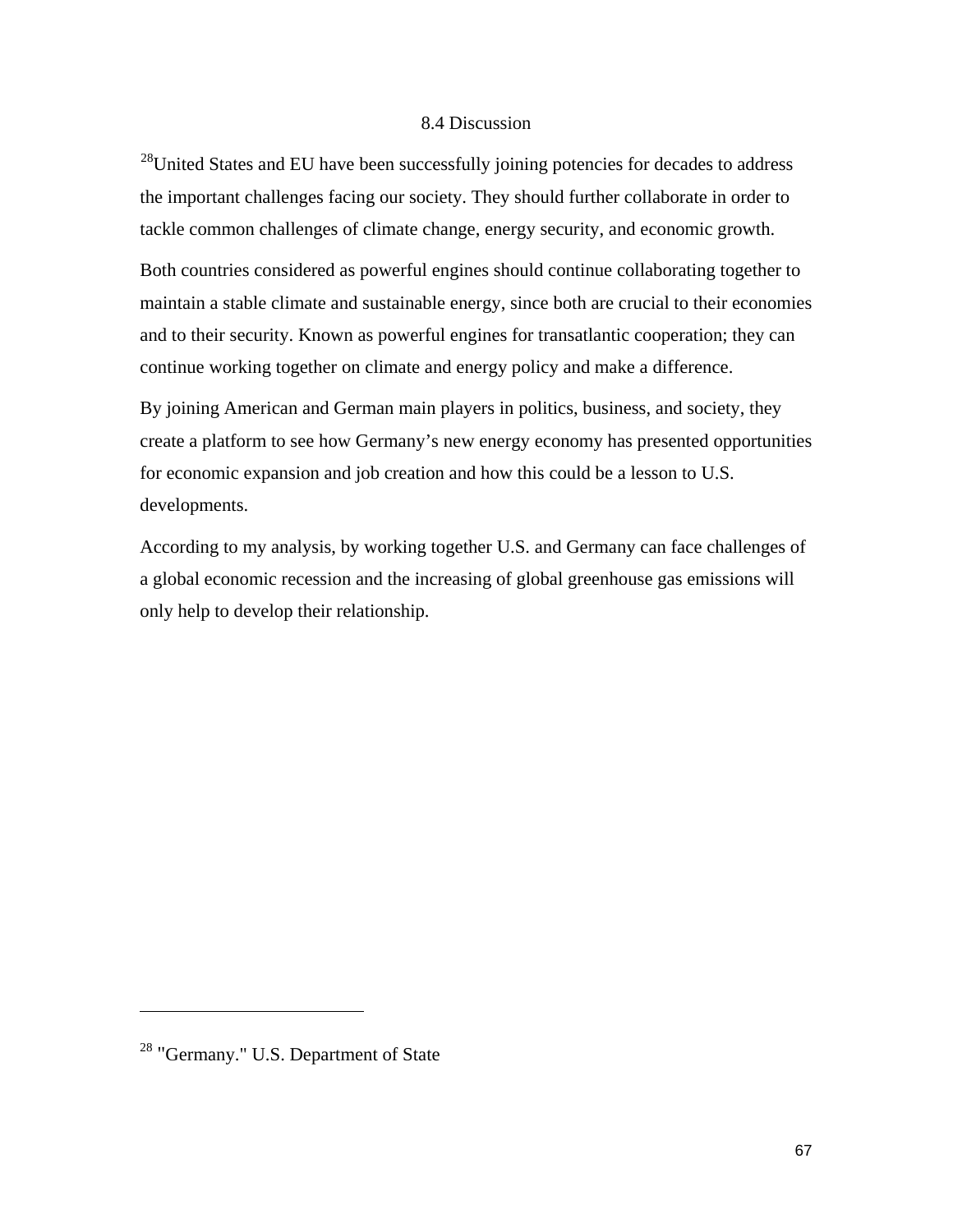### 8.4 Discussion

[28]United States and EU have been successfully joining potencies for decades to address the important challenges facing our society. They should further collaborate in order to tackle common challenges of climate change, energy security, and economic growth.

Both countries considered as powerful engines should continue collaborating together to maintain a stable climate and sustainable energy, since both are crucial to their economies and to their security. Known as powerful engines for transatlantic cooperation; they can continue working together on climate and energy policy and make a difference.

By joining American and German main players in politics, business, and society, they create a platform to see how Germany's new energy economy has presented opportunities for economic expansion and job creation and how this could be a lesson to U.S. developments.

According to my analysis, by working together U.S. and Germany can face challenges of a global economic recession and the increasing of global greenhouse gas emissions will only help to develop their relationship.

---

[28] "Germany." U.S. Department of State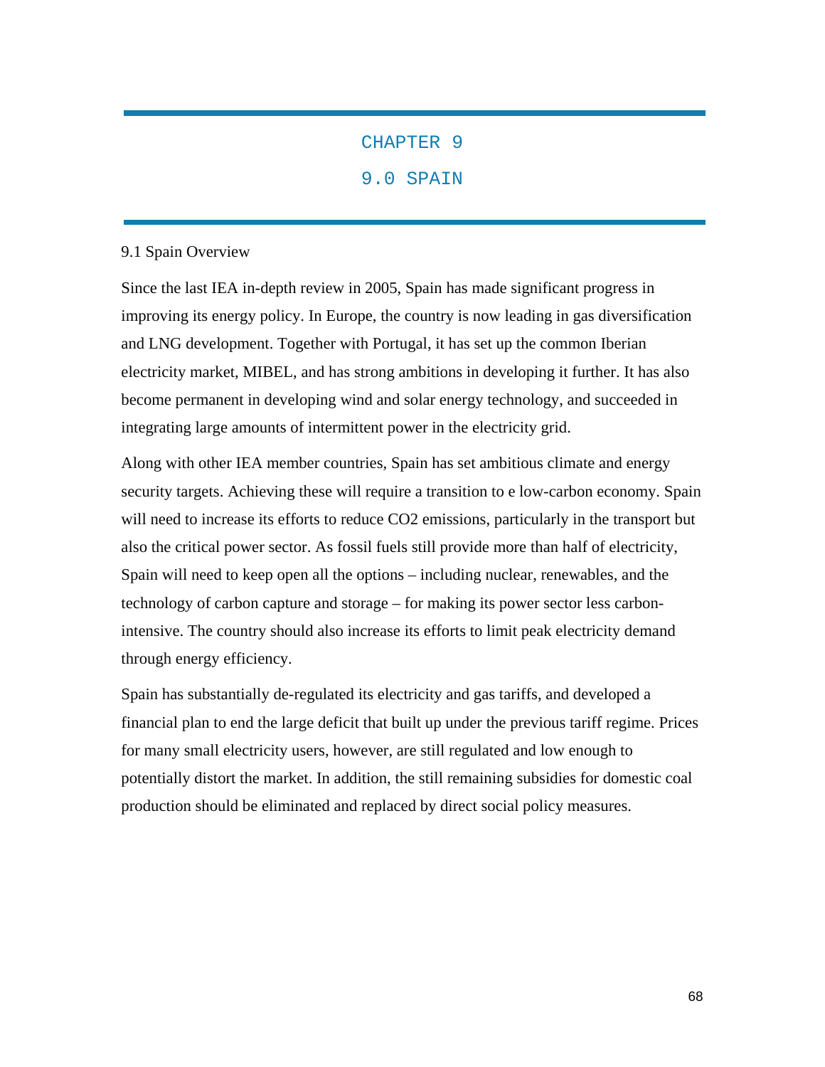# CHAPTER 9

# 9.0 SPAIN

## 9.1 Spain Overview

Since the last IEA in-depth review in 2005, Spain has made significant progress in improving its energy policy. In Europe, the country is now leading in gas diversification and LNG development. Together with Portugal, it has set up the common Iberian electricity market, MIBEL, and has strong ambitions in developing it further. It has also become permanent in developing wind and solar energy technology, and succeeded in integrating large amounts of intermittent power in the electricity grid.

Along with other IEA member countries, Spain has set ambitious climate and energy security targets. Achieving these will require a transition to e low-carbon economy. Spain will need to increase its efforts to reduce CO2 emissions, particularly in the transport but also the critical power sector. As fossil fuels still provide more than half of electricity, Spain will need to keep open all the options – including nuclear, renewables, and the technology of carbon capture and storage – for making its power sector less carbon-intensive. The country should also increase its efforts to limit peak electricity demand through energy efficiency.

Spain has substantially de-regulated its electricity and gas tariffs, and developed a financial plan to end the large deficit that built up under the previous tariff regime. Prices for many small electricity users, however, are still regulated and low enough to potentially distort the market. In addition, the still remaining subsidies for domestic coal production should be eliminated and replaced by direct social policy measures.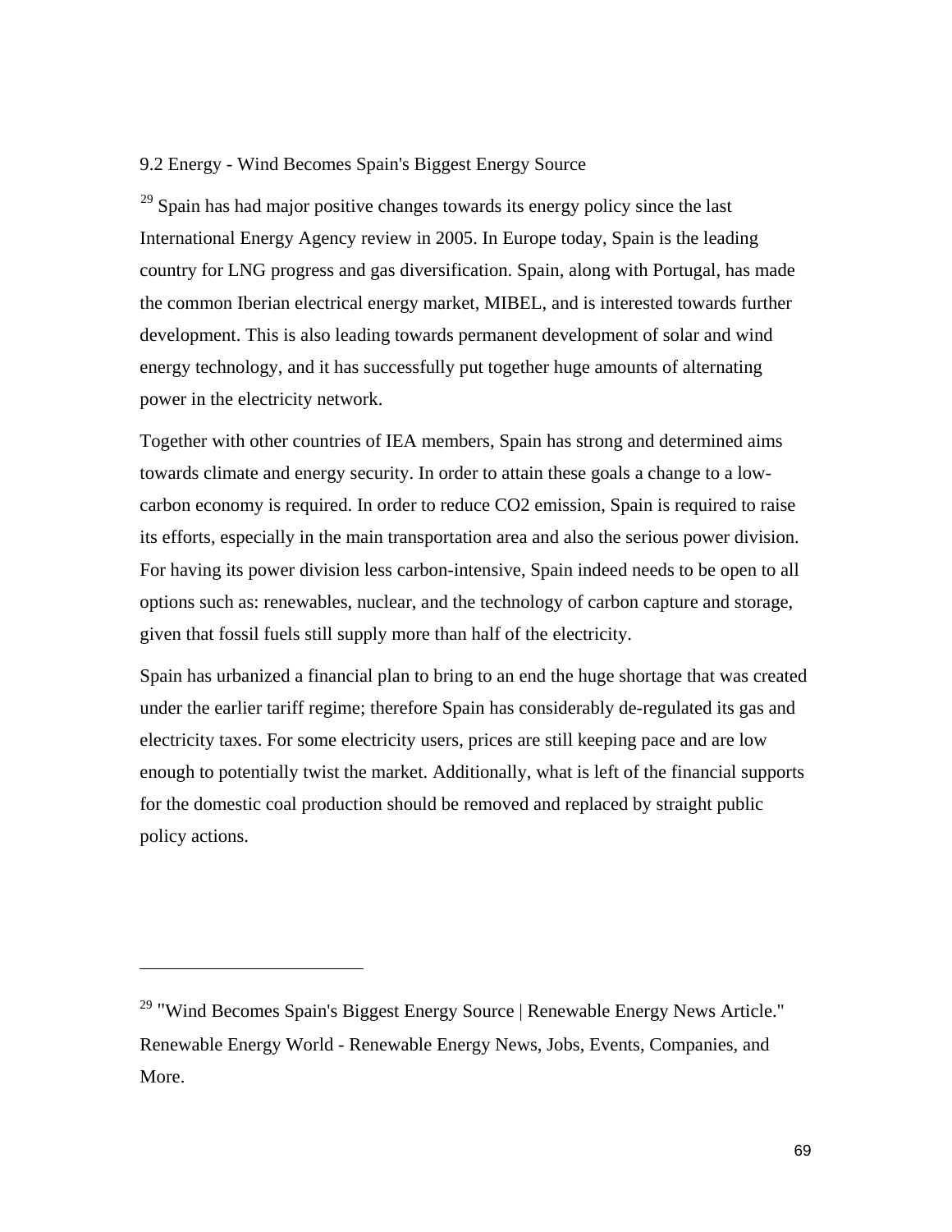## 9.2 Energy - Wind Becomes Spain's Biggest Energy Source

[29] Spain has had major positive changes towards its energy policy since the last International Energy Agency review in 2005. In Europe today, Spain is the leading country for LNG progress and gas diversification. Spain, along with Portugal, has made the common Iberian electrical energy market, MIBEL, and is interested towards further development. This is also leading towards permanent development of solar and wind energy technology, and it has successfully put together huge amounts of alternating power in the electricity network.

Together with other countries of IEA members, Spain has strong and determined aims towards climate and energy security. In order to attain these goals a change to a low-carbon economy is required. In order to reduce CO2 emission, Spain is required to raise its efforts, especially in the main transportation area and also the serious power division. For having its power division less carbon-intensive, Spain indeed needs to be open to all options such as: renewables, nuclear, and the technology of carbon capture and storage, given that fossil fuels still supply more than half of the electricity.

Spain has urbanized a financial plan to bring to an end the huge shortage that was created under the earlier tariff regime; therefore Spain has considerably de-regulated its gas and electricity taxes. For some electricity users, prices are still keeping pace and are low enough to potentially twist the market. Additionally, what is left of the financial supports for the domestic coal production should be removed and replaced by straight public policy actions.

---

[29] "Wind Becomes Spain's Biggest Energy Source | Renewable Energy News Article." Renewable Energy World - Renewable Energy News, Jobs, Events, Companies, and More.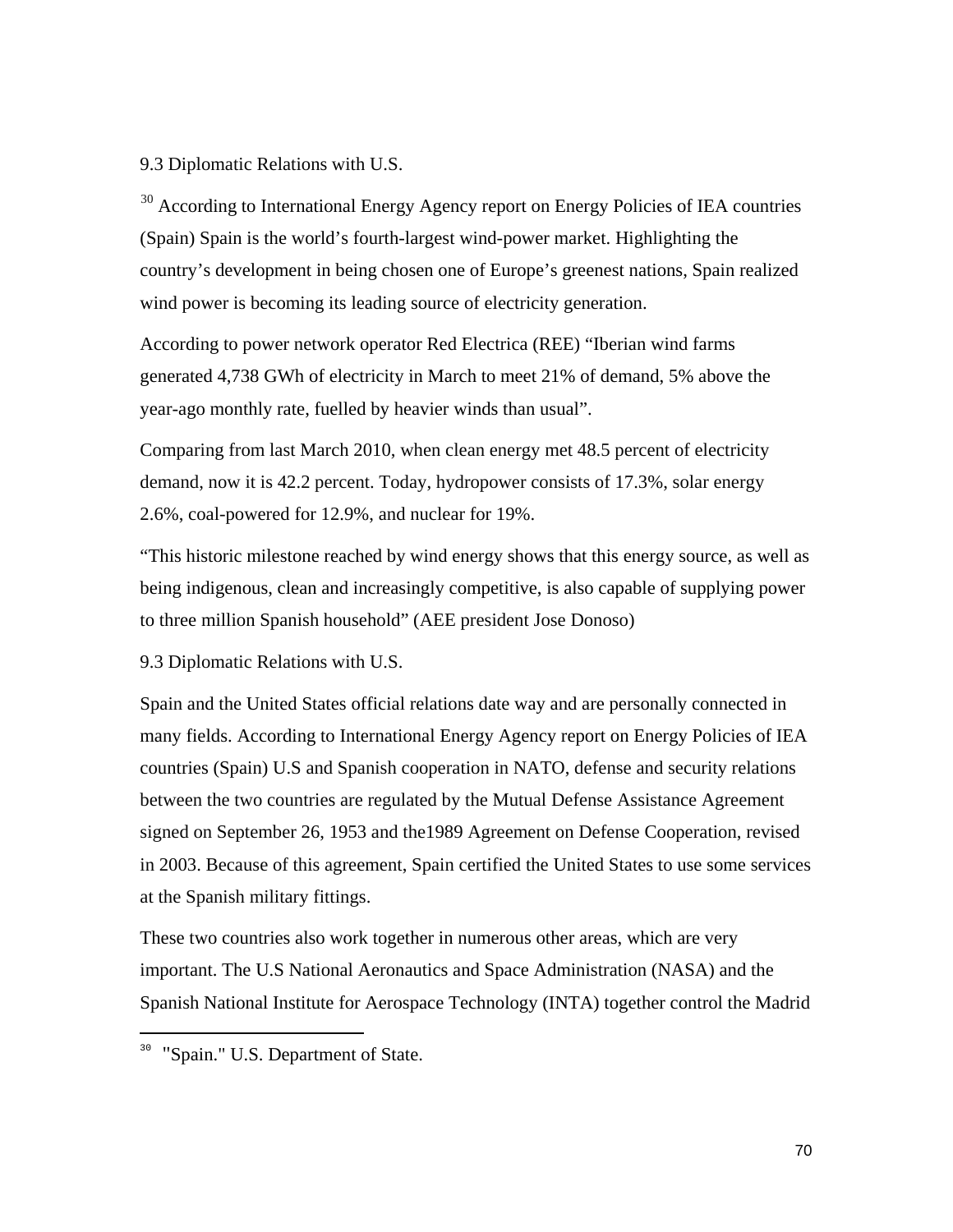9.3 Diplomatic Relations with U.S.

[30] According to International Energy Agency report on Energy Policies of IEA countries (Spain) Spain is the world's fourth-largest wind-power market. Highlighting the country's development in being chosen one of Europe's greenest nations, Spain realized wind power is becoming its leading source of electricity generation.

According to power network operator Red Electrica (REE) "Iberian wind farms generated 4,738 GWh of electricity in March to meet 21% of demand, 5% above the year-ago monthly rate, fuelled by heavier winds than usual".

Comparing from last March 2010, when clean energy met 48.5 percent of electricity demand, now it is 42.2 percent. Today, hydropower consists of 17.3%, solar energy 2.6%, coal-powered for 12.9%, and nuclear for 19%.

"This historic milestone reached by wind energy shows that this energy source, as well as being indigenous, clean and increasingly competitive, is also capable of supplying power to three million Spanish household" (AEE president Jose Donoso)

9.3 Diplomatic Relations with U.S.

Spain and the United States official relations date way and are personally connected in many fields. According to International Energy Agency report on Energy Policies of IEA countries (Spain) U.S and Spanish cooperation in NATO, defense and security relations between the two countries are regulated by the Mutual Defense Assistance Agreement signed on September 26, 1953 and the1989 Agreement on Defense Cooperation, revised in 2003. Because of this agreement, Spain certified the United States to use some services at the Spanish military fittings.

These two countries also work together in numerous other areas, which are very important. The U.S National Aeronautics and Space Administration (NASA) and the Spanish National Institute for Aerospace Technology (INTA) together control the Madrid

[30] "Spain." U.S. Department of State.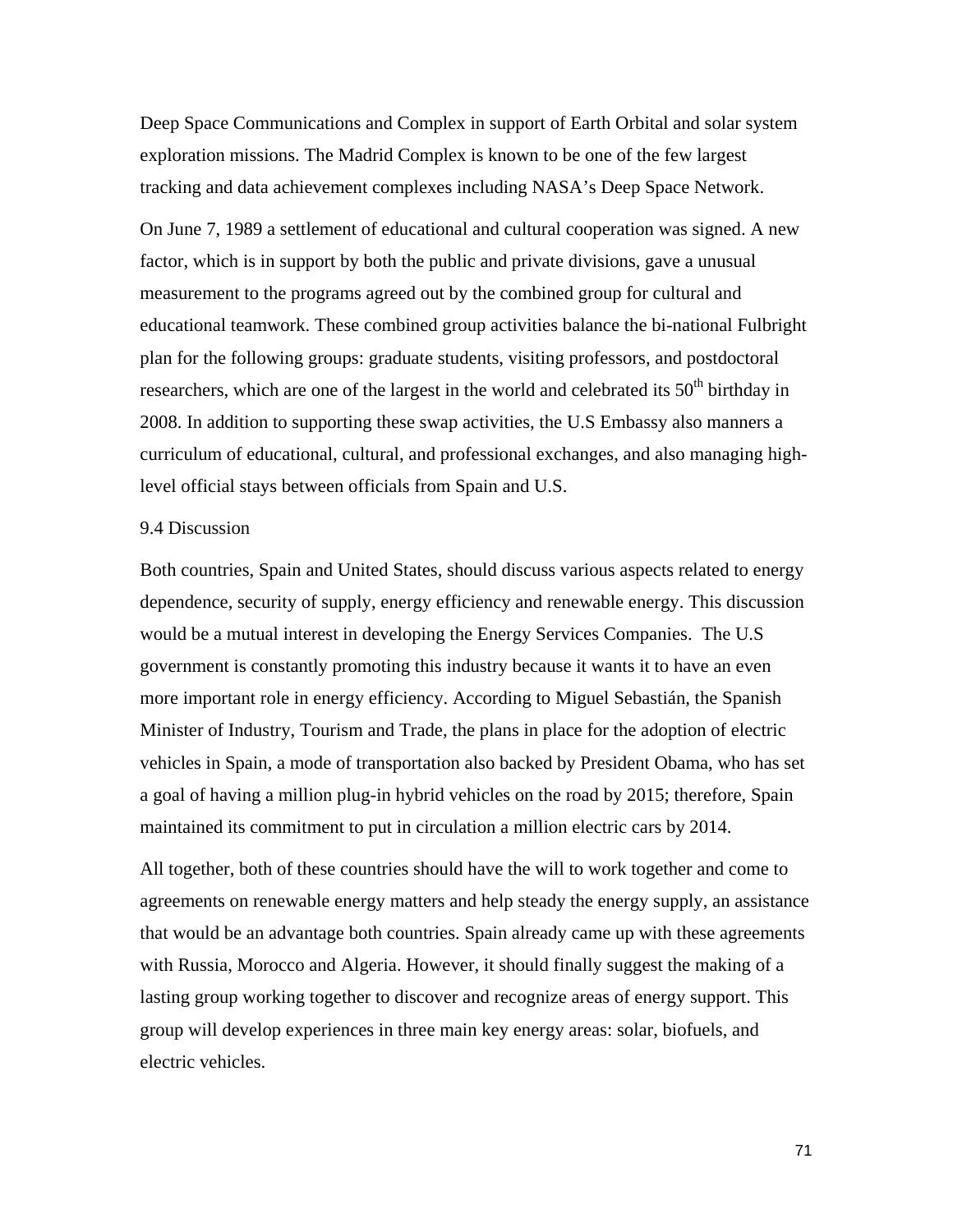Deep Space Communications and Complex in support of Earth Orbital and solar system exploration missions. The Madrid Complex is known to be one of the few largest tracking and data achievement complexes including NASA's Deep Space Network.

On June 7, 1989 a settlement of educational and cultural cooperation was signed. A new factor, which is in support by both the public and private divisions, gave a unusual measurement to the programs agreed out by the combined group for cultural and educational teamwork. These combined group activities balance the bi-national Fulbright plan for the following groups: graduate students, visiting professors, and postdoctoral researchers, which are one of the largest in the world and celebrated its 50th birthday in 2008. In addition to supporting these swap activities, the U.S Embassy also manners a curriculum of educational, cultural, and professional exchanges, and also managing high-level official stays between officials from Spain and U.S.

## 9.4 Discussion

Both countries, Spain and United States, should discuss various aspects related to energy dependence, security of supply, energy efficiency and renewable energy. This discussion would be a mutual interest in developing the Energy Services Companies. The U.S government is constantly promoting this industry because it wants it to have an even more important role in energy efficiency. According to Miguel Sebastián, the Spanish Minister of Industry, Tourism and Trade, the plans in place for the adoption of electric vehicles in Spain, a mode of transportation also backed by President Obama, who has set a goal of having a million plug-in hybrid vehicles on the road by 2015; therefore, Spain maintained its commitment to put in circulation a million electric cars by 2014.

All together, both of these countries should have the will to work together and come to agreements on renewable energy matters and help steady the energy supply, an assistance that would be an advantage both countries. Spain already came up with these agreements with Russia, Morocco and Algeria. However, it should finally suggest the making of a lasting group working together to discover and recognize areas of energy support. This group will develop experiences in three main key energy areas: solar, biofuels, and electric vehicles.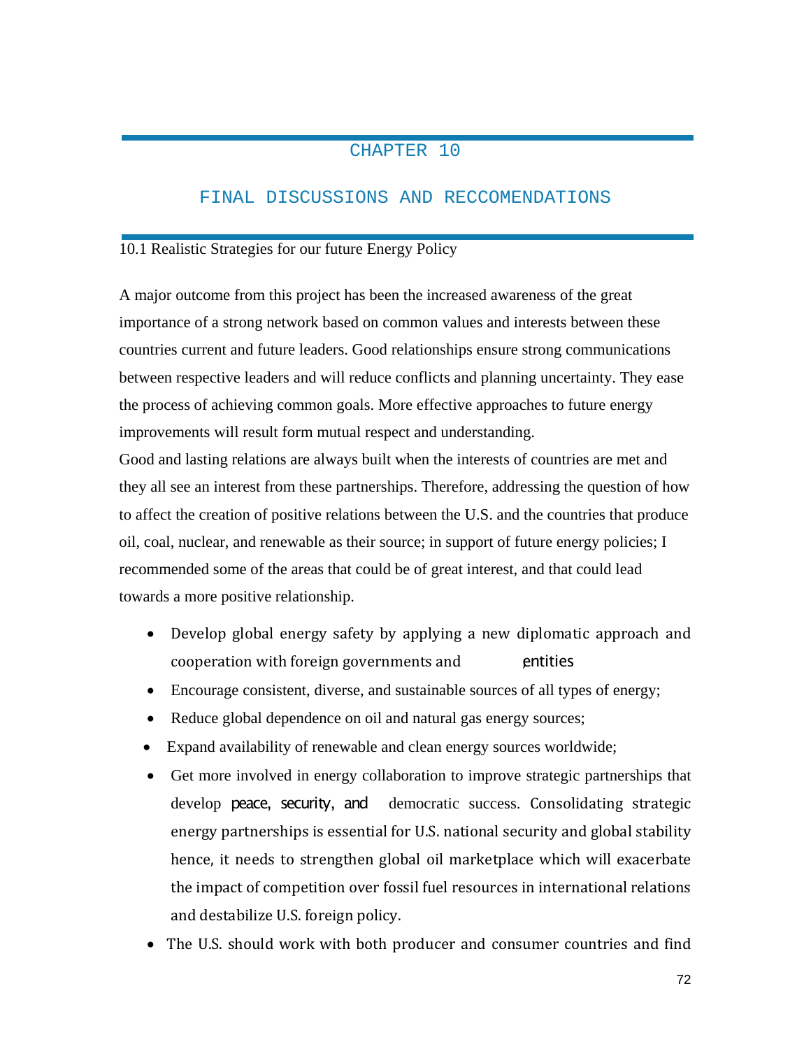# CHAPTER 10

# FINAL DISCUSSIONS AND RECCOMENDATIONS

## 10.1 Realistic Strategies for our future Energy Policy

A major outcome from this project has been the increased awareness of the great importance of a strong network based on common values and interests between these countries current and future leaders. Good relationships ensure strong communications between respective leaders and will reduce conflicts and planning uncertainty. They ease the process of achieving common goals. More effective approaches to future energy improvements will result form mutual respect and understanding.

Good and lasting relations are always built when the interests of countries are met and they all see an interest from these partnerships. Therefore, addressing the question of how to affect the creation of positive relations between the U.S. and the countries that produce oil, coal, nuclear, and renewable as their source; in support of future energy policies; I recommended some of the areas that could be of great interest, and that could lead towards a more positive relationship.

- Develop global energy safety by applying a new diplomatic approach and cooperation with foreign governments and entities
- Encourage consistent, diverse, and sustainable sources of all types of energy;
- Reduce global dependence on oil and natural gas energy sources;
- Expand availability of renewable and clean energy sources worldwide;
- Get more involved in energy collaboration to improve strategic partnerships that develop peace, security, and democratic success. Consolidating strategic energy partnerships is essential for U.S. national security and global stability hence, it needs to strengthen global oil marketplace which will exacerbate the impact of competition over fossil fuel resources in international relations and destabilize U.S. foreign policy.
- The U.S. should work with both producer and consumer countries and find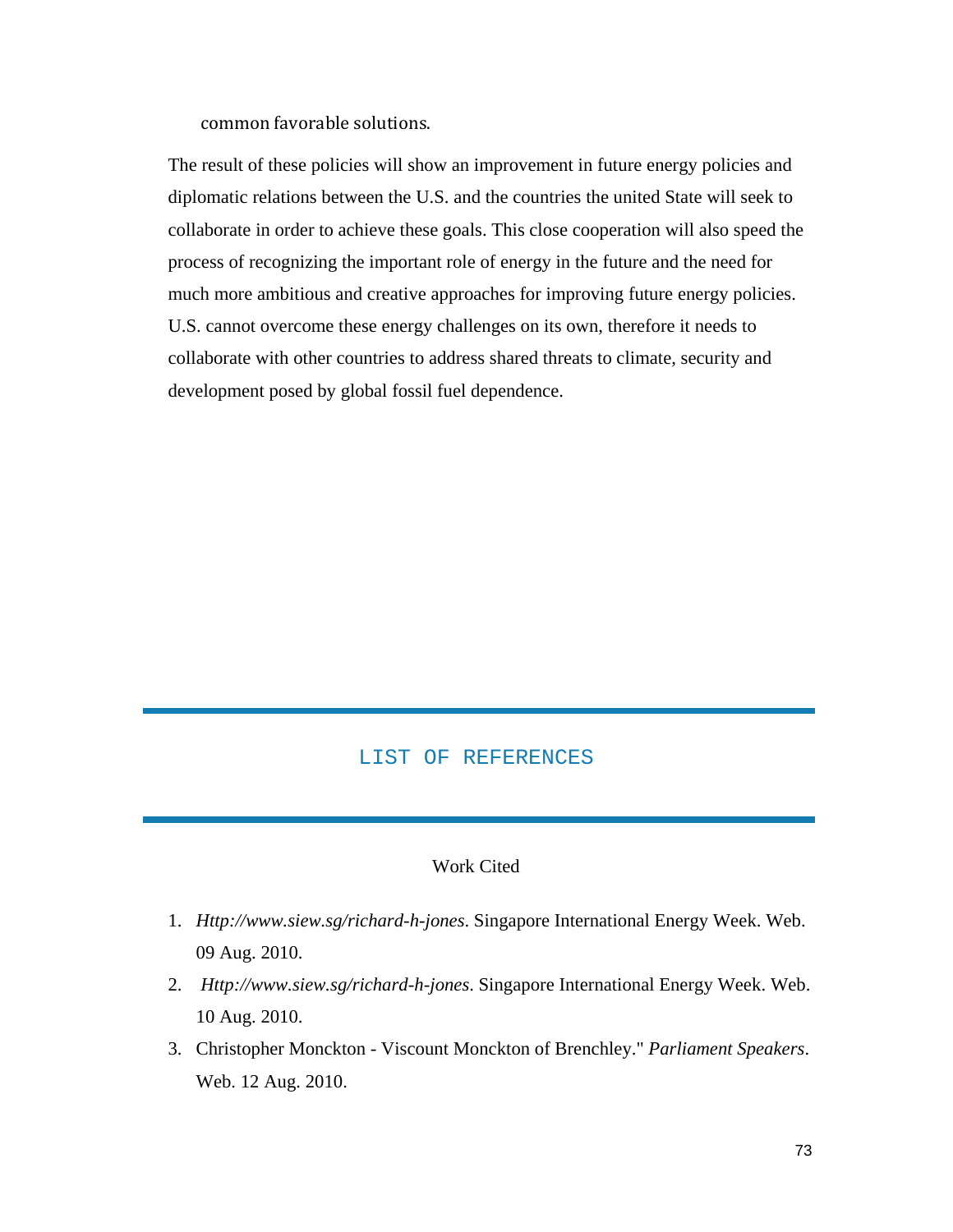common favorable solutions.

The result of these policies will show an improvement in future energy policies and diplomatic relations between the U.S. and the countries the united State will seek to collaborate in order to achieve these goals. This close cooperation will also speed the process of recognizing the important role of energy in the future and the need for much more ambitious and creative approaches for improving future energy policies. U.S. cannot overcome these energy challenges on its own, therefore it needs to collaborate with other countries to address shared threats to climate, security and development posed by global fossil fuel dependence.

# LIST OF REFERENCES

Work Cited

1. *Http://www.siew.sg/richard-h-jones*. Singapore International Energy Week. Web. 09 Aug. 2010.
2. *Http://www.siew.sg/richard-h-jones*. Singapore International Energy Week. Web. 10 Aug. 2010.
3. Christopher Monckton - Viscount Monckton of Brenchley." *Parliament Speakers*. Web. 12 Aug. 2010.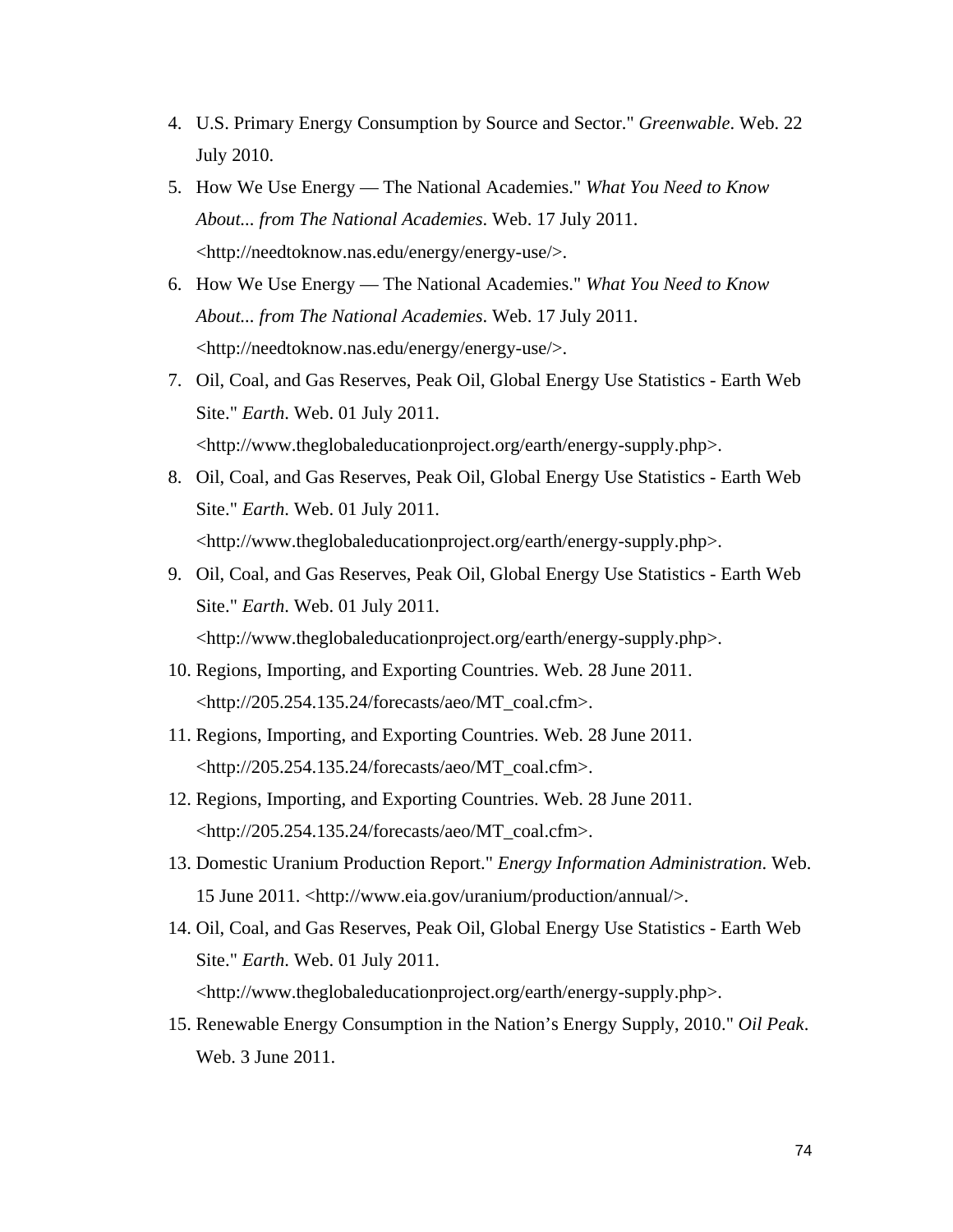4. U.S. Primary Energy Consumption by Source and Sector." *Greenwable*. Web. 22 July 2010.
5. How We Use Energy — The National Academies." *What You Need to Know About... from The National Academies*. Web. 17 July 2011. <http://needtoknow.nas.edu/energy/energy-use/>.
6. How We Use Energy — The National Academies." *What You Need to Know About... from The National Academies*. Web. 17 July 2011. <http://needtoknow.nas.edu/energy/energy-use/>.
7. Oil, Coal, and Gas Reserves, Peak Oil, Global Energy Use Statistics - Earth Web Site." *Earth*. Web. 01 July 2011. <http://www.theglobaleducationproject.org/earth/energy-supply.php>.
8. Oil, Coal, and Gas Reserves, Peak Oil, Global Energy Use Statistics - Earth Web Site." *Earth*. Web. 01 July 2011. <http://www.theglobaleducationproject.org/earth/energy-supply.php>.
9. Oil, Coal, and Gas Reserves, Peak Oil, Global Energy Use Statistics - Earth Web Site." *Earth*. Web. 01 July 2011. <http://www.theglobaleducationproject.org/earth/energy-supply.php>.
10. Regions, Importing, and Exporting Countries. Web. 28 June 2011. <http://205.254.135.24/forecasts/aeo/MT_coal.cfm>.
11. Regions, Importing, and Exporting Countries. Web. 28 June 2011. <http://205.254.135.24/forecasts/aeo/MT_coal.cfm>.
12. Regions, Importing, and Exporting Countries. Web. 28 June 2011. <http://205.254.135.24/forecasts/aeo/MT_coal.cfm>.
13. Domestic Uranium Production Report." *Energy Information Administration*. Web. 15 June 2011. <http://www.eia.gov/uranium/production/annual/>.
14. Oil, Coal, and Gas Reserves, Peak Oil, Global Energy Use Statistics - Earth Web Site." *Earth*. Web. 01 July 2011. <http://www.theglobaleducationproject.org/earth/energy-supply.php>.
15. Renewable Energy Consumption in the Nation's Energy Supply, 2010." *Oil Peak*. Web. 3 June 2011.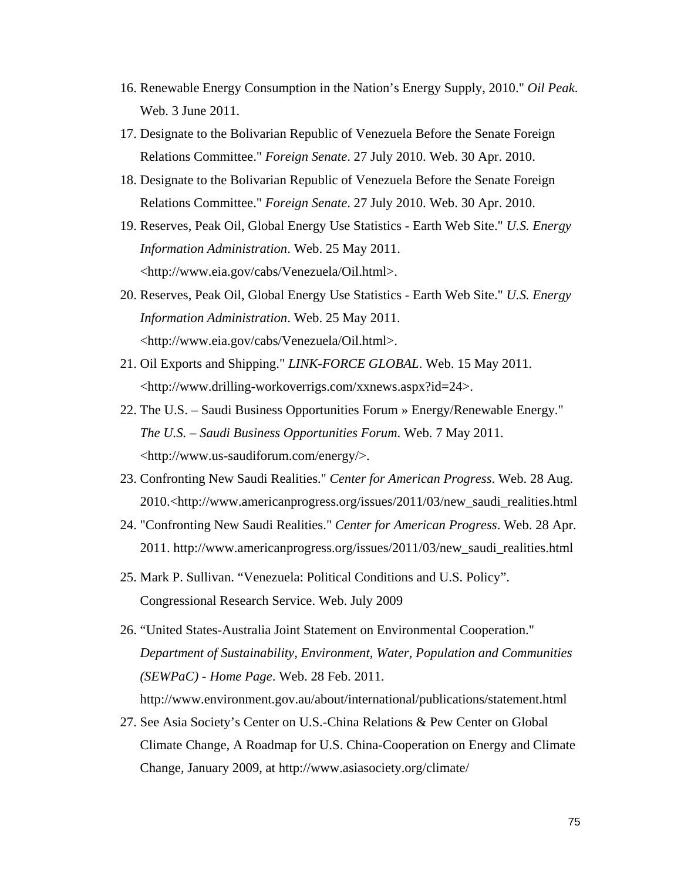16. Renewable Energy Consumption in the Nation's Energy Supply, 2010." *Oil Peak*. Web. 3 June 2011.
17. Designate to the Bolivarian Republic of Venezuela Before the Senate Foreign Relations Committee." *Foreign Senate*. 27 July 2010. Web. 30 Apr. 2010.
18. Designate to the Bolivarian Republic of Venezuela Before the Senate Foreign Relations Committee." *Foreign Senate*. 27 July 2010. Web. 30 Apr. 2010.
19. Reserves, Peak Oil, Global Energy Use Statistics - Earth Web Site." *U.S. Energy Information Administration*. Web. 25 May 2011. <http://www.eia.gov/cabs/Venezuela/Oil.html>.
20. Reserves, Peak Oil, Global Energy Use Statistics - Earth Web Site." *U.S. Energy Information Administration*. Web. 25 May 2011. <http://www.eia.gov/cabs/Venezuela/Oil.html>.
21. Oil Exports and Shipping." *LINK-FORCE GLOBAL*. Web. 15 May 2011. <http://www.drilling-workoverrigs.com/xxnews.aspx?id=24>.
22. The U.S. – Saudi Business Opportunities Forum » Energy/Renewable Energy." *The U.S. – Saudi Business Opportunities Forum*. Web. 7 May 2011. <http://www.us-saudiforum.com/energy/>.
23. Confronting New Saudi Realities." *Center for American Progress*. Web. 28 Aug. 2010.<http://www.americanprogress.org/issues/2011/03/new_saudi_realities.html
24. "Confronting New Saudi Realities." *Center for American Progress*. Web. 28 Apr. 2011. http://www.americanprogress.org/issues/2011/03/new_saudi_realities.html
25. Mark P. Sullivan. "Venezuela: Political Conditions and U.S. Policy". Congressional Research Service. Web. July 2009
26. "United States-Australia Joint Statement on Environmental Cooperation." *Department of Sustainability, Environment, Water, Population and Communities (SEWPaC) - Home Page*. Web. 28 Feb. 2011. http://www.environment.gov.au/about/international/publications/statement.html
27. See Asia Society's Center on U.S.-China Relations & Pew Center on Global Climate Change, A Roadmap for U.S. China-Cooperation on Energy and Climate Change, January 2009, at http://www.asiasociety.org/climate/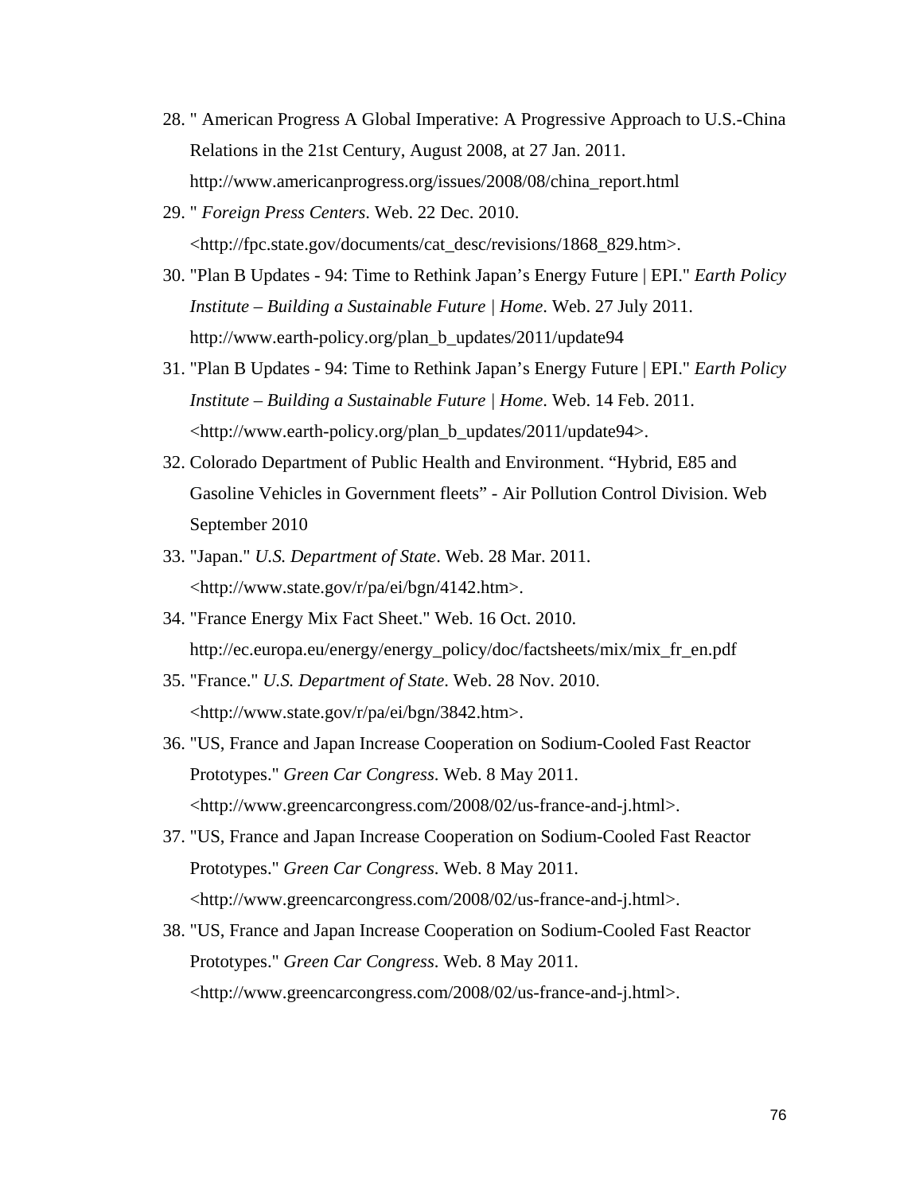28. " American Progress A Global Imperative: A Progressive Approach to U.S.-China Relations in the 21st Century, August 2008, at 27 Jan. 2011. http://www.americanprogress.org/issues/2008/08/china_report.html
29. " *Foreign Press Centers*. Web. 22 Dec. 2010. <http://fpc.state.gov/documents/cat_desc/revisions/1868_829.htm>.
30. "Plan B Updates - 94: Time to Rethink Japan's Energy Future | EPI." *Earth Policy Institute – Building a Sustainable Future | Home*. Web. 27 July 2011. http://www.earth-policy.org/plan_b_updates/2011/update94
31. "Plan B Updates - 94: Time to Rethink Japan's Energy Future | EPI." *Earth Policy Institute – Building a Sustainable Future | Home*. Web. 14 Feb. 2011. <http://www.earth-policy.org/plan_b_updates/2011/update94>.
32. Colorado Department of Public Health and Environment. "Hybrid, E85 and Gasoline Vehicles in Government fleets" - Air Pollution Control Division. Web September 2010
33. "Japan." *U.S. Department of State*. Web. 28 Mar. 2011. <http://www.state.gov/r/pa/ei/bgn/4142.htm>.
34. "France Energy Mix Fact Sheet." Web. 16 Oct. 2010. http://ec.europa.eu/energy/energy_policy/doc/factsheets/mix/mix_fr_en.pdf
35. "France." *U.S. Department of State*. Web. 28 Nov. 2010. <http://www.state.gov/r/pa/ei/bgn/3842.htm>.
36. "US, France and Japan Increase Cooperation on Sodium-Cooled Fast Reactor Prototypes." *Green Car Congress*. Web. 8 May 2011. <http://www.greencarcongress.com/2008/02/us-france-and-j.html>.
37. "US, France and Japan Increase Cooperation on Sodium-Cooled Fast Reactor Prototypes." *Green Car Congress*. Web. 8 May 2011. <http://www.greencarcongress.com/2008/02/us-france-and-j.html>.
38. "US, France and Japan Increase Cooperation on Sodium-Cooled Fast Reactor Prototypes." *Green Car Congress*. Web. 8 May 2011. <http://www.greencarcongress.com/2008/02/us-france-and-j.html>.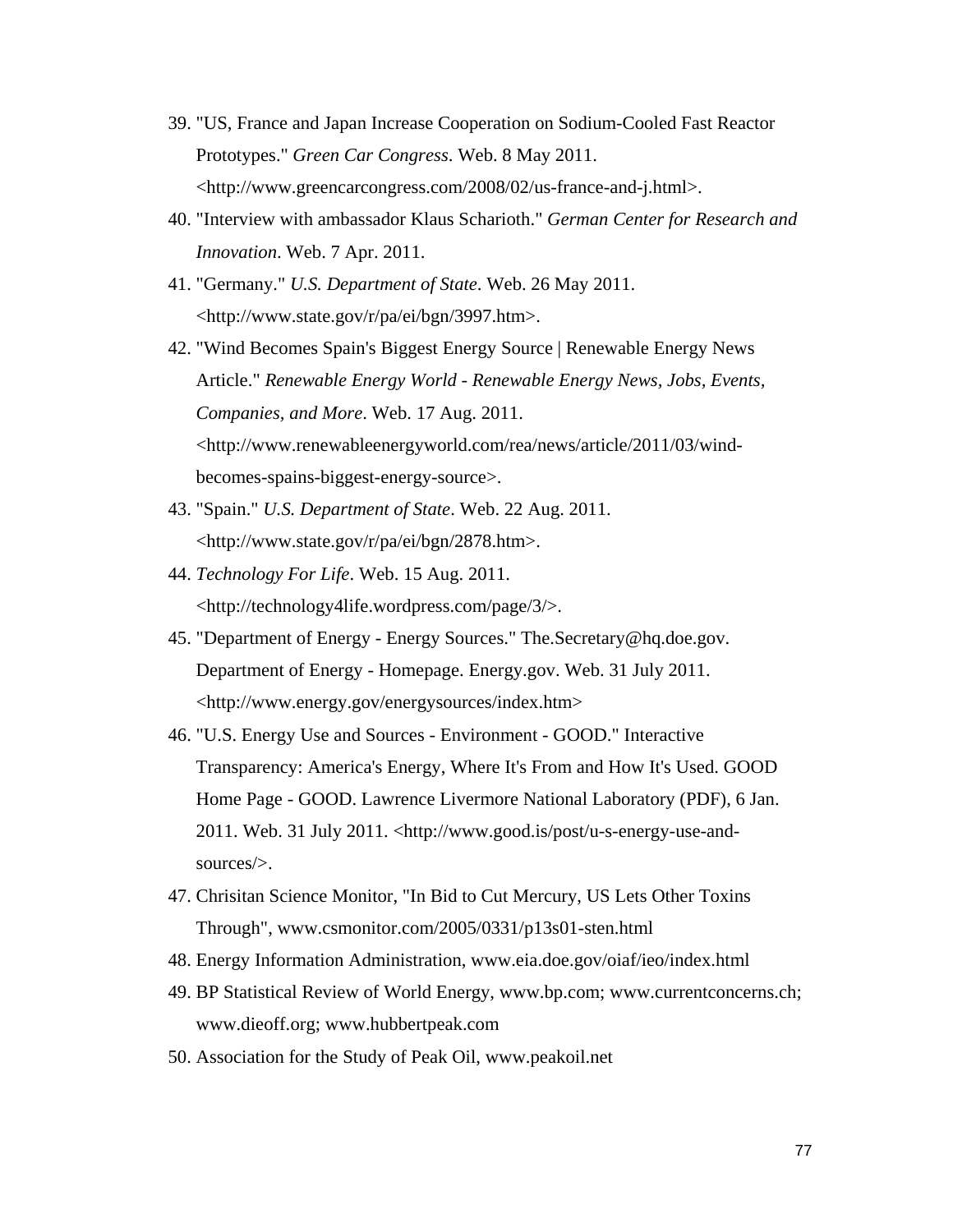39. "US, France and Japan Increase Cooperation on Sodium-Cooled Fast Reactor Prototypes." *Green Car Congress*. Web. 8 May 2011. <http://www.greencarcongress.com/2008/02/us-france-and-j.html>.
40. "Interview with ambassador Klaus Scharioth." *German Center for Research and Innovation*. Web. 7 Apr. 2011.
41. "Germany." *U.S. Department of State*. Web. 26 May 2011. <http://www.state.gov/r/pa/ei/bgn/3997.htm>.
42. "Wind Becomes Spain's Biggest Energy Source | Renewable Energy News Article." *Renewable Energy World - Renewable Energy News, Jobs, Events, Companies, and More*. Web. 17 Aug. 2011. <http://www.renewableenergyworld.com/rea/news/article/2011/03/wind-becomes-spains-biggest-energy-source>.
43. "Spain." *U.S. Department of State*. Web. 22 Aug. 2011. <http://www.state.gov/r/pa/ei/bgn/2878.htm>.
44. *Technology For Life*. Web. 15 Aug. 2011. <http://technology4life.wordpress.com/page/3/>.
45. "Department of Energy - Energy Sources." The.Secretary@hq.doe.gov. Department of Energy - Homepage. Energy.gov. Web. 31 July 2011. <http://www.energy.gov/energysources/index.htm>
46. "U.S. Energy Use and Sources - Environment - GOOD." Interactive Transparency: America's Energy, Where It's From and How It's Used. GOOD Home Page - GOOD. Lawrence Livermore National Laboratory (PDF), 6 Jan. 2011. Web. 31 July 2011. <http://www.good.is/post/u-s-energy-use-and-sources/>.
47. Chrisitan Science Monitor, "In Bid to Cut Mercury, US Lets Other Toxins Through", www.csmonitor.com/2005/0331/p13s01-sten.html
48. Energy Information Administration, www.eia.doe.gov/oiaf/ieo/index.html
49. BP Statistical Review of World Energy, www.bp.com; www.currentconcerns.ch; www.dieoff.org; www.hubbertpeak.com
50. Association for the Study of Peak Oil, www.peakoil.net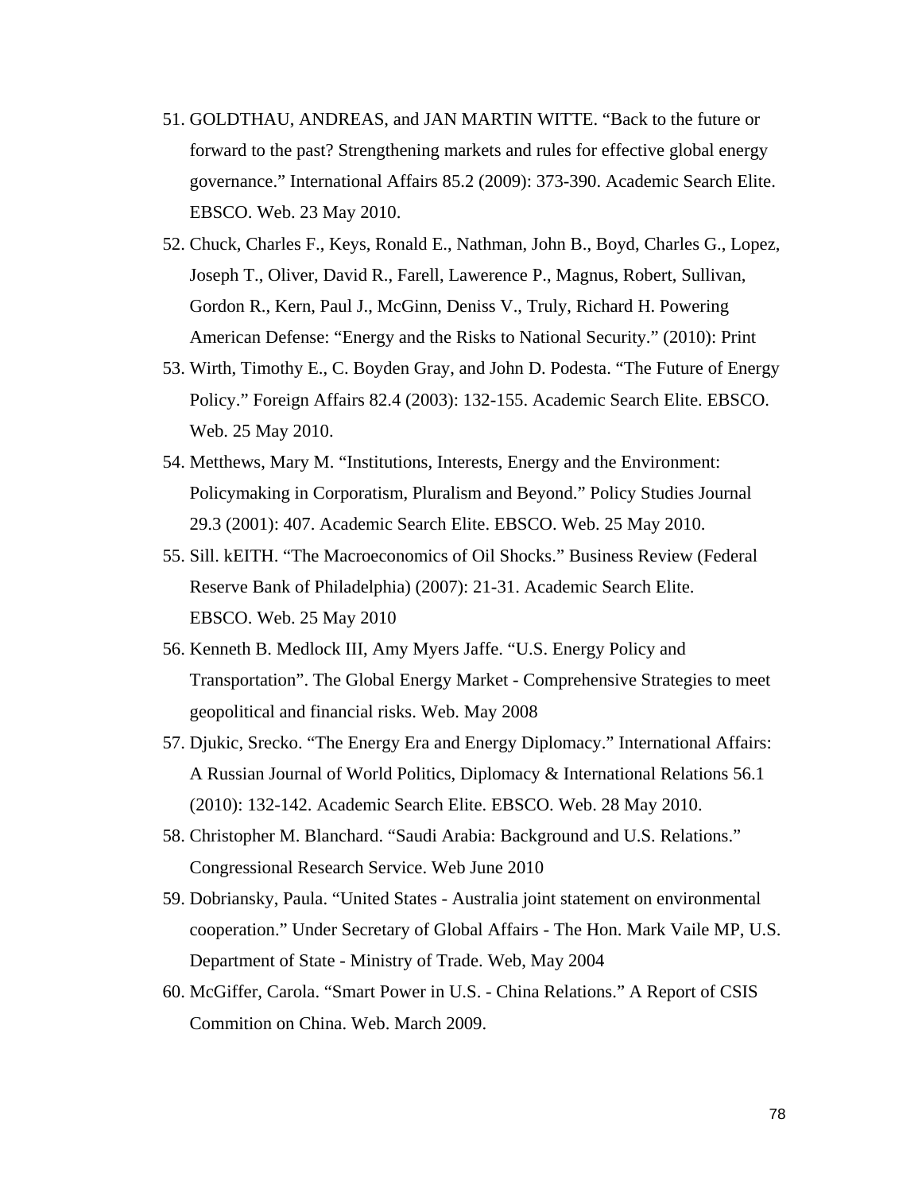51. GOLDTHAU, ANDREAS, and JAN MARTIN WITTE. "Back to the future or forward to the past? Strengthening markets and rules for effective global energy governance." International Affairs 85.2 (2009): 373-390. Academic Search Elite. EBSCO. Web. 23 May 2010.
52. Chuck, Charles F., Keys, Ronald E., Nathman, John B., Boyd, Charles G., Lopez, Joseph T., Oliver, David R., Farell, Lawerence P., Magnus, Robert, Sullivan, Gordon R., Kern, Paul J., McGinn, Deniss V., Truly, Richard H. Powering American Defense: "Energy and the Risks to National Security." (2010): Print
53. Wirth, Timothy E., C. Boyden Gray, and John D. Podesta. "The Future of Energy Policy." Foreign Affairs 82.4 (2003): 132-155. Academic Search Elite. EBSCO. Web. 25 May 2010.
54. Metthews, Mary M. "Institutions, Interests, Energy and the Environment: Policymaking in Corporatism, Pluralism and Beyond." Policy Studies Journal 29.3 (2001): 407. Academic Search Elite. EBSCO. Web. 25 May 2010.
55. Sill. kEITH. "The Macroeconomics of Oil Shocks." Business Review (Federal Reserve Bank of Philadelphia) (2007): 21-31. Academic Search Elite. EBSCO. Web. 25 May 2010
56. Kenneth B. Medlock III, Amy Myers Jaffe. "U.S. Energy Policy and Transportation". The Global Energy Market - Comprehensive Strategies to meet geopolitical and financial risks. Web. May 2008
57. Djukic, Srecko. "The Energy Era and Energy Diplomacy." International Affairs: A Russian Journal of World Politics, Diplomacy & International Relations 56.1 (2010): 132-142. Academic Search Elite. EBSCO. Web. 28 May 2010.
58. Christopher M. Blanchard. "Saudi Arabia: Background and U.S. Relations." Congressional Research Service. Web June 2010
59. Dobriansky, Paula. "United States - Australia joint statement on environmental cooperation." Under Secretary of Global Affairs - The Hon. Mark Vaile MP, U.S. Department of State - Ministry of Trade. Web, May 2004
60. McGiffer, Carola. "Smart Power in U.S. - China Relations." A Report of CSIS Commition on China. Web. March 2009.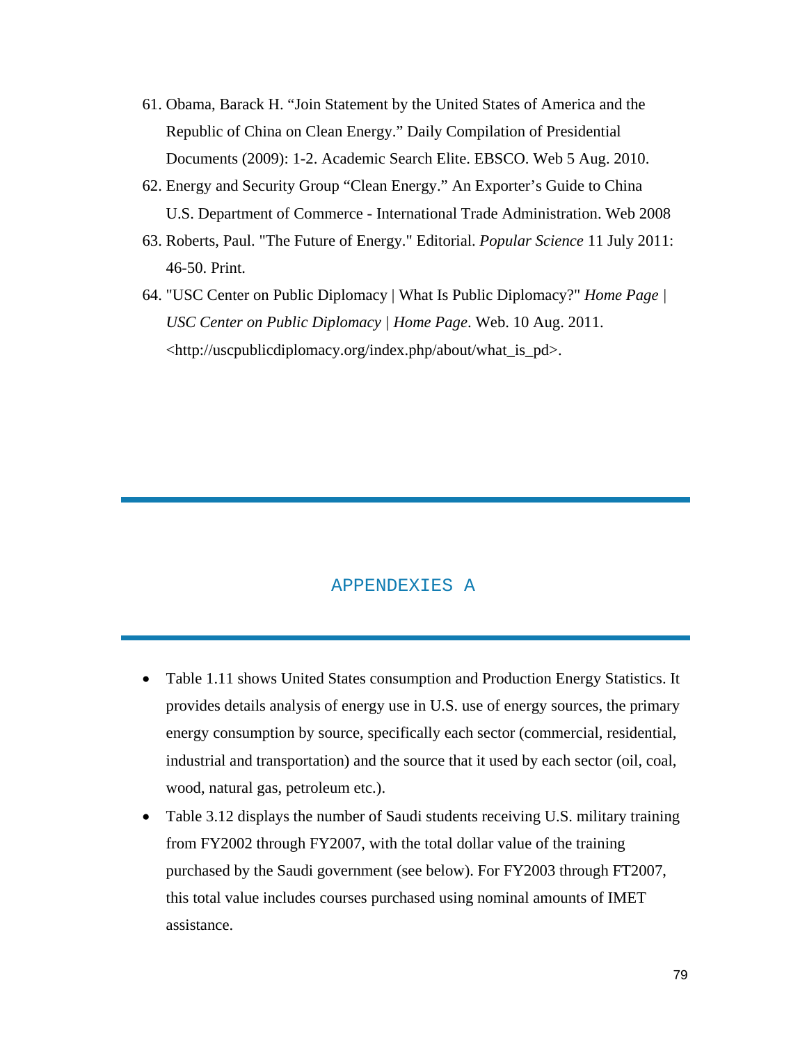61. Obama, Barack H. “Join Statement by the United States of America and the Republic of China on Clean Energy.” Daily Compilation of Presidential Documents (2009): 1-2. Academic Search Elite. EBSCO. Web 5 Aug. 2010.
62. Energy and Security Group “Clean Energy.” An Exporter’s Guide to China U.S. Department of Commerce - International Trade Administration. Web 2008
63. Roberts, Paul. "The Future of Energy." Editorial. *Popular Science* 11 July 2011: 46-50. Print.
64. "USC Center on Public Diplomacy | What Is Public Diplomacy?" *Home Page | USC Center on Public Diplomacy | Home Page*. Web. 10 Aug. 2011. <http://uscpublicdiplomacy.org/index.php/about/what_is_pd>.

# APPENDEXIES A

- Table 1.11 shows United States consumption and Production Energy Statistics. It provides details analysis of energy use in U.S. use of energy sources, the primary energy consumption by source, specifically each sector (commercial, residential, industrial and transportation) and the source that it used by each sector (oil, coal, wood, natural gas, petroleum etc.).
- Table 3.12 displays the number of Saudi students receiving U.S. military training from FY2002 through FY2007, with the total dollar value of the training purchased by the Saudi government (see below). For FY2003 through FT2007, this total value includes courses purchased using nominal amounts of IMET assistance.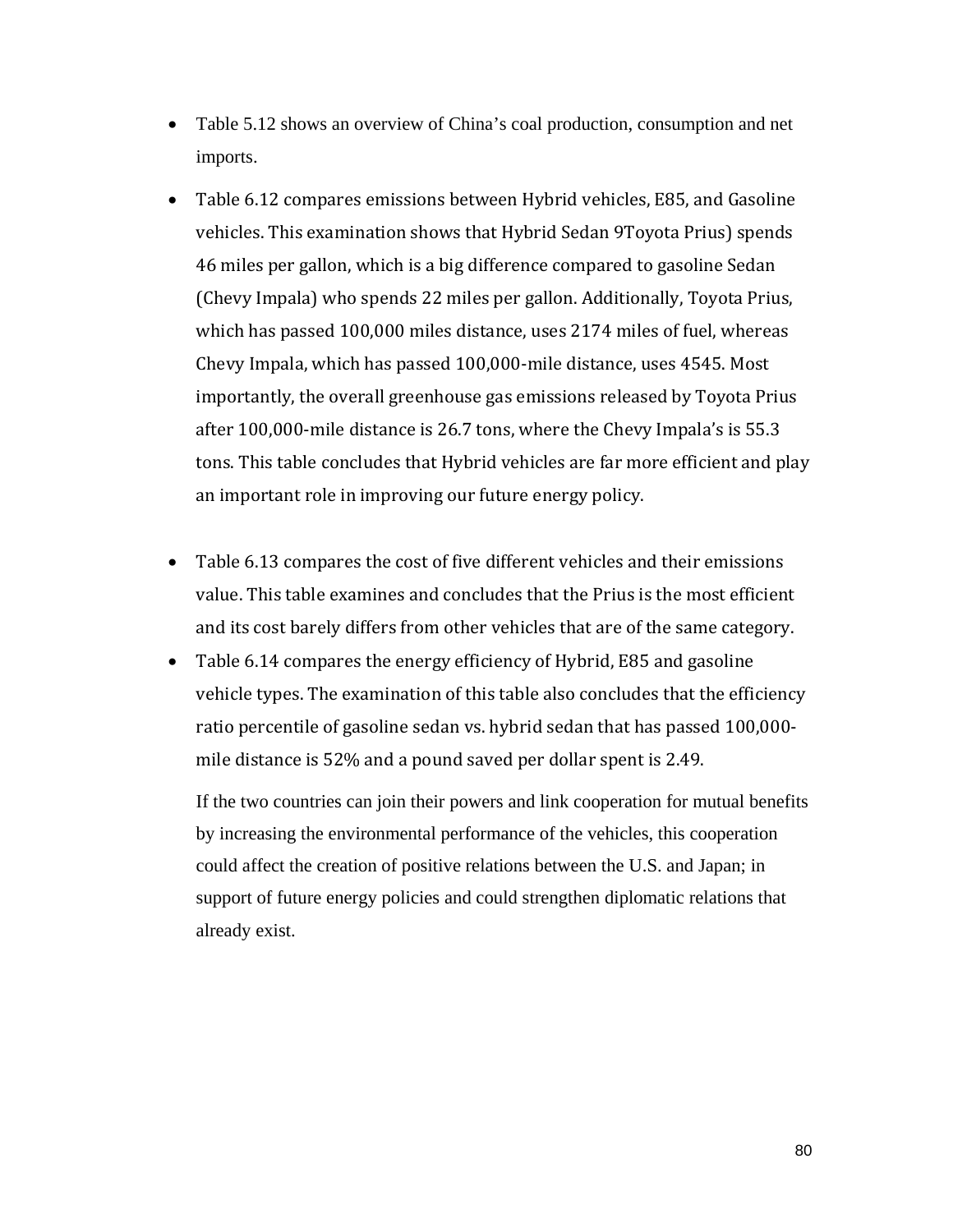- Table 5.12 shows an overview of China's coal production, consumption and net imports.

- Table 6.12 compares emissions between Hybrid vehicles, E85, and Gasoline vehicles. This examination shows that Hybrid Sedan 9Toyota Prius) spends 46 miles per gallon, which is a big difference compared to gasoline Sedan (Chevy Impala) who spends 22 miles per gallon. Additionally, Toyota Prius, which has passed 100,000 miles distance, uses 2174 miles of fuel, whereas Chevy Impala, which has passed 100,000-mile distance, uses 4545. Most importantly, the overall greenhouse gas emissions released by Toyota Prius after 100,000-mile distance is 26.7 tons, where the Chevy Impala's is 55.3 tons. This table concludes that Hybrid vehicles are far more efficient and play an important role in improving our future energy policy.

- Table 6.13 compares the cost of five different vehicles and their emissions value. This table examines and concludes that the Prius is the most efficient and its cost barely differs from other vehicles that are of the same category.
- Table 6.14 compares the energy efficiency of Hybrid, E85 and gasoline vehicle types. The examination of this table also concludes that the efficiency ratio percentile of gasoline sedan vs. hybrid sedan that has passed 100,000-mile distance is 52% and a pound saved per dollar spent is 2.49.

  If the two countries can join their powers and link cooperation for mutual benefits by increasing the environmental performance of the vehicles, this cooperation could affect the creation of positive relations between the U.S. and Japan; in support of future energy policies and could strengthen diplomatic relations that already exist.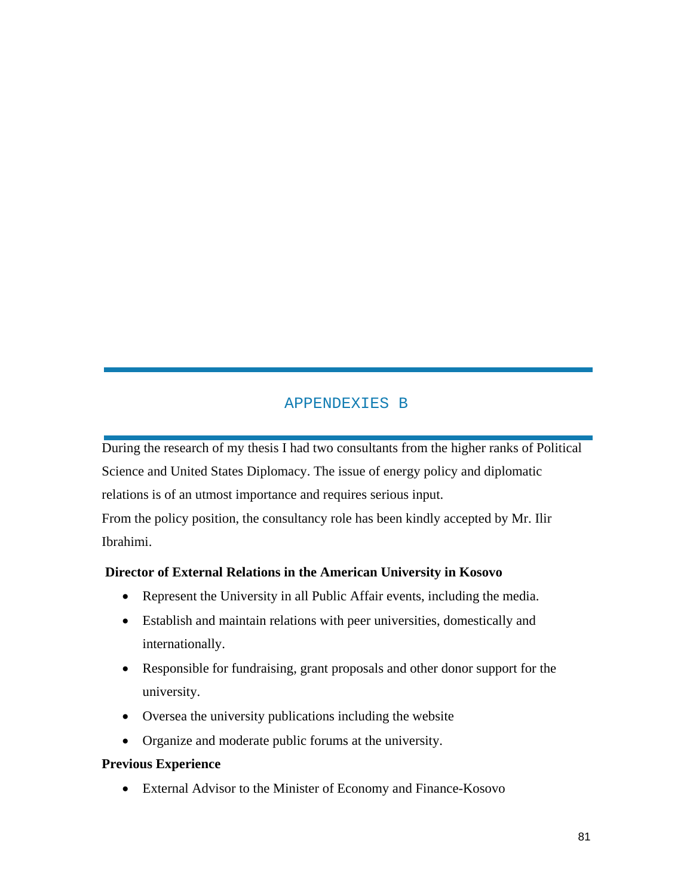# APPENDEXIES B

During the research of my thesis I had two consultants from the higher ranks of Political Science and United States Diplomacy. The issue of energy policy and diplomatic relations is of an utmost importance and requires serious input.

From the policy position, the consultancy role has been kindly accepted by Mr. Ilir Ibrahimi.

**Director of External Relations in the American University in Kosovo**

- Represent the University in all Public Affair events, including the media.
- Establish and maintain relations with peer universities, domestically and internationally.
- Responsible for fundraising, grant proposals and other donor support for the university.
- Oversea the university publications including the website
- Organize and moderate public forums at the university.

**Previous Experience**

- External Advisor to the Minister of Economy and Finance-Kosovo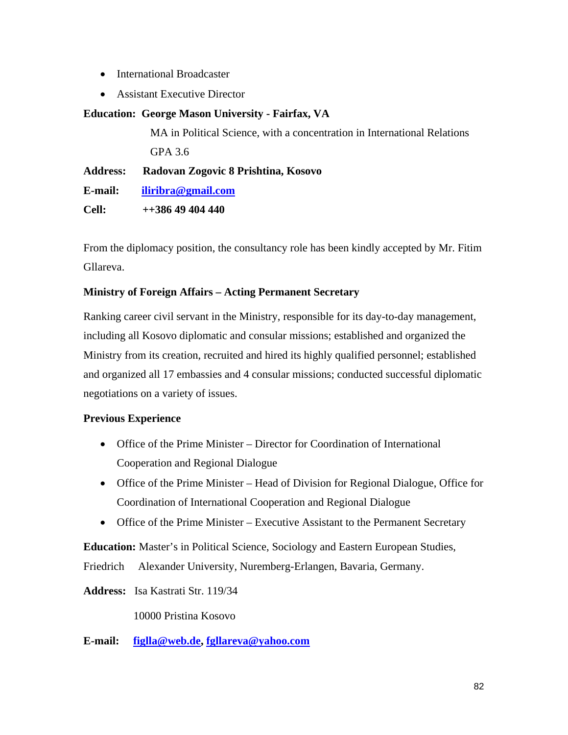- International Broadcaster
- Assistant Executive Director

**Education: George Mason University - Fairfax, VA**

MA in Political Science, with a concentration in International Relations

GPA 3.6

**Address: Radovan Zogovic 8 Prishtina, Kosovo**

**E-mail: iliribra@gmail.com**

**Cell: ++386 49 404 440**

From the diplomacy position, the consultancy role has been kindly accepted by Mr. Fitim Gllareva.

**Ministry of Foreign Affairs – Acting Permanent Secretary**

Ranking career civil servant in the Ministry, responsible for its day-to-day management, including all Kosovo diplomatic and consular missions; established and organized the Ministry from its creation, recruited and hired its highly qualified personnel; established and organized all 17 embassies and 4 consular missions; conducted successful diplomatic negotiations on a variety of issues.

**Previous Experience**

- Office of the Prime Minister – Director for Coordination of International Cooperation and Regional Dialogue
- Office of the Prime Minister – Head of Division for Regional Dialogue, Office for Coordination of International Cooperation and Regional Dialogue
- Office of the Prime Minister – Executive Assistant to the Permanent Secretary

**Education:** Master's in Political Science, Sociology and Eastern European Studies, Friedrich Alexander University, Nuremberg-Erlangen, Bavaria, Germany.

**Address:** Isa Kastrati Str. 119/34

10000 Pristina Kosovo

**E-mail: figlla@web.de, fgllareva@yahoo.com**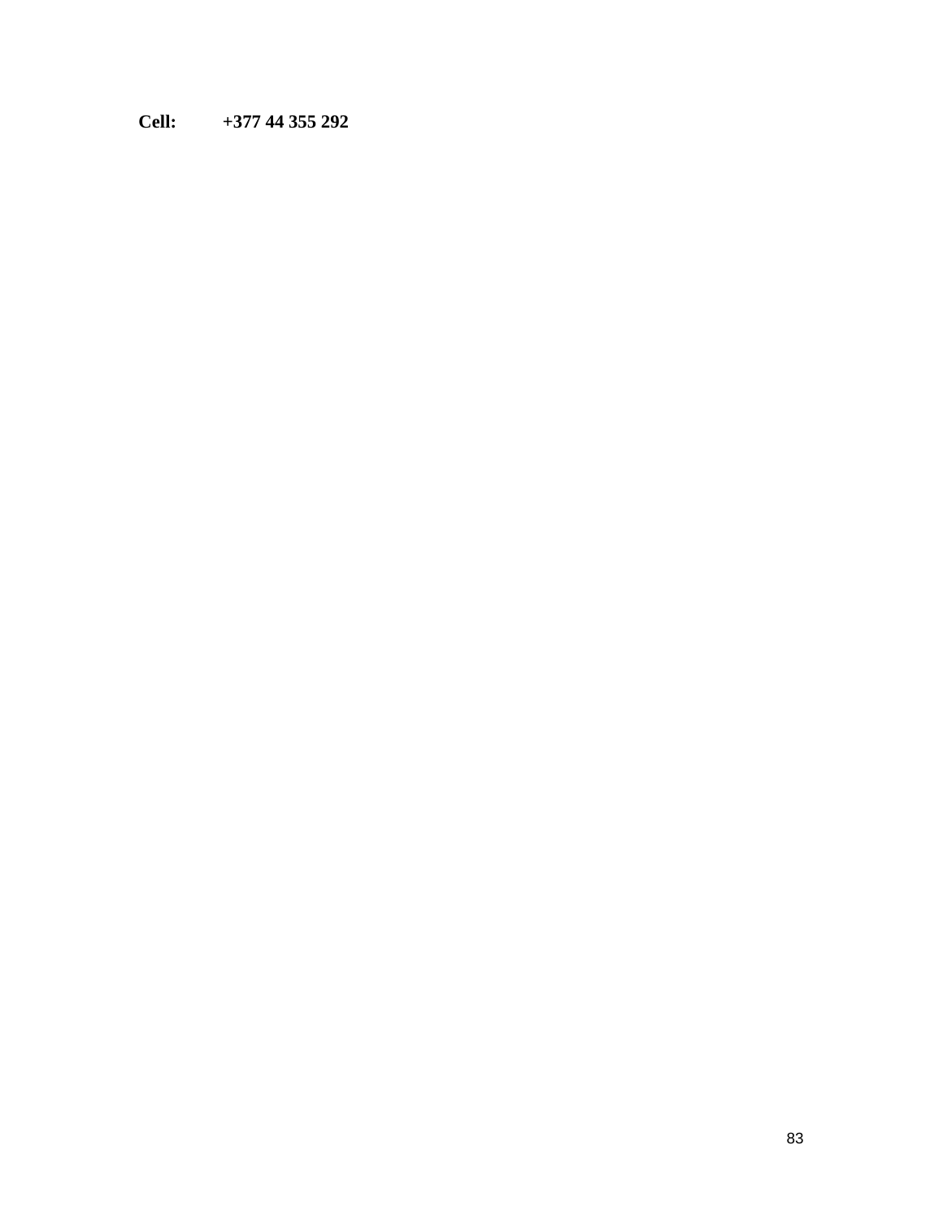**Cell:** **+377 44 355 292**